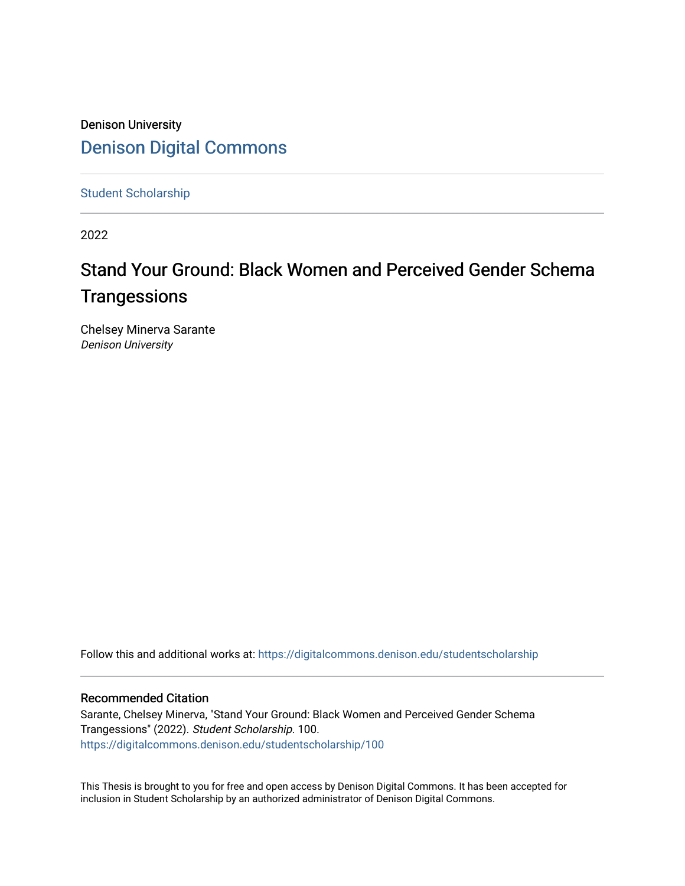Denison University

## Denison Digital Commons

Student Scholarship

2022

# Stand Your Ground: Black Women and Perceived Gender Schema Trangessions

Chelsey Minerva Sarante
*Denison University*

Follow this and additional works at: https://digitalcommons.denison.edu/studentscholarship

### Recommended Citation

Sarante, Chelsey Minerva, "Stand Your Ground: Black Women and Perceived Gender Schema Trangessions" (2022). *Student Scholarship*. 100.
https://digitalcommons.denison.edu/studentscholarship/100

This Thesis is brought to you for free and open access by Denison Digital Commons. It has been accepted for inclusion in Student Scholarship by an authorized administrator of Denison Digital Commons.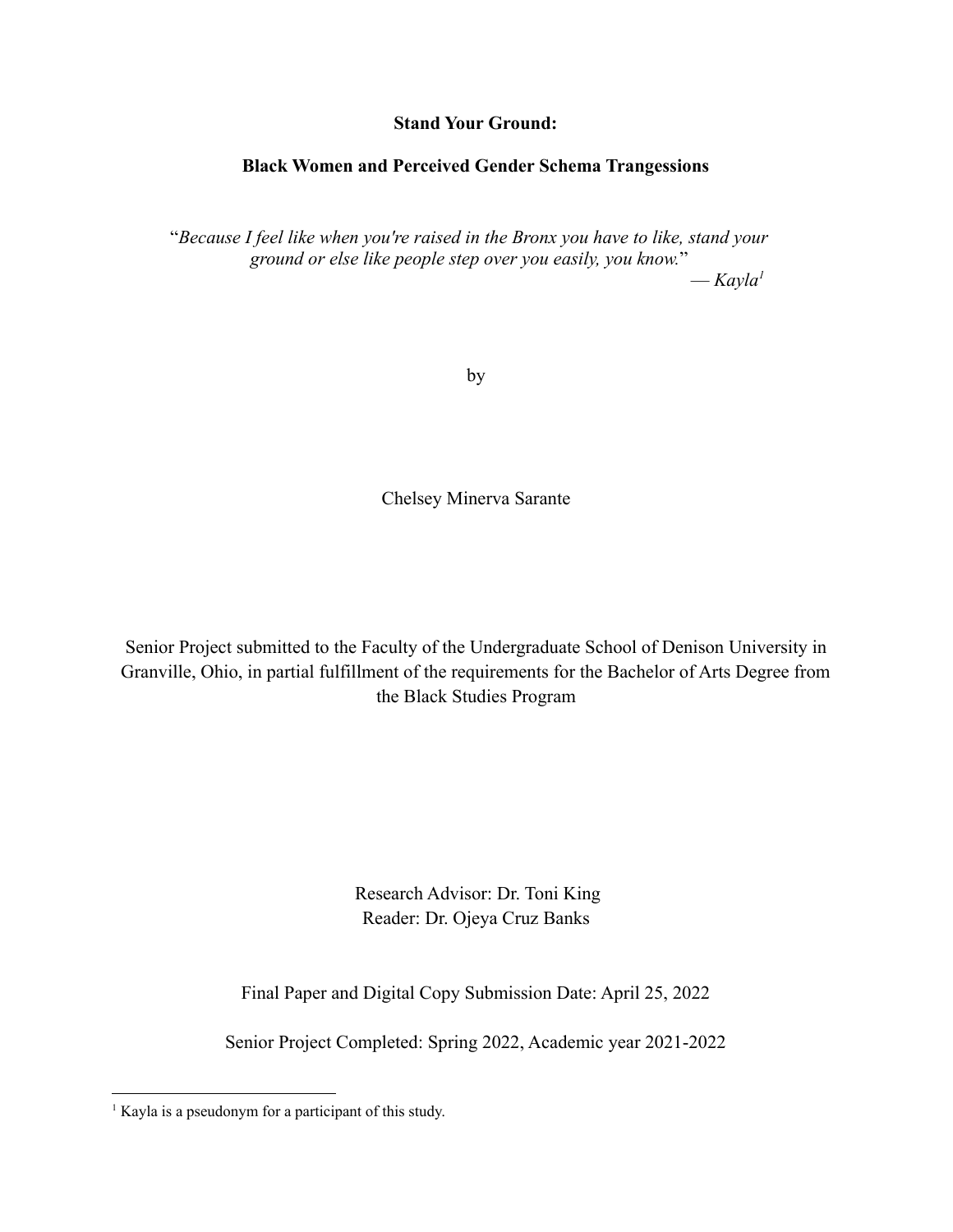**Stand Your Ground:**

**Black Women and Perceived Gender Schema Trangessions**

"*Because I feel like when you're raised in the Bronx you have to like, stand your ground or else like people step over you easily, you know.*"

— *Kayla*[1]

by

Chelsey Minerva Sarante

Senior Project submitted to the Faculty of the Undergraduate School of Denison University in Granville, Ohio, in partial fulfillment of the requirements for the Bachelor of Arts Degree from the Black Studies Program

Research Advisor: Dr. Toni King
Reader: Dr. Ojeya Cruz Banks

Final Paper and Digital Copy Submission Date: April 25, 2022

Senior Project Completed: Spring 2022, Academic year 2021-2022

[1] Kayla is a pseudonym for a participant of this study.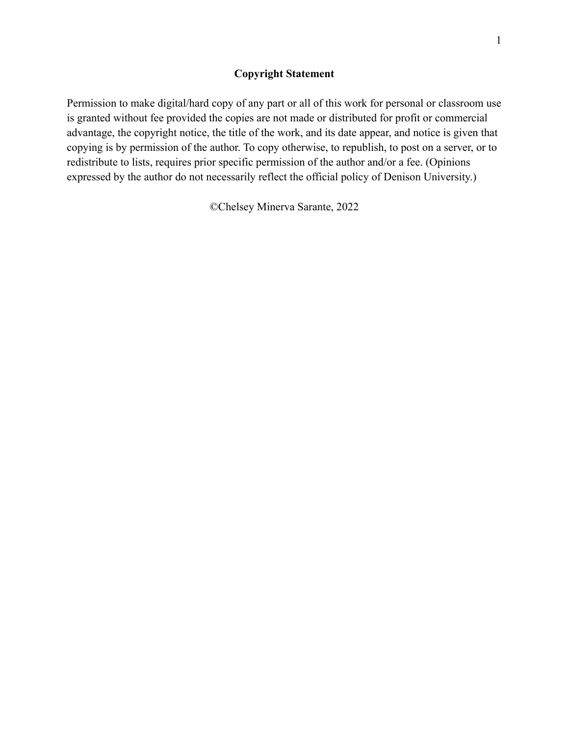**Copyright Statement**

Permission to make digital/hard copy of any part or all of this work for personal or classroom use is granted without fee provided the copies are not made or distributed for profit or commercial advantage, the copyright notice, the title of the work, and its date appear, and notice is given that copying is by permission of the author. To copy otherwise, to republish, to post on a server, or to redistribute to lists, requires prior specific permission of the author and/or a fee. (Opinions expressed by the author do not necessarily reflect the official policy of Denison University.)

©Chelsey Minerva Sarante, 2022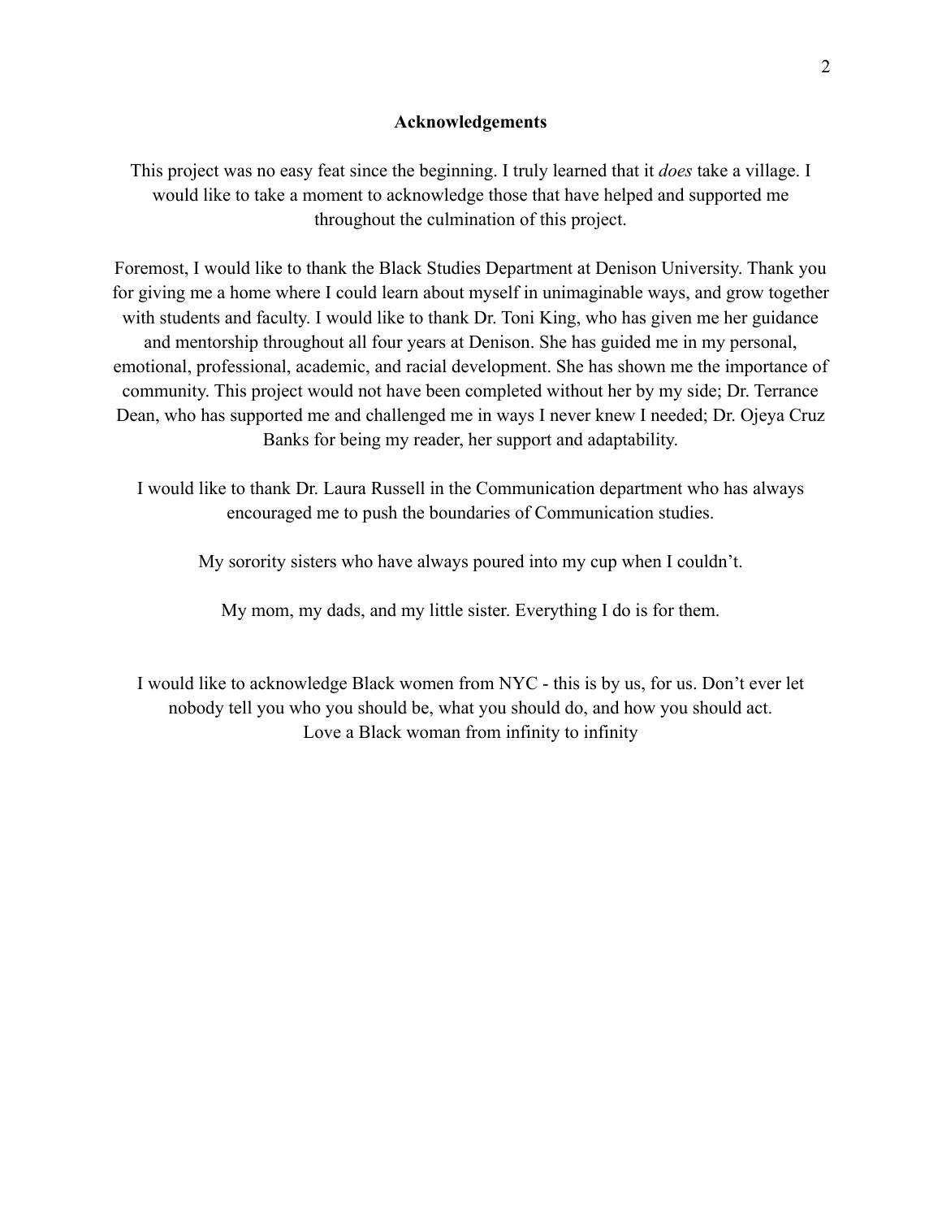## Acknowledgements

This project was no easy feat since the beginning. I truly learned that it *does* take a village. I would like to take a moment to acknowledge those that have helped and supported me throughout the culmination of this project.

Foremost, I would like to thank the Black Studies Department at Denison University. Thank you for giving me a home where I could learn about myself in unimaginable ways, and grow together with students and faculty. I would like to thank Dr. Toni King, who has given me her guidance and mentorship throughout all four years at Denison. She has guided me in my personal, emotional, professional, academic, and racial development. She has shown me the importance of community. This project would not have been completed without her by my side; Dr. Terrance Dean, who has supported me and challenged me in ways I never knew I needed; Dr. Ojeya Cruz Banks for being my reader, her support and adaptability.

I would like to thank Dr. Laura Russell in the Communication department who has always encouraged me to push the boundaries of Communication studies.

My sorority sisters who have always poured into my cup when I couldn't.

My mom, my dads, and my little sister. Everything I do is for them.

I would like to acknowledge Black women from NYC - this is by us, for us. Don't ever let nobody tell you who you should be, what you should do, and how you should act.
Love a Black woman from infinity to infinity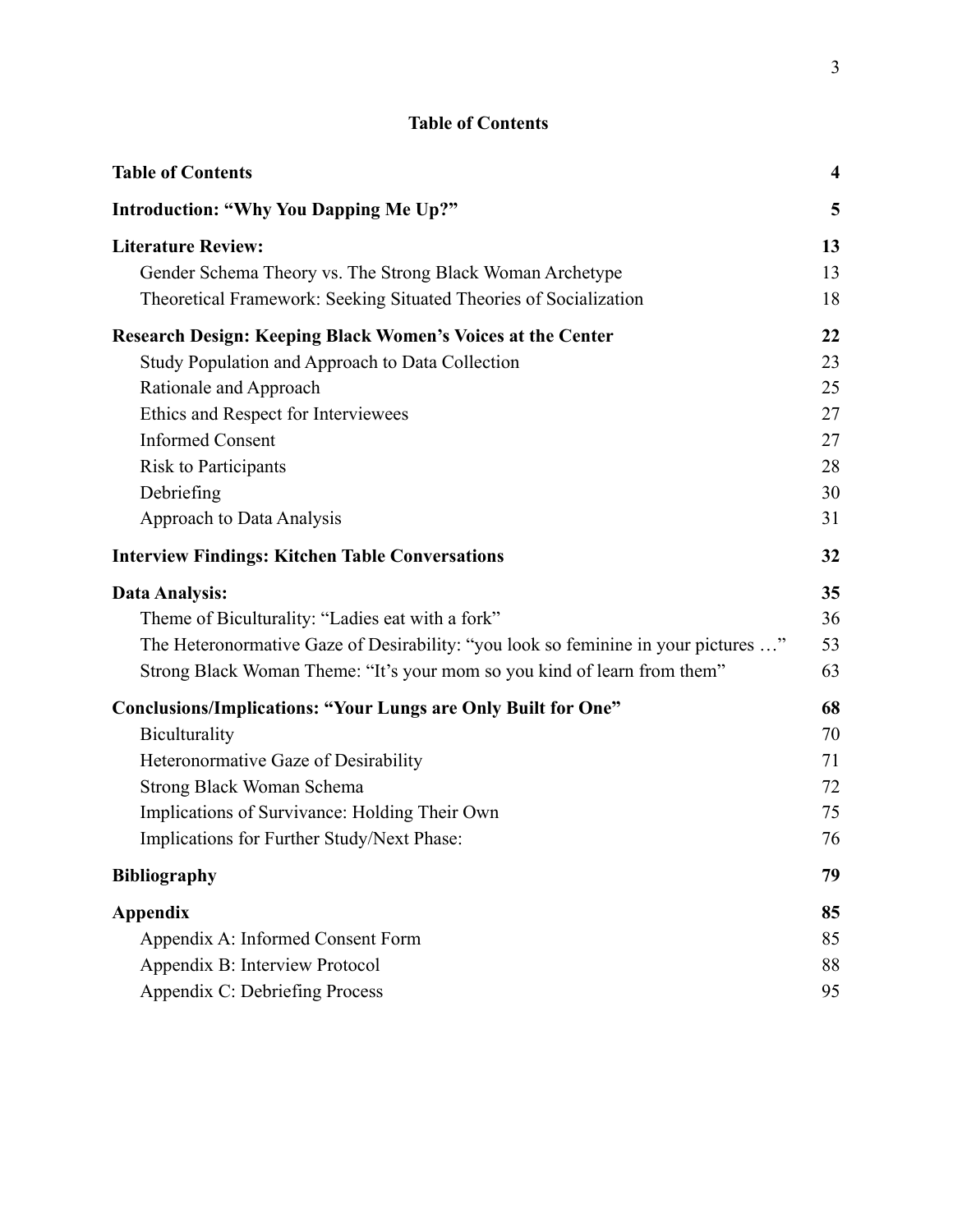# Table of Contents

| | |
|---|---|
| **Table of Contents** | **4** |
| **Introduction: "Why You Dapping Me Up?"** | **5** |
| **Literature Review:** | **13** |
| Gender Schema Theory vs. The Strong Black Woman Archetype | 13 |
| Theoretical Framework: Seeking Situated Theories of Socialization | 18 |
| **Research Design: Keeping Black Women's Voices at the Center** | **22** |
| Study Population and Approach to Data Collection | 23 |
| Rationale and Approach | 25 |
| Ethics and Respect for Interviewees | 27 |
| Informed Consent | 27 |
| Risk to Participants | 28 |
| Debriefing | 30 |
| Approach to Data Analysis | 31 |
| **Interview Findings: Kitchen Table Conversations** | **32** |
| **Data Analysis:** | **35** |
| Theme of Biculturality: "Ladies eat with a fork" | 36 |
| The Heteronormative Gaze of Desirability: "you look so feminine in your pictures …" | 53 |
| Strong Black Woman Theme: "It's your mom so you kind of learn from them" | 63 |
| **Conclusions/Implications: "Your Lungs are Only Built for One"** | **68** |
| Biculturality | 70 |
| Heteronormative Gaze of Desirability | 71 |
| Strong Black Woman Schema | 72 |
| Implications of Survivance: Holding Their Own | 75 |
| Implications for Further Study/Next Phase: | 76 |
| **Bibliography** | **79** |
| **Appendix** | **85** |
| Appendix A: Informed Consent Form | 85 |
| Appendix B: Interview Protocol | 88 |
| Appendix C: Debriefing Process | 95 |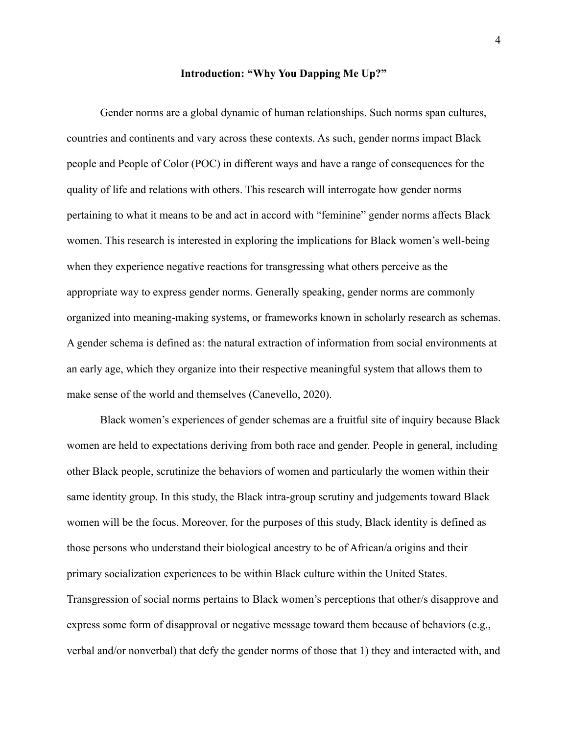## Introduction: "Why You Dapping Me Up?"

Gender norms are a global dynamic of human relationships. Such norms span cultures, countries and continents and vary across these contexts. As such, gender norms impact Black people and People of Color (POC) in different ways and have a range of consequences for the quality of life and relations with others. This research will interrogate how gender norms pertaining to what it means to be and act in accord with "feminine" gender norms affects Black women. This research is interested in exploring the implications for Black women's well-being when they experience negative reactions for transgressing what others perceive as the appropriate way to express gender norms. Generally speaking, gender norms are commonly organized into meaning-making systems, or frameworks known in scholarly research as schemas. A gender schema is defined as: the natural extraction of information from social environments at an early age, which they organize into their respective meaningful system that allows them to make sense of the world and themselves (Canevello, 2020).

Black women's experiences of gender schemas are a fruitful site of inquiry because Black women are held to expectations deriving from both race and gender. People in general, including other Black people, scrutinize the behaviors of women and particularly the women within their same identity group. In this study, the Black intra-group scrutiny and judgements toward Black women will be the focus. Moreover, for the purposes of this study, Black identity is defined as those persons who understand their biological ancestry to be of African/a origins and their primary socialization experiences to be within Black culture within the United States. Transgression of social norms pertains to Black women's perceptions that other/s disapprove and express some form of disapproval or negative message toward them because of behaviors (e.g., verbal and/or nonverbal) that defy the gender norms of those that 1) they and interacted with, and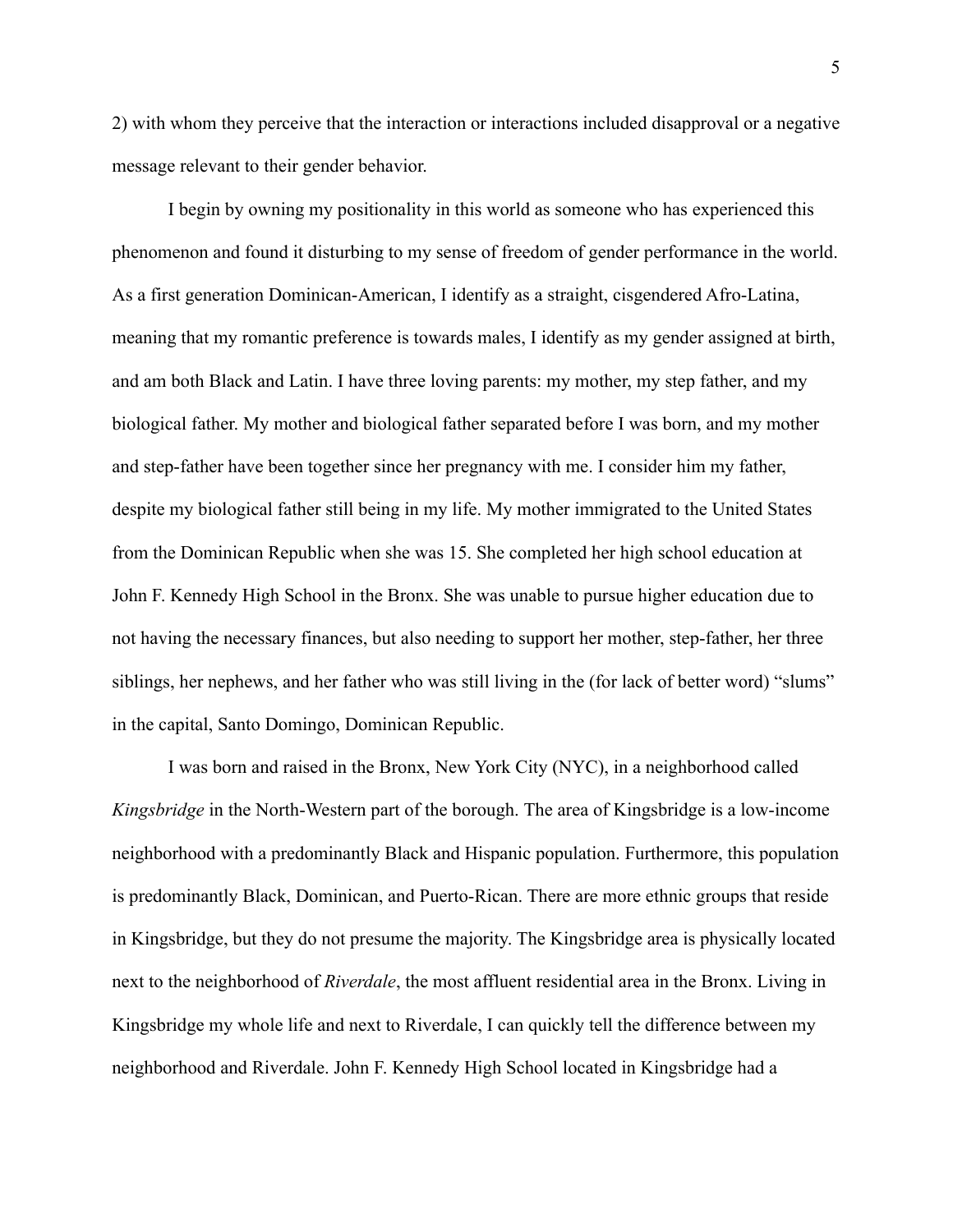2) with whom they perceive that the interaction or interactions included disapproval or a negative message relevant to their gender behavior.

I begin by owning my positionality in this world as someone who has experienced this phenomenon and found it disturbing to my sense of freedom of gender performance in the world. As a first generation Dominican-American, I identify as a straight, cisgendered Afro-Latina, meaning that my romantic preference is towards males, I identify as my gender assigned at birth, and am both Black and Latin. I have three loving parents: my mother, my step father, and my biological father. My mother and biological father separated before I was born, and my mother and step-father have been together since her pregnancy with me. I consider him my father, despite my biological father still being in my life. My mother immigrated to the United States from the Dominican Republic when she was 15. She completed her high school education at John F. Kennedy High School in the Bronx. She was unable to pursue higher education due to not having the necessary finances, but also needing to support her mother, step-father, her three siblings, her nephews, and her father who was still living in the (for lack of better word) "slums" in the capital, Santo Domingo, Dominican Republic.

I was born and raised in the Bronx, New York City (NYC), in a neighborhood called *Kingsbridge* in the North-Western part of the borough. The area of Kingsbridge is a low-income neighborhood with a predominantly Black and Hispanic population. Furthermore, this population is predominantly Black, Dominican, and Puerto-Rican. There are more ethnic groups that reside in Kingsbridge, but they do not presume the majority. The Kingsbridge area is physically located next to the neighborhood of *Riverdale*, the most affluent residential area in the Bronx. Living in Kingsbridge my whole life and next to Riverdale, I can quickly tell the difference between my neighborhood and Riverdale. John F. Kennedy High School located in Kingsbridge had a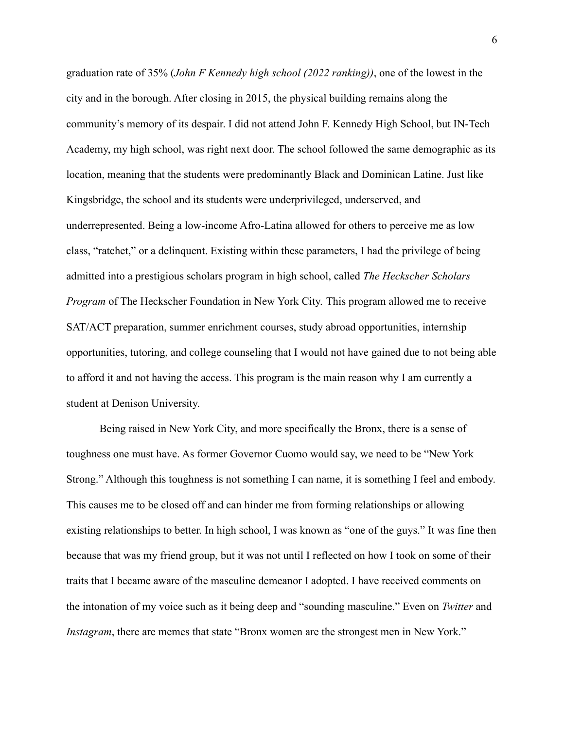graduation rate of 35% (*John F Kennedy high school (2022 ranking))*, one of the lowest in the city and in the borough. After closing in 2015, the physical building remains along the community's memory of its despair. I did not attend John F. Kennedy High School, but IN-Tech Academy, my high school, was right next door. The school followed the same demographic as its location, meaning that the students were predominantly Black and Dominican Latine. Just like Kingsbridge, the school and its students were underprivileged, underserved, and underrepresented. Being a low-income Afro-Latina allowed for others to perceive me as low class, "ratchet," or a delinquent. Existing within these parameters, I had the privilege of being admitted into a prestigious scholars program in high school, called *The Heckscher Scholars Program* of The Heckscher Foundation in New York City. This program allowed me to receive SAT/ACT preparation, summer enrichment courses, study abroad opportunities, internship opportunities, tutoring, and college counseling that I would not have gained due to not being able to afford it and not having the access. This program is the main reason why I am currently a student at Denison University.

Being raised in New York City, and more specifically the Bronx, there is a sense of toughness one must have. As former Governor Cuomo would say, we need to be "New York Strong." Although this toughness is not something I can name, it is something I feel and embody. This causes me to be closed off and can hinder me from forming relationships or allowing existing relationships to better. In high school, I was known as "one of the guys." It was fine then because that was my friend group, but it was not until I reflected on how I took on some of their traits that I became aware of the masculine demeanor I adopted. I have received comments on the intonation of my voice such as it being deep and "sounding masculine." Even on *Twitter* and *Instagram*, there are memes that state "Bronx women are the strongest men in New York."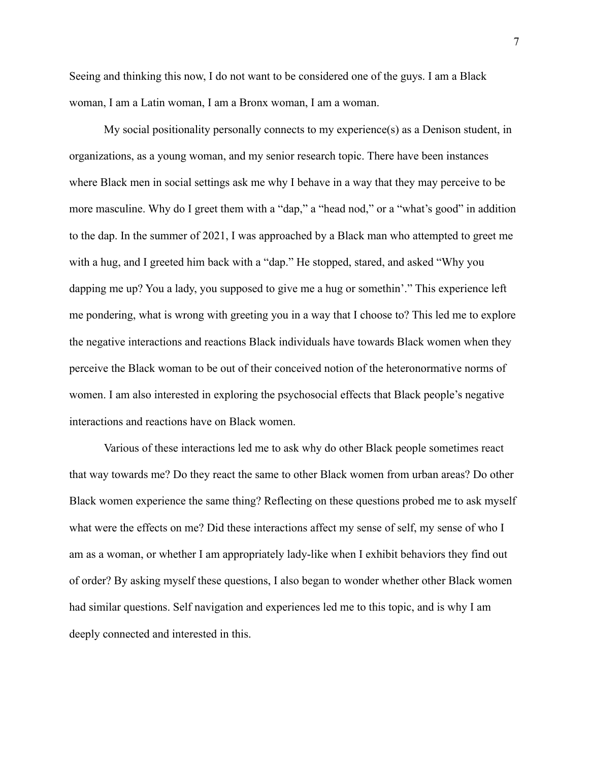Seeing and thinking this now, I do not want to be considered one of the guys. I am a Black woman, I am a Latin woman, I am a Bronx woman, I am a woman.

My social positionality personally connects to my experience(s) as a Denison student, in organizations, as a young woman, and my senior research topic. There have been instances where Black men in social settings ask me why I behave in a way that they may perceive to be more masculine. Why do I greet them with a "dap," a "head nod," or a "what's good" in addition to the dap. In the summer of 2021, I was approached by a Black man who attempted to greet me with a hug, and I greeted him back with a "dap." He stopped, stared, and asked "Why you dapping me up? You a lady, you supposed to give me a hug or somethin'." This experience left me pondering, what is wrong with greeting you in a way that I choose to? This led me to explore the negative interactions and reactions Black individuals have towards Black women when they perceive the Black woman to be out of their conceived notion of the heteronormative norms of women. I am also interested in exploring the psychosocial effects that Black people's negative interactions and reactions have on Black women.

Various of these interactions led me to ask why do other Black people sometimes react that way towards me? Do they react the same to other Black women from urban areas? Do other Black women experience the same thing? Reflecting on these questions probed me to ask myself what were the effects on me? Did these interactions affect my sense of self, my sense of who I am as a woman, or whether I am appropriately lady-like when I exhibit behaviors they find out of order? By asking myself these questions, I also began to wonder whether other Black women had similar questions. Self navigation and experiences led me to this topic, and is why I am deeply connected and interested in this.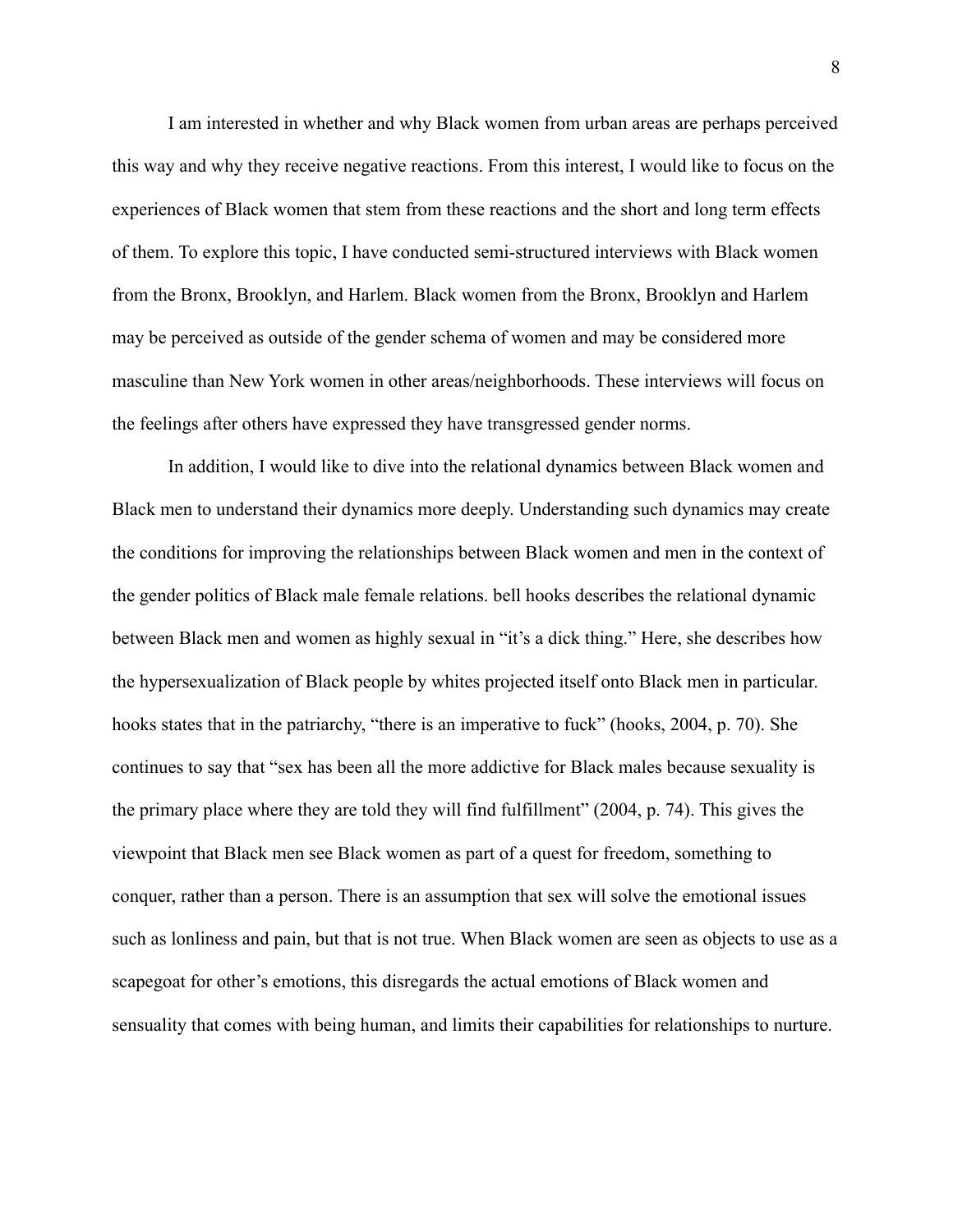I am interested in whether and why Black women from urban areas are perhaps perceived this way and why they receive negative reactions. From this interest, I would like to focus on the experiences of Black women that stem from these reactions and the short and long term effects of them. To explore this topic, I have conducted semi-structured interviews with Black women from the Bronx, Brooklyn, and Harlem. Black women from the Bronx, Brooklyn and Harlem may be perceived as outside of the gender schema of women and may be considered more masculine than New York women in other areas/neighborhoods. These interviews will focus on the feelings after others have expressed they have transgressed gender norms.

In addition, I would like to dive into the relational dynamics between Black women and Black men to understand their dynamics more deeply. Understanding such dynamics may create the conditions for improving the relationships between Black women and men in the context of the gender politics of Black male female relations. bell hooks describes the relational dynamic between Black men and women as highly sexual in "it's a dick thing." Here, she describes how the hypersexualization of Black people by whites projected itself onto Black men in particular. hooks states that in the patriarchy, "there is an imperative to fuck" (hooks, 2004, p. 70). She continues to say that "sex has been all the more addictive for Black males because sexuality is the primary place where they are told they will find fulfillment" (2004, p. 74). This gives the viewpoint that Black men see Black women as part of a quest for freedom, something to conquer, rather than a person. There is an assumption that sex will solve the emotional issues such as lonliness and pain, but that is not true. When Black women are seen as objects to use as a scapegoat for other's emotions, this disregards the actual emotions of Black women and sensuality that comes with being human, and limits their capabilities for relationships to nurture.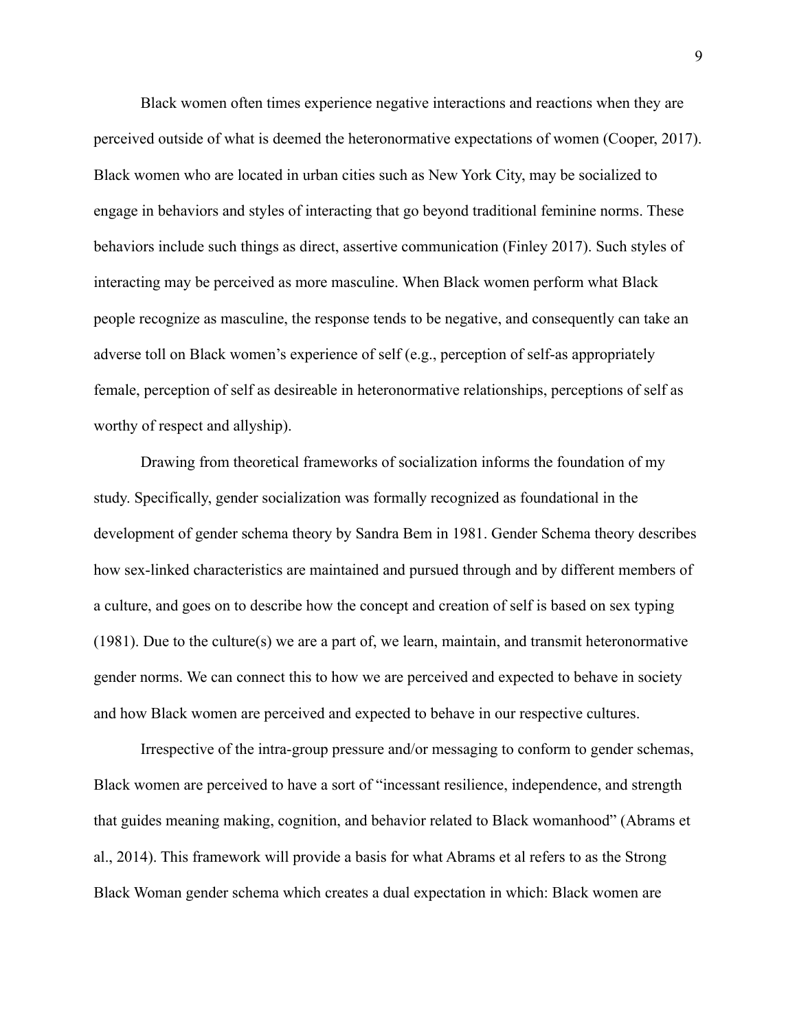Black women often times experience negative interactions and reactions when they are perceived outside of what is deemed the heteronormative expectations of women (Cooper, 2017). Black women who are located in urban cities such as New York City, may be socialized to engage in behaviors and styles of interacting that go beyond traditional feminine norms. These behaviors include such things as direct, assertive communication (Finley 2017). Such styles of interacting may be perceived as more masculine. When Black women perform what Black people recognize as masculine, the response tends to be negative, and consequently can take an adverse toll on Black women's experience of self (e.g., perception of self-as appropriately female, perception of self as desireable in heteronormative relationships, perceptions of self as worthy of respect and allyship).

Drawing from theoretical frameworks of socialization informs the foundation of my study. Specifically, gender socialization was formally recognized as foundational in the development of gender schema theory by Sandra Bem in 1981. Gender Schema theory describes how sex-linked characteristics are maintained and pursued through and by different members of a culture, and goes on to describe how the concept and creation of self is based on sex typing (1981). Due to the culture(s) we are a part of, we learn, maintain, and transmit heteronormative gender norms. We can connect this to how we are perceived and expected to behave in society and how Black women are perceived and expected to behave in our respective cultures.

Irrespective of the intra-group pressure and/or messaging to conform to gender schemas, Black women are perceived to have a sort of "incessant resilience, independence, and strength that guides meaning making, cognition, and behavior related to Black womanhood" (Abrams et al., 2014). This framework will provide a basis for what Abrams et al refers to as the Strong Black Woman gender schema which creates a dual expectation in which: Black women are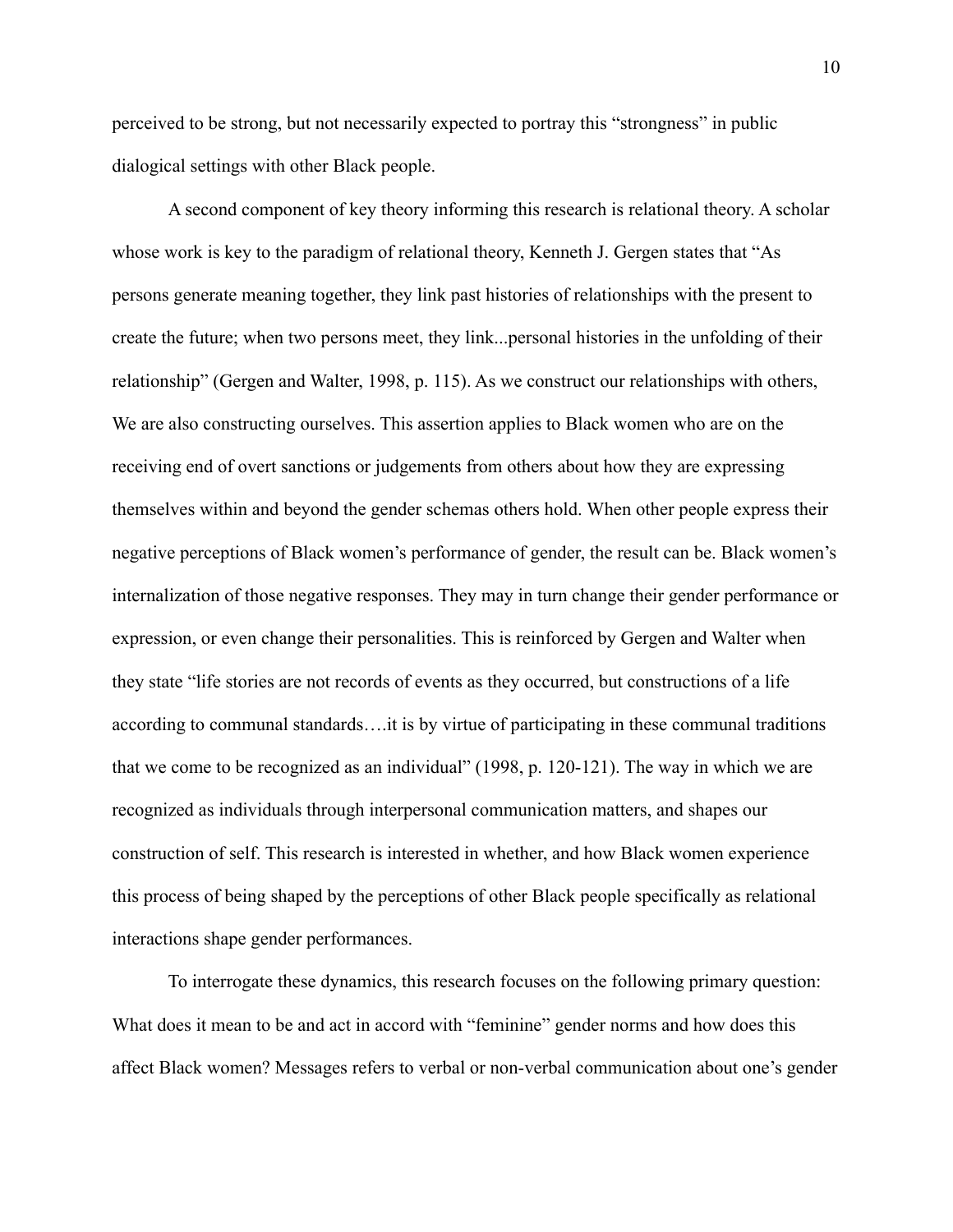perceived to be strong, but not necessarily expected to portray this "strongness" in public dialogical settings with other Black people.

A second component of key theory informing this research is relational theory. A scholar whose work is key to the paradigm of relational theory, Kenneth J. Gergen states that "As persons generate meaning together, they link past histories of relationships with the present to create the future; when two persons meet, they link...personal histories in the unfolding of their relationship" (Gergen and Walter, 1998, p. 115). As we construct our relationships with others, We are also constructing ourselves. This assertion applies to Black women who are on the receiving end of overt sanctions or judgements from others about how they are expressing themselves within and beyond the gender schemas others hold. When other people express their negative perceptions of Black women's performance of gender, the result can be. Black women's internalization of those negative responses. They may in turn change their gender performance or expression, or even change their personalities. This is reinforced by Gergen and Walter when they state "life stories are not records of events as they occurred, but constructions of a life according to communal standards….it is by virtue of participating in these communal traditions that we come to be recognized as an individual" (1998, p. 120-121). The way in which we are recognized as individuals through interpersonal communication matters, and shapes our construction of self. This research is interested in whether, and how Black women experience this process of being shaped by the perceptions of other Black people specifically as relational interactions shape gender performances.

To interrogate these dynamics, this research focuses on the following primary question: What does it mean to be and act in accord with "feminine" gender norms and how does this affect Black women? Messages refers to verbal or non-verbal communication about one's gender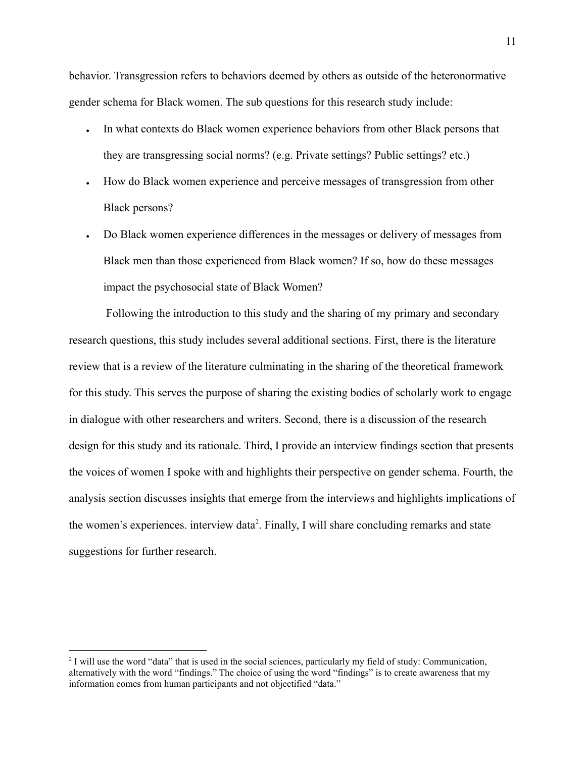behavior. Transgression refers to behaviors deemed by others as outside of the heteronormative gender schema for Black women. The sub questions for this research study include:

- In what contexts do Black women experience behaviors from other Black persons that they are transgressing social norms? (e.g. Private settings? Public settings? etc.)
- How do Black women experience and perceive messages of transgression from other Black persons?
- Do Black women experience differences in the messages or delivery of messages from Black men than those experienced from Black women? If so, how do these messages impact the psychosocial state of Black Women?

Following the introduction to this study and the sharing of my primary and secondary research questions, this study includes several additional sections. First, there is the literature review that is a review of the literature culminating in the sharing of the theoretical framework for this study. This serves the purpose of sharing the existing bodies of scholarly work to engage in dialogue with other researchers and writers. Second, there is a discussion of the research design for this study and its rationale. Third, I provide an interview findings section that presents the voices of women I spoke with and highlights their perspective on gender schema. Fourth, the analysis section discusses insights that emerge from the interviews and highlights implications of the women's experiences. interview data[2]. Finally, I will share concluding remarks and state suggestions for further research.

---

[2] I will use the word "data" that is used in the social sciences, particularly my field of study: Communication, alternatively with the word "findings." The choice of using the word "findings" is to create awareness that my information comes from human participants and not objectified "data."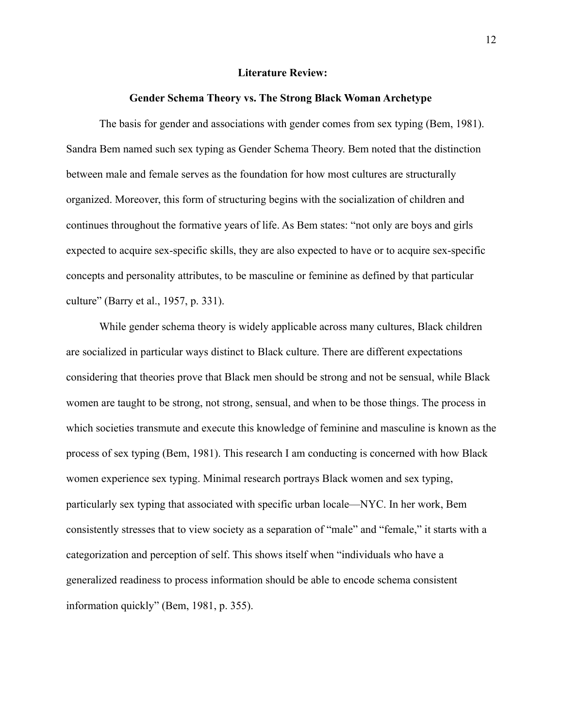## Literature Review:

### Gender Schema Theory vs. The Strong Black Woman Archetype

The basis for gender and associations with gender comes from sex typing (Bem, 1981). Sandra Bem named such sex typing as Gender Schema Theory. Bem noted that the distinction between male and female serves as the foundation for how most cultures are structurally organized. Moreover, this form of structuring begins with the socialization of children and continues throughout the formative years of life. As Bem states: "not only are boys and girls expected to acquire sex-specific skills, they are also expected to have or to acquire sex-specific concepts and personality attributes, to be masculine or feminine as defined by that particular culture" (Barry et al., 1957, p. 331).

While gender schema theory is widely applicable across many cultures, Black children are socialized in particular ways distinct to Black culture. There are different expectations considering that theories prove that Black men should be strong and not be sensual, while Black women are taught to be strong, not strong, sensual, and when to be those things. The process in which societies transmute and execute this knowledge of feminine and masculine is known as the process of sex typing (Bem, 1981). This research I am conducting is concerned with how Black women experience sex typing. Minimal research portrays Black women and sex typing, particularly sex typing that associated with specific urban locale—NYC. In her work, Bem consistently stresses that to view society as a separation of "male" and "female," it starts with a categorization and perception of self. This shows itself when "individuals who have a generalized readiness to process information should be able to encode schema consistent information quickly" (Bem, 1981, p. 355).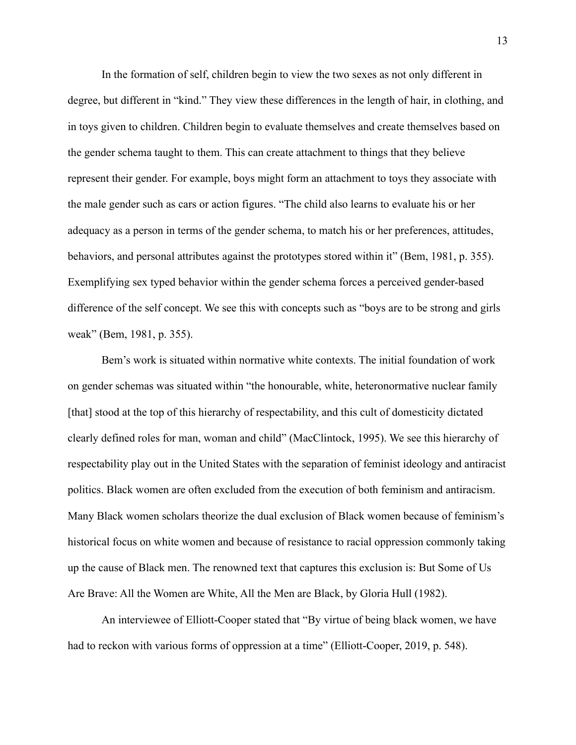In the formation of self, children begin to view the two sexes as not only different in degree, but different in "kind." They view these differences in the length of hair, in clothing, and in toys given to children. Children begin to evaluate themselves and create themselves based on the gender schema taught to them. This can create attachment to things that they believe represent their gender. For example, boys might form an attachment to toys they associate with the male gender such as cars or action figures. "The child also learns to evaluate his or her adequacy as a person in terms of the gender schema, to match his or her preferences, attitudes, behaviors, and personal attributes against the prototypes stored within it" (Bem, 1981, p. 355). Exemplifying sex typed behavior within the gender schema forces a perceived gender-based difference of the self concept. We see this with concepts such as "boys are to be strong and girls weak" (Bem, 1981, p. 355).

Bem's work is situated within normative white contexts. The initial foundation of work on gender schemas was situated within "the honourable, white, heteronormative nuclear family [that] stood at the top of this hierarchy of respectability, and this cult of domesticity dictated clearly defined roles for man, woman and child" (MacClintock, 1995). We see this hierarchy of respectability play out in the United States with the separation of feminist ideology and antiracist politics. Black women are often excluded from the execution of both feminism and antiracism. Many Black women scholars theorize the dual exclusion of Black women because of feminism's historical focus on white women and because of resistance to racial oppression commonly taking up the cause of Black men. The renowned text that captures this exclusion is: But Some of Us Are Brave: All the Women are White, All the Men are Black, by Gloria Hull (1982).

An interviewee of Elliott-Cooper stated that "By virtue of being black women, we have had to reckon with various forms of oppression at a time" (Elliott-Cooper, 2019, p. 548).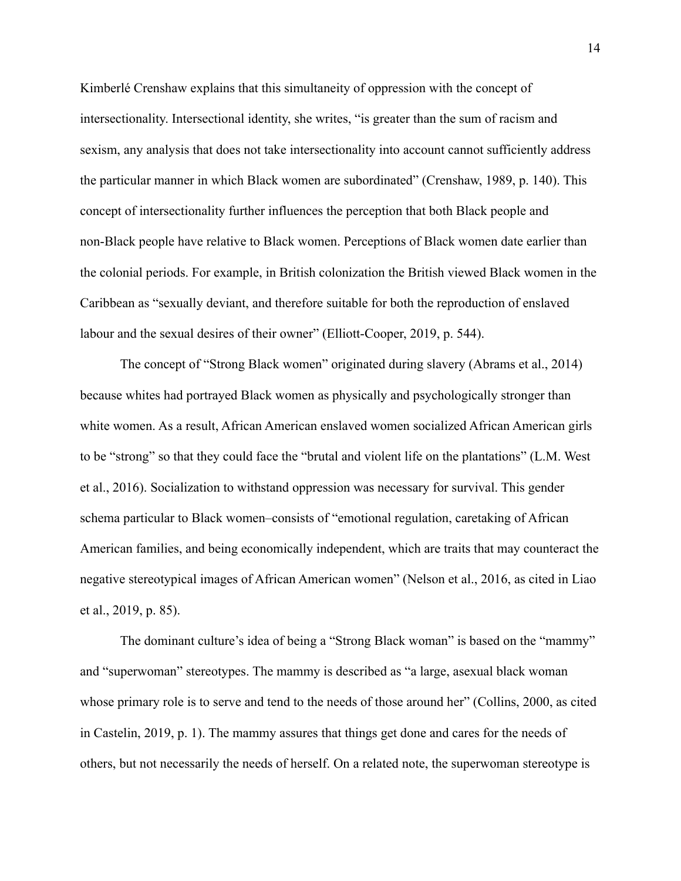Kimberlé Crenshaw explains that this simultaneity of oppression with the concept of intersectionality. Intersectional identity, she writes, "is greater than the sum of racism and sexism, any analysis that does not take intersectionality into account cannot sufficiently address the particular manner in which Black women are subordinated" (Crenshaw, 1989, p. 140). This concept of intersectionality further influences the perception that both Black people and non-Black people have relative to Black women. Perceptions of Black women date earlier than the colonial periods. For example, in British colonization the British viewed Black women in the Caribbean as "sexually deviant, and therefore suitable for both the reproduction of enslaved labour and the sexual desires of their owner" (Elliott-Cooper, 2019, p. 544).

The concept of "Strong Black women" originated during slavery (Abrams et al., 2014) because whites had portrayed Black women as physically and psychologically stronger than white women. As a result, African American enslaved women socialized African American girls to be "strong" so that they could face the "brutal and violent life on the plantations" (L.M. West et al., 2016). Socialization to withstand oppression was necessary for survival. This gender schema particular to Black women–consists of "emotional regulation, caretaking of African American families, and being economically independent, which are traits that may counteract the negative stereotypical images of African American women" (Nelson et al., 2016, as cited in Liao et al., 2019, p. 85).

The dominant culture's idea of being a "Strong Black woman" is based on the "mammy" and "superwoman" stereotypes. The mammy is described as "a large, asexual black woman whose primary role is to serve and tend to the needs of those around her" (Collins, 2000, as cited in Castelin, 2019, p. 1). The mammy assures that things get done and cares for the needs of others, but not necessarily the needs of herself. On a related note, the superwoman stereotype is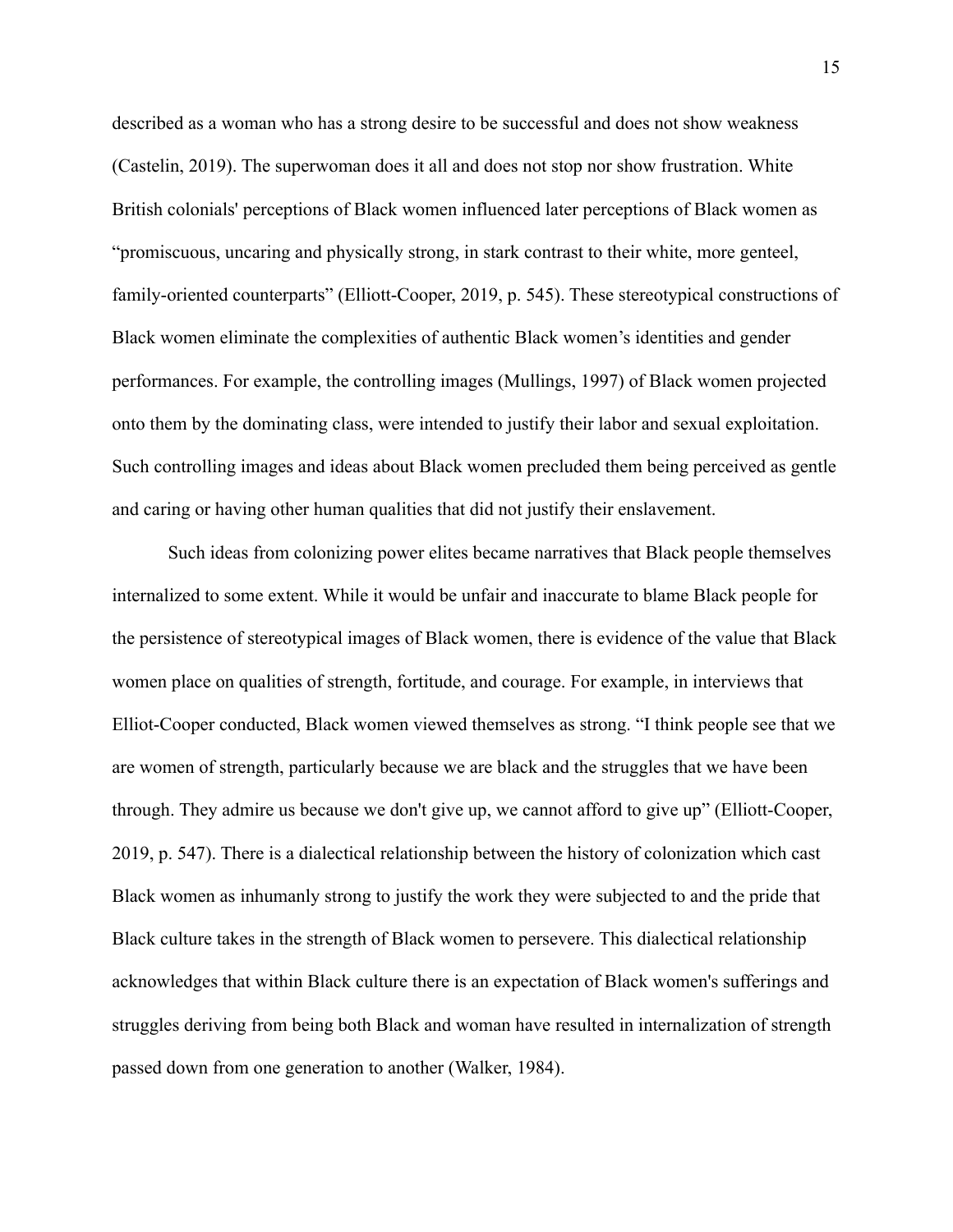described as a woman who has a strong desire to be successful and does not show weakness (Castelin, 2019). The superwoman does it all and does not stop nor show frustration. White British colonials' perceptions of Black women influenced later perceptions of Black women as "promiscuous, uncaring and physically strong, in stark contrast to their white, more genteel, family-oriented counterparts" (Elliott-Cooper, 2019, p. 545). These stereotypical constructions of Black women eliminate the complexities of authentic Black women's identities and gender performances. For example, the controlling images (Mullings, 1997) of Black women projected onto them by the dominating class, were intended to justify their labor and sexual exploitation. Such controlling images and ideas about Black women precluded them being perceived as gentle and caring or having other human qualities that did not justify their enslavement.

Such ideas from colonizing power elites became narratives that Black people themselves internalized to some extent. While it would be unfair and inaccurate to blame Black people for the persistence of stereotypical images of Black women, there is evidence of the value that Black women place on qualities of strength, fortitude, and courage. For example, in interviews that Elliot-Cooper conducted, Black women viewed themselves as strong. "I think people see that we are women of strength, particularly because we are black and the struggles that we have been through. They admire us because we don't give up, we cannot afford to give up" (Elliott-Cooper, 2019, p. 547). There is a dialectical relationship between the history of colonization which cast Black women as inhumanly strong to justify the work they were subjected to and the pride that Black culture takes in the strength of Black women to persevere. This dialectical relationship acknowledges that within Black culture there is an expectation of Black women's sufferings and struggles deriving from being both Black and woman have resulted in internalization of strength passed down from one generation to another (Walker, 1984).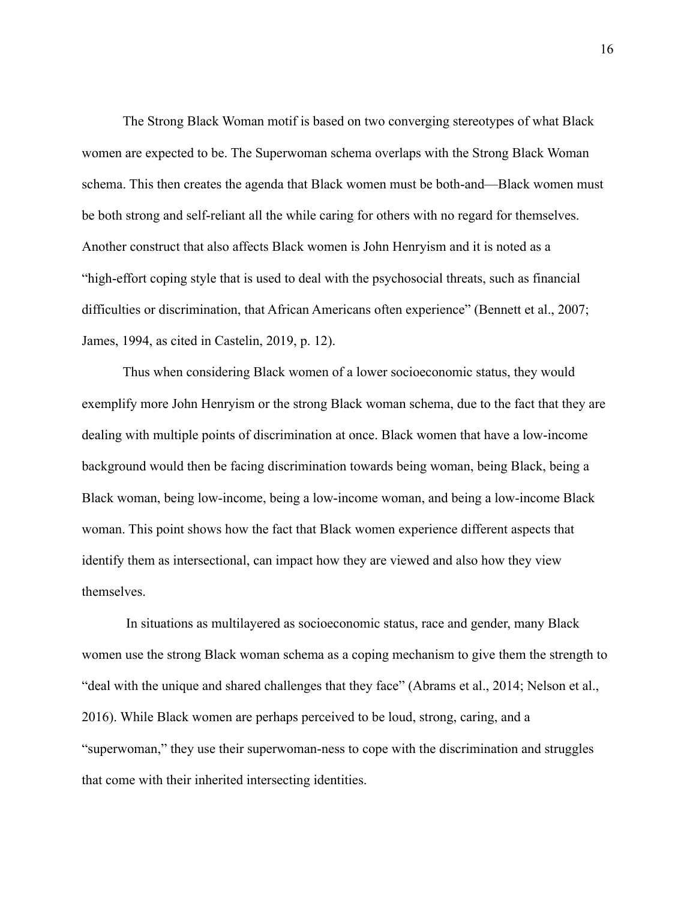The Strong Black Woman motif is based on two converging stereotypes of what Black women are expected to be. The Superwoman schema overlaps with the Strong Black Woman schema. This then creates the agenda that Black women must be both-and—Black women must be both strong and self-reliant all the while caring for others with no regard for themselves. Another construct that also affects Black women is John Henryism and it is noted as a "high-effort coping style that is used to deal with the psychosocial threats, such as financial difficulties or discrimination, that African Americans often experience" (Bennett et al., 2007; James, 1994, as cited in Castelin, 2019, p. 12).

Thus when considering Black women of a lower socioeconomic status, they would exemplify more John Henryism or the strong Black woman schema, due to the fact that they are dealing with multiple points of discrimination at once. Black women that have a low-income background would then be facing discrimination towards being woman, being Black, being a Black woman, being low-income, being a low-income woman, and being a low-income Black woman. This point shows how the fact that Black women experience different aspects that identify them as intersectional, can impact how they are viewed and also how they view themselves.

In situations as multilayered as socioeconomic status, race and gender, many Black women use the strong Black woman schema as a coping mechanism to give them the strength to "deal with the unique and shared challenges that they face" (Abrams et al., 2014; Nelson et al., 2016). While Black women are perhaps perceived to be loud, strong, caring, and a "superwoman," they use their superwoman-ness to cope with the discrimination and struggles that come with their inherited intersecting identities.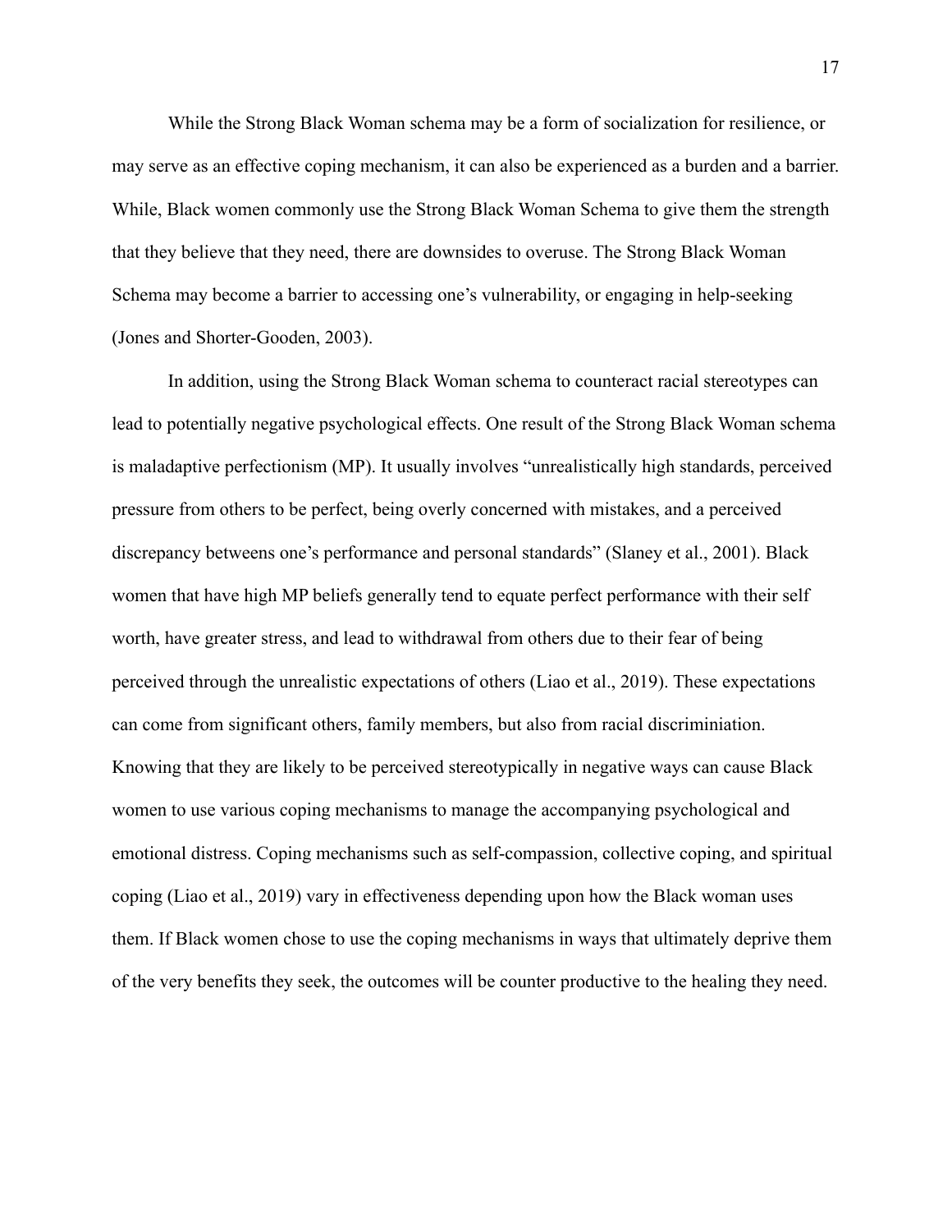While the Strong Black Woman schema may be a form of socialization for resilience, or may serve as an effective coping mechanism, it can also be experienced as a burden and a barrier. While, Black women commonly use the Strong Black Woman Schema to give them the strength that they believe that they need, there are downsides to overuse. The Strong Black Woman Schema may become a barrier to accessing one's vulnerability, or engaging in help-seeking (Jones and Shorter-Gooden, 2003).

In addition, using the Strong Black Woman schema to counteract racial stereotypes can lead to potentially negative psychological effects. One result of the Strong Black Woman schema is maladaptive perfectionism (MP). It usually involves "unrealistically high standards, perceived pressure from others to be perfect, being overly concerned with mistakes, and a perceived discrepancy betweens one's performance and personal standards" (Slaney et al., 2001). Black women that have high MP beliefs generally tend to equate perfect performance with their self worth, have greater stress, and lead to withdrawal from others due to their fear of being perceived through the unrealistic expectations of others (Liao et al., 2019). These expectations can come from significant others, family members, but also from racial discriminiation. Knowing that they are likely to be perceived stereotypically in negative ways can cause Black women to use various coping mechanisms to manage the accompanying psychological and emotional distress. Coping mechanisms such as self-compassion, collective coping, and spiritual coping (Liao et al., 2019) vary in effectiveness depending upon how the Black woman uses them. If Black women chose to use the coping mechanisms in ways that ultimately deprive them of the very benefits they seek, the outcomes will be counter productive to the healing they need.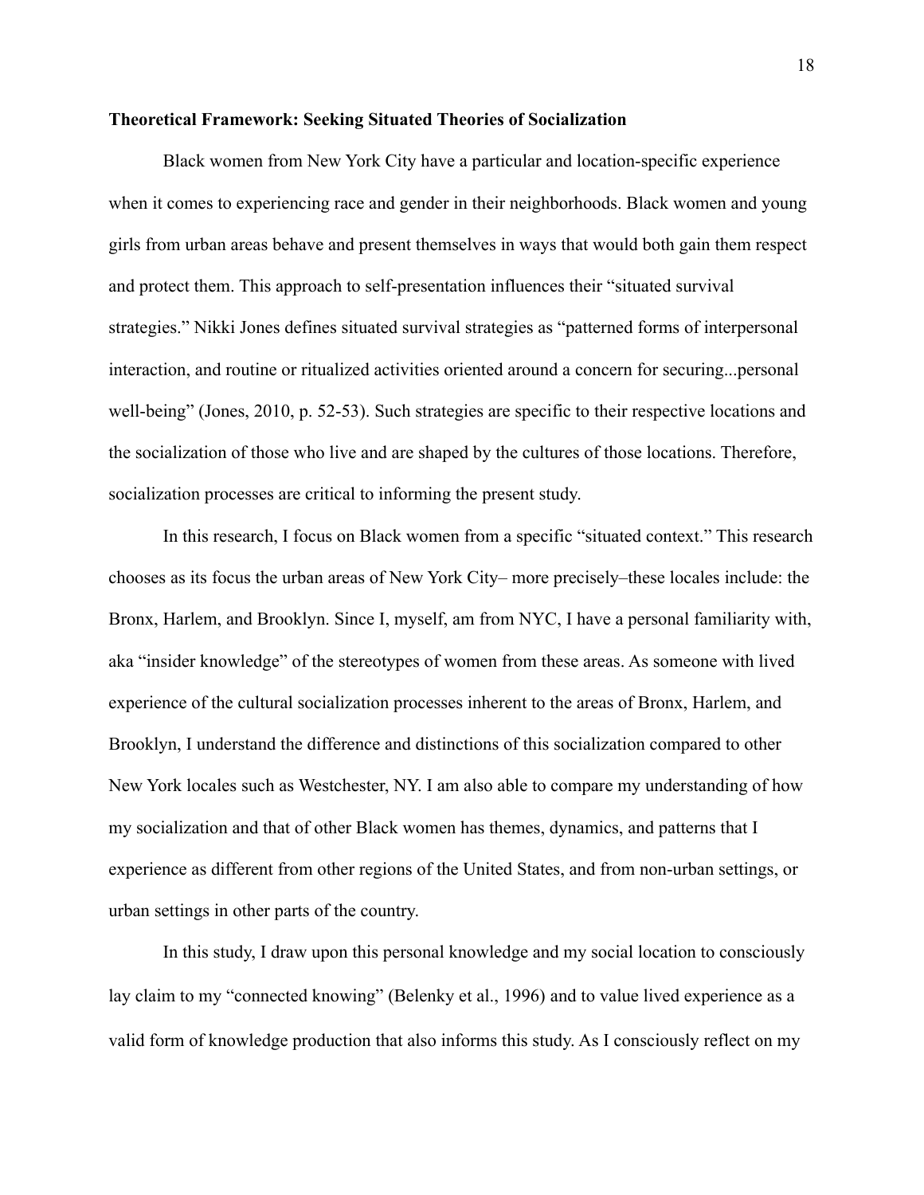**Theoretical Framework: Seeking Situated Theories of Socialization**

Black women from New York City have a particular and location-specific experience when it comes to experiencing race and gender in their neighborhoods. Black women and young girls from urban areas behave and present themselves in ways that would both gain them respect and protect them. This approach to self-presentation influences their "situated survival strategies." Nikki Jones defines situated survival strategies as "patterned forms of interpersonal interaction, and routine or ritualized activities oriented around a concern for securing...personal well-being" (Jones, 2010, p. 52-53). Such strategies are specific to their respective locations and the socialization of those who live and are shaped by the cultures of those locations. Therefore, socialization processes are critical to informing the present study.

In this research, I focus on Black women from a specific "situated context." This research chooses as its focus the urban areas of New York City– more precisely–these locales include: the Bronx, Harlem, and Brooklyn. Since I, myself, am from NYC, I have a personal familiarity with, aka "insider knowledge" of the stereotypes of women from these areas. As someone with lived experience of the cultural socialization processes inherent to the areas of Bronx, Harlem, and Brooklyn, I understand the difference and distinctions of this socialization compared to other New York locales such as Westchester, NY. I am also able to compare my understanding of how my socialization and that of other Black women has themes, dynamics, and patterns that I experience as different from other regions of the United States, and from non-urban settings, or urban settings in other parts of the country.

In this study, I draw upon this personal knowledge and my social location to consciously lay claim to my "connected knowing" (Belenky et al., 1996) and to value lived experience as a valid form of knowledge production that also informs this study. As I consciously reflect on my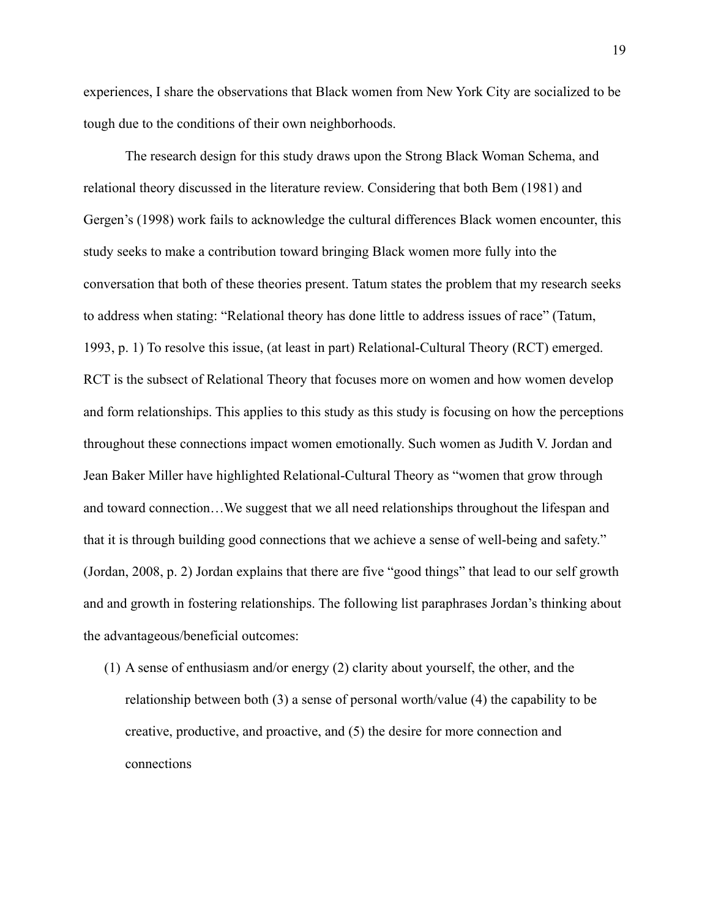experiences, I share the observations that Black women from New York City are socialized to be tough due to the conditions of their own neighborhoods.

The research design for this study draws upon the Strong Black Woman Schema, and relational theory discussed in the literature review. Considering that both Bem (1981) and Gergen's (1998) work fails to acknowledge the cultural differences Black women encounter, this study seeks to make a contribution toward bringing Black women more fully into the conversation that both of these theories present. Tatum states the problem that my research seeks to address when stating: "Relational theory has done little to address issues of race" (Tatum, 1993, p. 1) To resolve this issue, (at least in part) Relational-Cultural Theory (RCT) emerged. RCT is the subsect of Relational Theory that focuses more on women and how women develop and form relationships. This applies to this study as this study is focusing on how the perceptions throughout these connections impact women emotionally. Such women as Judith V. Jordan and Jean Baker Miller have highlighted Relational-Cultural Theory as "women that grow through and toward connection…We suggest that we all need relationships throughout the lifespan and that it is through building good connections that we achieve a sense of well-being and safety." (Jordan, 2008, p. 2) Jordan explains that there are five "good things" that lead to our self growth and and growth in fostering relationships. The following list paraphrases Jordan's thinking about the advantageous/beneficial outcomes:

(1) A sense of enthusiasm and/or energy (2) clarity about yourself, the other, and the relationship between both (3) a sense of personal worth/value (4) the capability to be creative, productive, and proactive, and (5) the desire for more connection and connections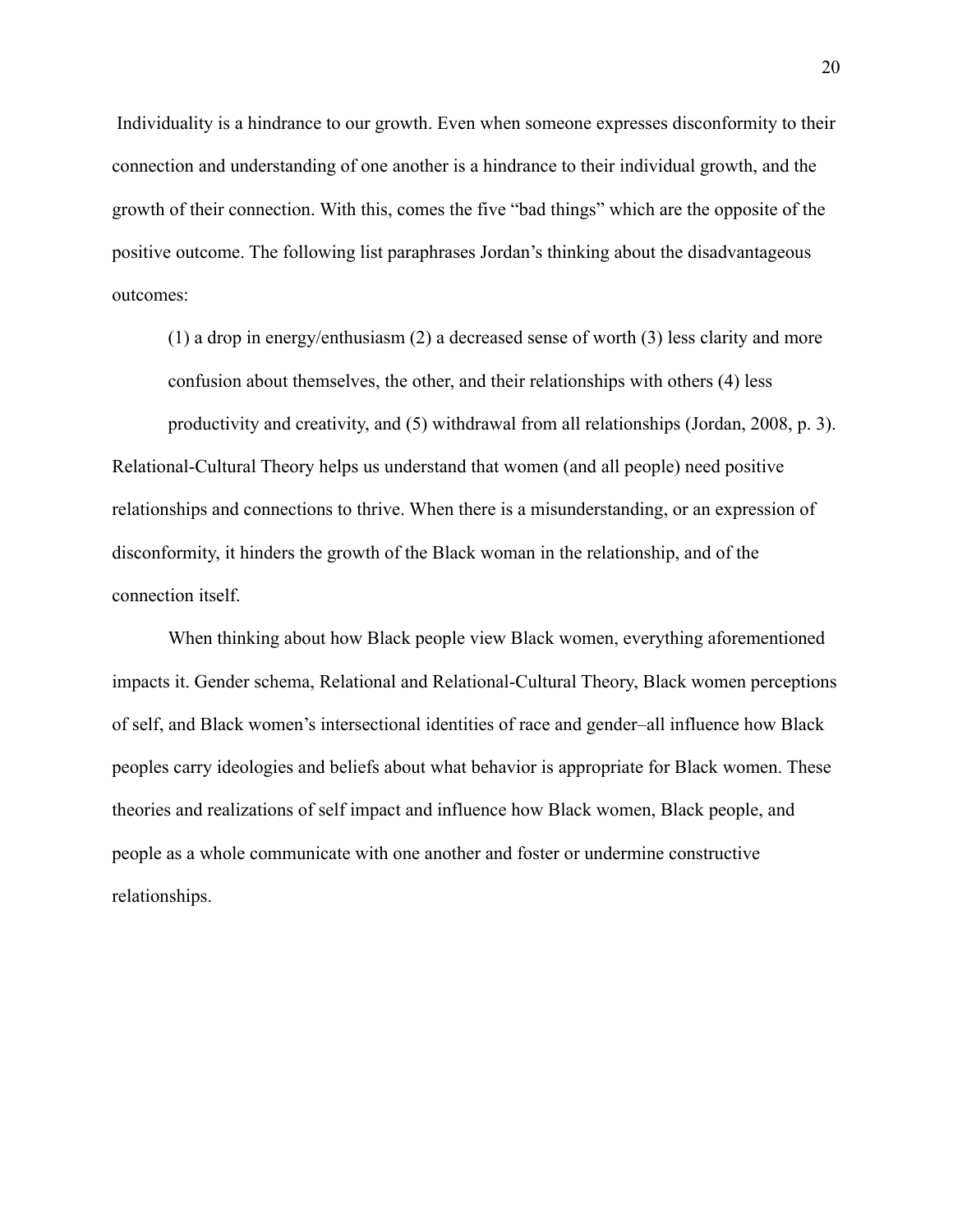Individuality is a hindrance to our growth. Even when someone expresses disconformity to their connection and understanding of one another is a hindrance to their individual growth, and the growth of their connection. With this, comes the five "bad things" which are the opposite of the positive outcome. The following list paraphrases Jordan's thinking about the disadvantageous outcomes:

> (1) a drop in energy/enthusiasm (2) a decreased sense of worth (3) less clarity and more confusion about themselves, the other, and their relationships with others (4) less productivity and creativity, and (5) withdrawal from all relationships (Jordan, 2008, p. 3).

Relational-Cultural Theory helps us understand that women (and all people) need positive relationships and connections to thrive. When there is a misunderstanding, or an expression of disconformity, it hinders the growth of the Black woman in the relationship, and of the connection itself.

When thinking about how Black people view Black women, everything aforementioned impacts it. Gender schema, Relational and Relational-Cultural Theory, Black women perceptions of self, and Black women's intersectional identities of race and gender–all influence how Black peoples carry ideologies and beliefs about what behavior is appropriate for Black women. These theories and realizations of self impact and influence how Black women, Black people, and people as a whole communicate with one another and foster or undermine constructive relationships.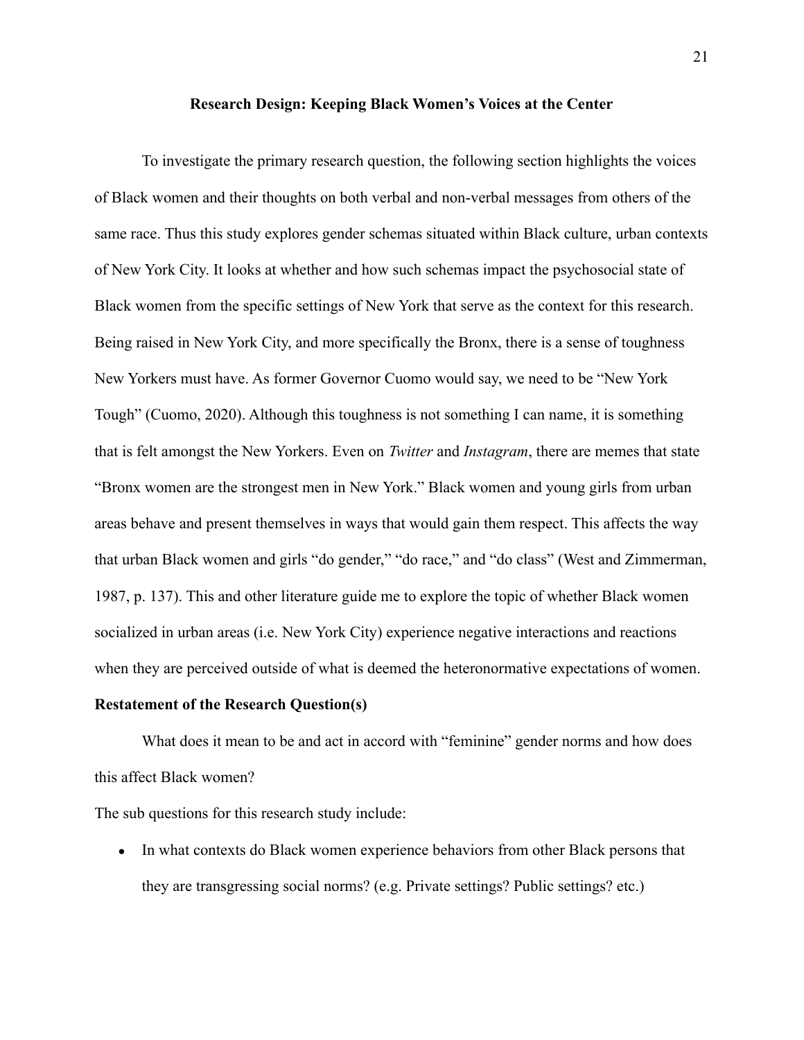## Research Design: Keeping Black Women's Voices at the Center

To investigate the primary research question, the following section highlights the voices of Black women and their thoughts on both verbal and non-verbal messages from others of the same race. Thus this study explores gender schemas situated within Black culture, urban contexts of New York City. It looks at whether and how such schemas impact the psychosocial state of Black women from the specific settings of New York that serve as the context for this research. Being raised in New York City, and more specifically the Bronx, there is a sense of toughness New Yorkers must have. As former Governor Cuomo would say, we need to be "New York Tough" (Cuomo, 2020). Although this toughness is not something I can name, it is something that is felt amongst the New Yorkers. Even on *Twitter* and *Instagram*, there are memes that state "Bronx women are the strongest men in New York." Black women and young girls from urban areas behave and present themselves in ways that would gain them respect. This affects the way that urban Black women and girls "do gender," "do race," and "do class" (West and Zimmerman, 1987, p. 137). This and other literature guide me to explore the topic of whether Black women socialized in urban areas (i.e. New York City) experience negative interactions and reactions when they are perceived outside of what is deemed the heteronormative expectations of women.

### Restatement of the Research Question(s)

What does it mean to be and act in accord with "feminine" gender norms and how does this affect Black women?

The sub questions for this research study include:

- In what contexts do Black women experience behaviors from other Black persons that they are transgressing social norms? (e.g. Private settings? Public settings? etc.)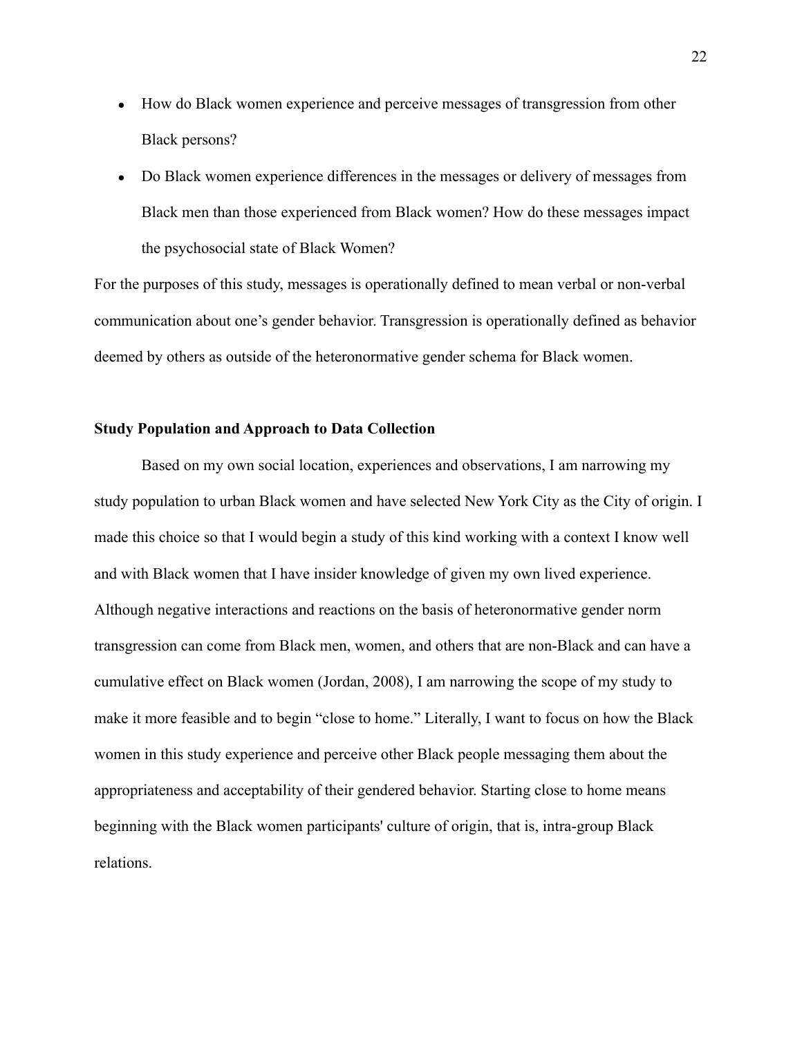- How do Black women experience and perceive messages of transgression from other Black persons?
- Do Black women experience differences in the messages or delivery of messages from Black men than those experienced from Black women? How do these messages impact the psychosocial state of Black Women?

For the purposes of this study, messages is operationally defined to mean verbal or non-verbal communication about one's gender behavior. Transgression is operationally defined as behavior deemed by others as outside of the heteronormative gender schema for Black women.

**Study Population and Approach to Data Collection**

Based on my own social location, experiences and observations, I am narrowing my study population to urban Black women and have selected New York City as the City of origin. I made this choice so that I would begin a study of this kind working with a context I know well and with Black women that I have insider knowledge of given my own lived experience. Although negative interactions and reactions on the basis of heteronormative gender norm transgression can come from Black men, women, and others that are non-Black and can have a cumulative effect on Black women (Jordan, 2008), I am narrowing the scope of my study to make it more feasible and to begin "close to home." Literally, I want to focus on how the Black women in this study experience and perceive other Black people messaging them about the appropriateness and acceptability of their gendered behavior. Starting close to home means beginning with the Black women participants' culture of origin, that is, intra-group Black relations.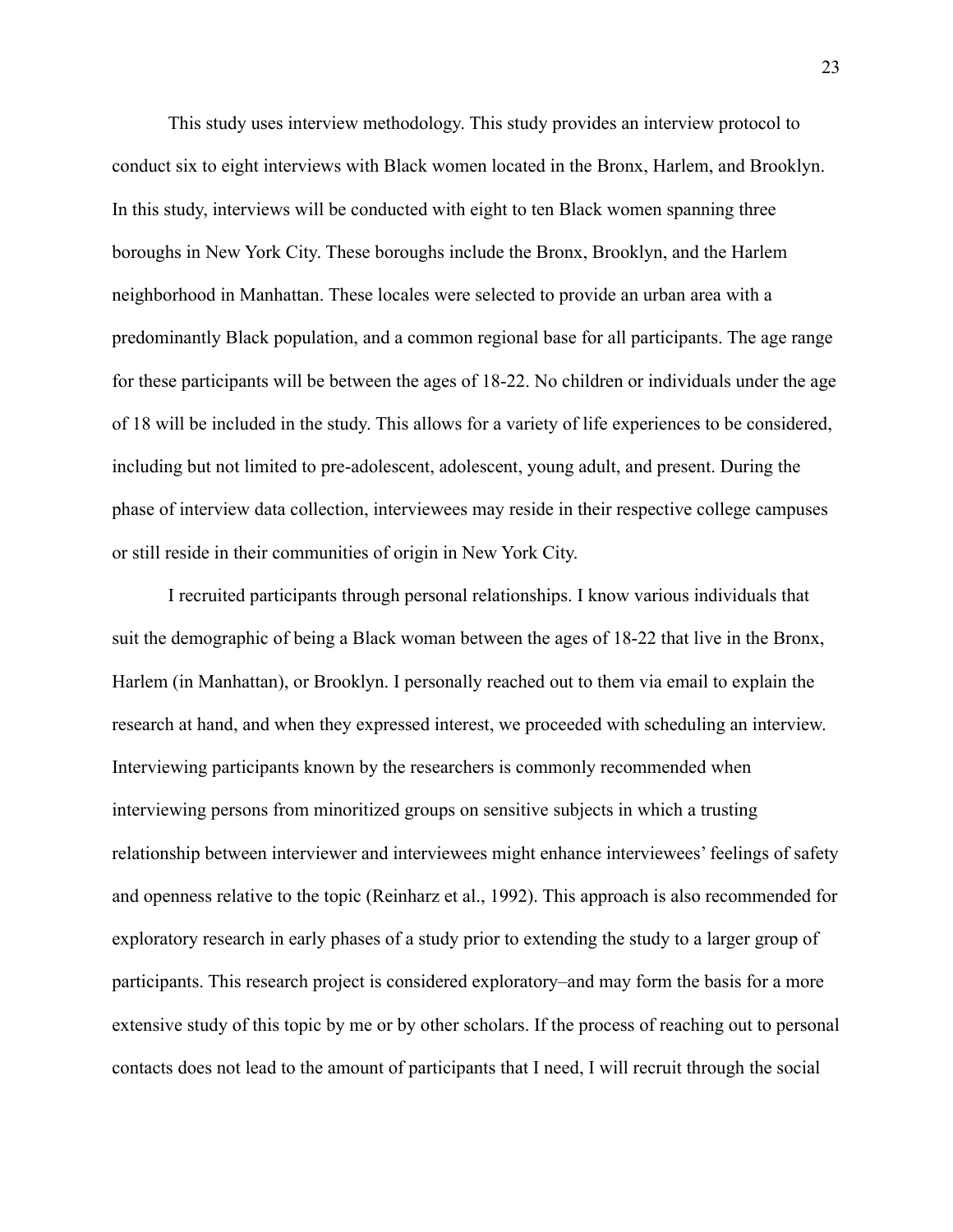This study uses interview methodology. This study provides an interview protocol to conduct six to eight interviews with Black women located in the Bronx, Harlem, and Brooklyn. In this study, interviews will be conducted with eight to ten Black women spanning three boroughs in New York City. These boroughs include the Bronx, Brooklyn, and the Harlem neighborhood in Manhattan. These locales were selected to provide an urban area with a predominantly Black population, and a common regional base for all participants. The age range for these participants will be between the ages of 18-22. No children or individuals under the age of 18 will be included in the study. This allows for a variety of life experiences to be considered, including but not limited to pre-adolescent, adolescent, young adult, and present. During the phase of interview data collection, interviewees may reside in their respective college campuses or still reside in their communities of origin in New York City.

I recruited participants through personal relationships. I know various individuals that suit the demographic of being a Black woman between the ages of 18-22 that live in the Bronx, Harlem (in Manhattan), or Brooklyn. I personally reached out to them via email to explain the research at hand, and when they expressed interest, we proceeded with scheduling an interview. Interviewing participants known by the researchers is commonly recommended when interviewing persons from minoritized groups on sensitive subjects in which a trusting relationship between interviewer and interviewees might enhance interviewees' feelings of safety and openness relative to the topic (Reinharz et al., 1992). This approach is also recommended for exploratory research in early phases of a study prior to extending the study to a larger group of participants. This research project is considered exploratory–and may form the basis for a more extensive study of this topic by me or by other scholars. If the process of reaching out to personal contacts does not lead to the amount of participants that I need, I will recruit through the social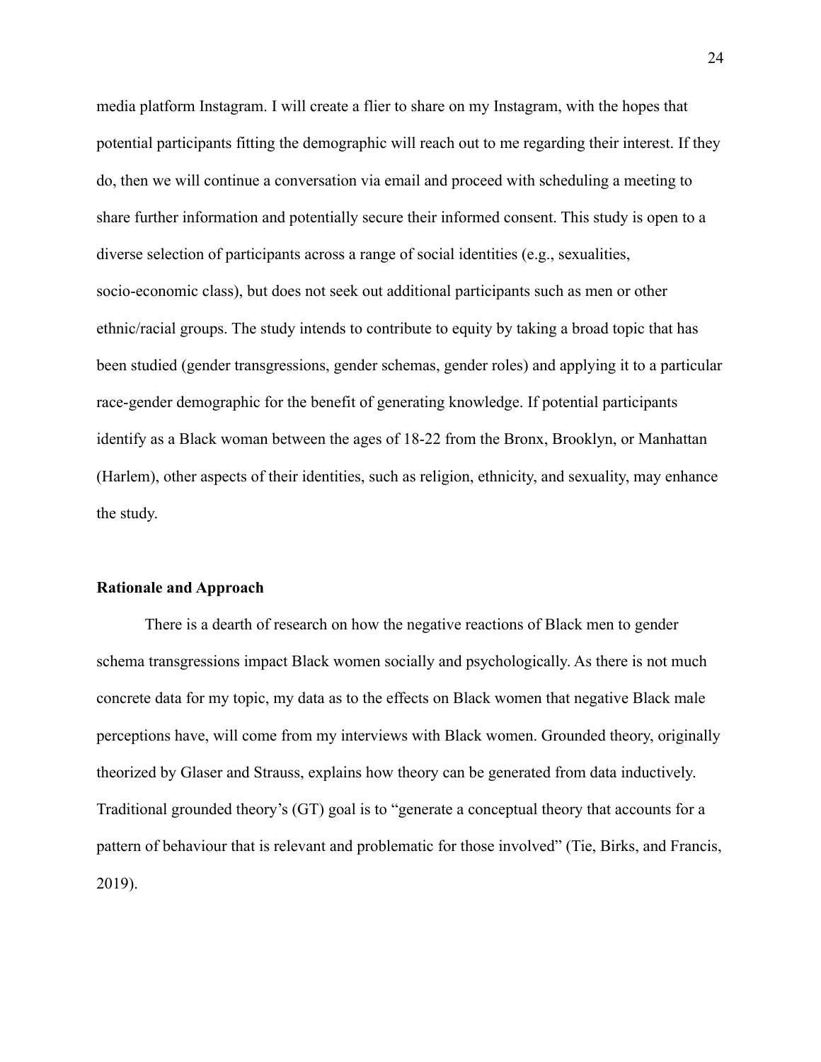media platform Instagram. I will create a flier to share on my Instagram, with the hopes that potential participants fitting the demographic will reach out to me regarding their interest. If they do, then we will continue a conversation via email and proceed with scheduling a meeting to share further information and potentially secure their informed consent. This study is open to a diverse selection of participants across a range of social identities (e.g., sexualities, socio-economic class), but does not seek out additional participants such as men or other ethnic/racial groups. The study intends to contribute to equity by taking a broad topic that has been studied (gender transgressions, gender schemas, gender roles) and applying it to a particular race-gender demographic for the benefit of generating knowledge. If potential participants identify as a Black woman between the ages of 18-22 from the Bronx, Brooklyn, or Manhattan (Harlem), other aspects of their identities, such as religion, ethnicity, and sexuality, may enhance the study.

**Rationale and Approach**

There is a dearth of research on how the negative reactions of Black men to gender schema transgressions impact Black women socially and psychologically. As there is not much concrete data for my topic, my data as to the effects on Black women that negative Black male perceptions have, will come from my interviews with Black women. Grounded theory, originally theorized by Glaser and Strauss, explains how theory can be generated from data inductively. Traditional grounded theory's (GT) goal is to "generate a conceptual theory that accounts for a pattern of behaviour that is relevant and problematic for those involved" (Tie, Birks, and Francis, 2019).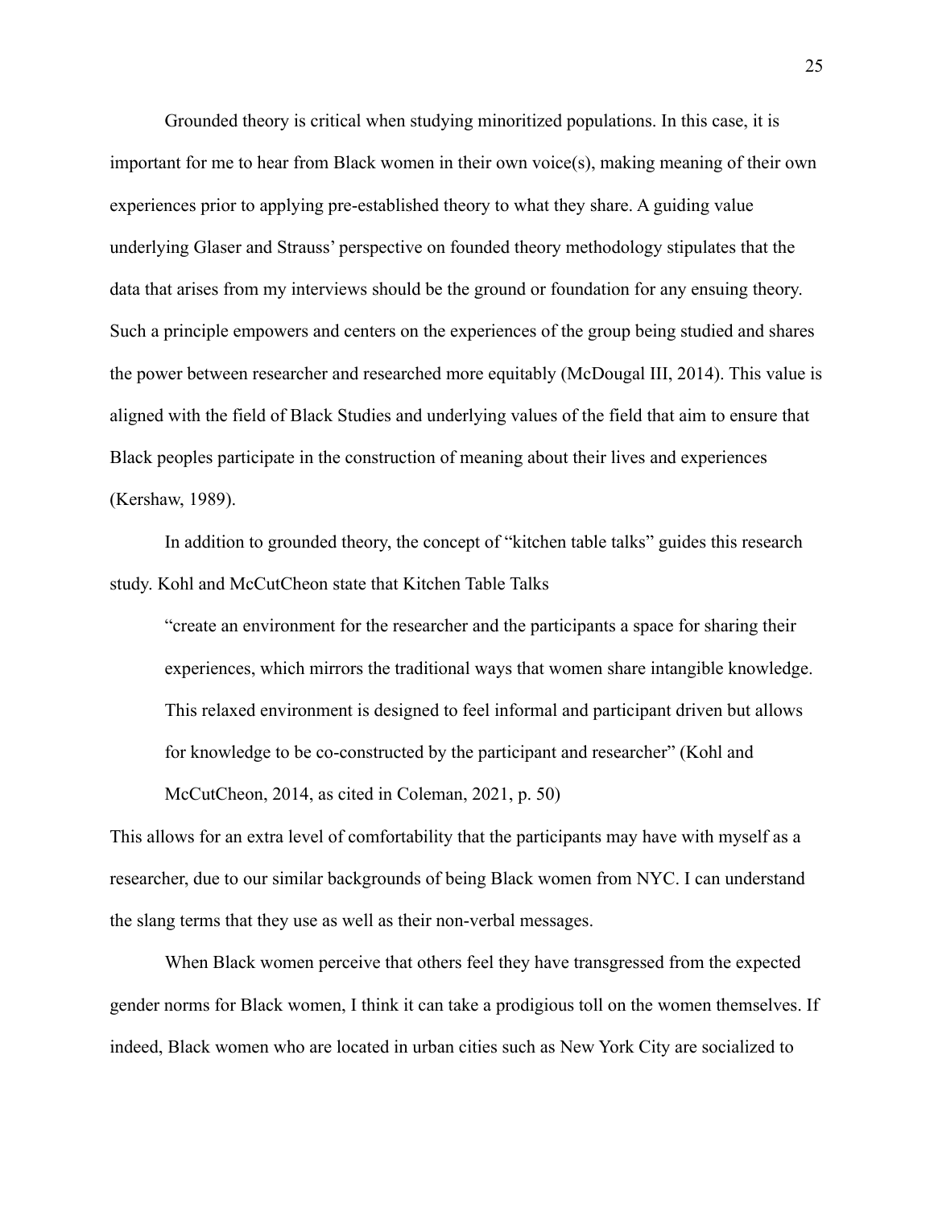Grounded theory is critical when studying minoritized populations. In this case, it is important for me to hear from Black women in their own voice(s), making meaning of their own experiences prior to applying pre-established theory to what they share. A guiding value underlying Glaser and Strauss' perspective on founded theory methodology stipulates that the data that arises from my interviews should be the ground or foundation for any ensuing theory. Such a principle empowers and centers on the experiences of the group being studied and shares the power between researcher and researched more equitably (McDougal III, 2014). This value is aligned with the field of Black Studies and underlying values of the field that aim to ensure that Black peoples participate in the construction of meaning about their lives and experiences (Kershaw, 1989).

In addition to grounded theory, the concept of "kitchen table talks" guides this research study. Kohl and McCutCheon state that Kitchen Table Talks

> "create an environment for the researcher and the participants a space for sharing their experiences, which mirrors the traditional ways that women share intangible knowledge. This relaxed environment is designed to feel informal and participant driven but allows for knowledge to be co-constructed by the participant and researcher" (Kohl and McCutCheon, 2014, as cited in Coleman, 2021, p. 50)

This allows for an extra level of comfortability that the participants may have with myself as a researcher, due to our similar backgrounds of being Black women from NYC. I can understand the slang terms that they use as well as their non-verbal messages.

When Black women perceive that others feel they have transgressed from the expected gender norms for Black women, I think it can take a prodigious toll on the women themselves. If indeed, Black women who are located in urban cities such as New York City are socialized to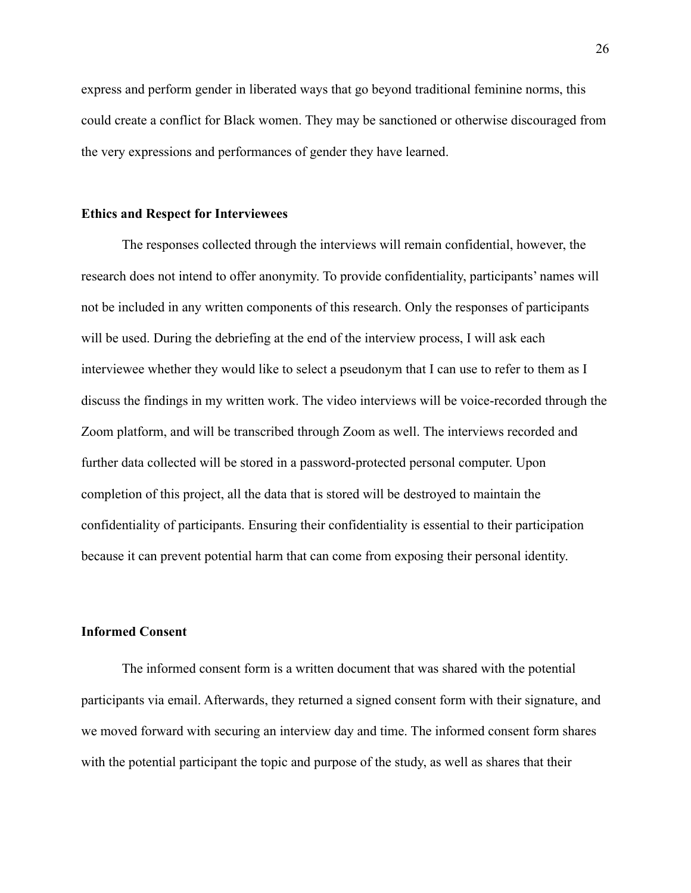express and perform gender in liberated ways that go beyond traditional feminine norms, this could create a conflict for Black women. They may be sanctioned or otherwise discouraged from the very expressions and performances of gender they have learned.

### Ethics and Respect for Interviewees

The responses collected through the interviews will remain confidential, however, the research does not intend to offer anonymity. To provide confidentiality, participants' names will not be included in any written components of this research. Only the responses of participants will be used. During the debriefing at the end of the interview process, I will ask each interviewee whether they would like to select a pseudonym that I can use to refer to them as I discuss the findings in my written work. The video interviews will be voice-recorded through the Zoom platform, and will be transcribed through Zoom as well. The interviews recorded and further data collected will be stored in a password-protected personal computer. Upon completion of this project, all the data that is stored will be destroyed to maintain the confidentiality of participants. Ensuring their confidentiality is essential to their participation because it can prevent potential harm that can come from exposing their personal identity.

### Informed Consent

The informed consent form is a written document that was shared with the potential participants via email. Afterwards, they returned a signed consent form with their signature, and we moved forward with securing an interview day and time. The informed consent form shares with the potential participant the topic and purpose of the study, as well as shares that their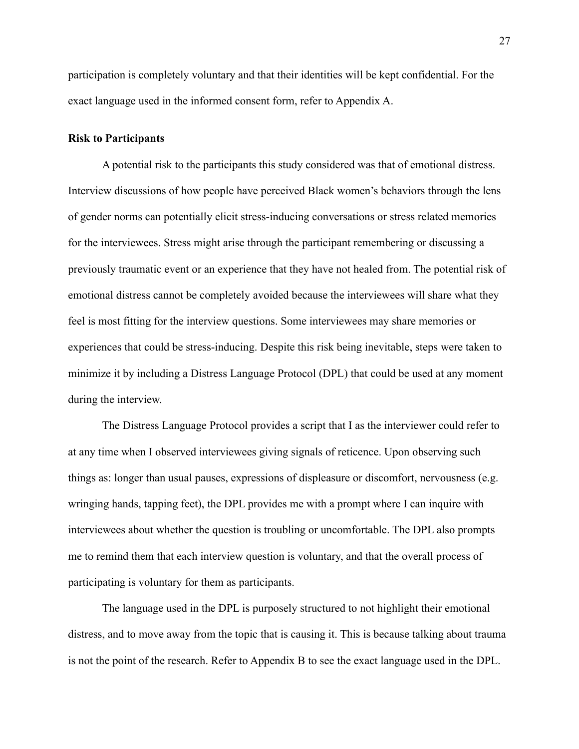participation is completely voluntary and that their identities will be kept confidential. For the exact language used in the informed consent form, refer to Appendix A.

**Risk to Participants**

A potential risk to the participants this study considered was that of emotional distress. Interview discussions of how people have perceived Black women's behaviors through the lens of gender norms can potentially elicit stress-inducing conversations or stress related memories for the interviewees. Stress might arise through the participant remembering or discussing a previously traumatic event or an experience that they have not healed from. The potential risk of emotional distress cannot be completely avoided because the interviewees will share what they feel is most fitting for the interview questions. Some interviewees may share memories or experiences that could be stress-inducing. Despite this risk being inevitable, steps were taken to minimize it by including a Distress Language Protocol (DPL) that could be used at any moment during the interview.

The Distress Language Protocol provides a script that I as the interviewer could refer to at any time when I observed interviewees giving signals of reticence. Upon observing such things as: longer than usual pauses, expressions of displeasure or discomfort, nervousness (e.g. wringing hands, tapping feet), the DPL provides me with a prompt where I can inquire with interviewees about whether the question is troubling or uncomfortable. The DPL also prompts me to remind them that each interview question is voluntary, and that the overall process of participating is voluntary for them as participants.

The language used in the DPL is purposely structured to not highlight their emotional distress, and to move away from the topic that is causing it. This is because talking about trauma is not the point of the research. Refer to Appendix B to see the exact language used in the DPL.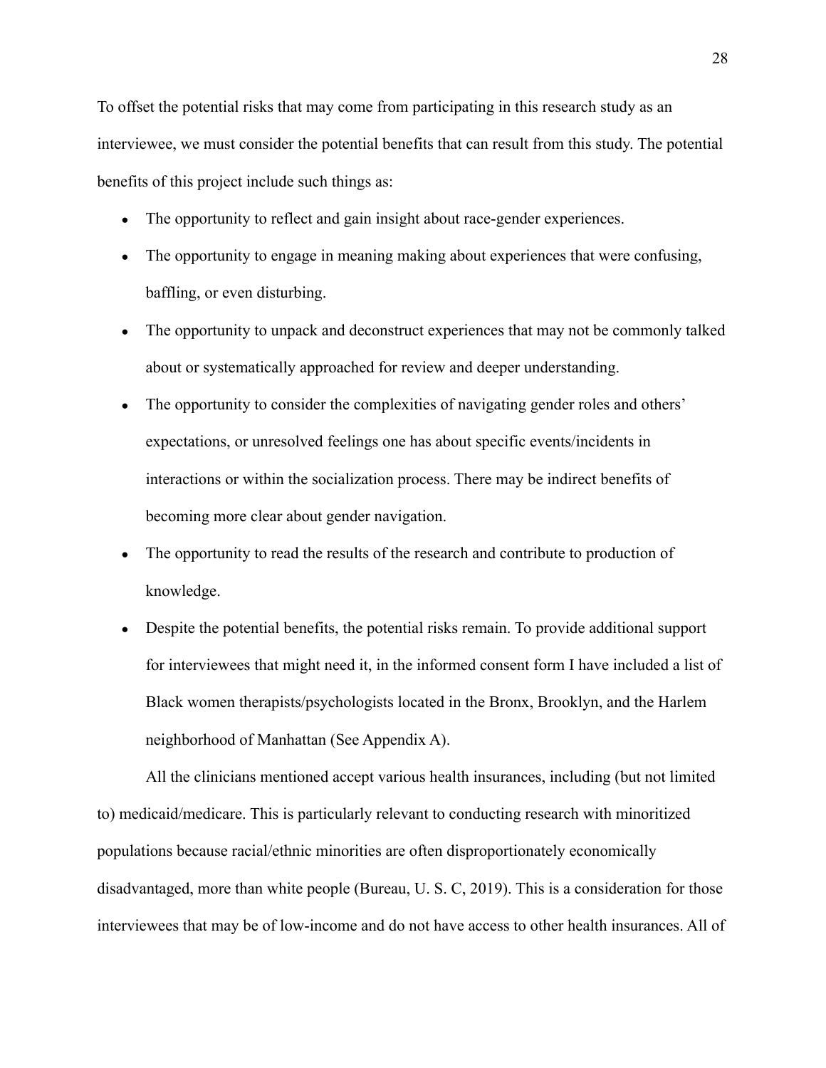To offset the potential risks that may come from participating in this research study as an interviewee, we must consider the potential benefits that can result from this study. The potential benefits of this project include such things as:

- The opportunity to reflect and gain insight about race-gender experiences.
- The opportunity to engage in meaning making about experiences that were confusing, baffling, or even disturbing.
- The opportunity to unpack and deconstruct experiences that may not be commonly talked about or systematically approached for review and deeper understanding.
- The opportunity to consider the complexities of navigating gender roles and others' expectations, or unresolved feelings one has about specific events/incidents in interactions or within the socialization process. There may be indirect benefits of becoming more clear about gender navigation.
- The opportunity to read the results of the research and contribute to production of knowledge.
- Despite the potential benefits, the potential risks remain. To provide additional support for interviewees that might need it, in the informed consent form I have included a list of Black women therapists/psychologists located in the Bronx, Brooklyn, and the Harlem neighborhood of Manhattan (See Appendix A).

All the clinicians mentioned accept various health insurances, including (but not limited to) medicaid/medicare. This is particularly relevant to conducting research with minoritized populations because racial/ethnic minorities are often disproportionately economically disadvantaged, more than white people (Bureau, U. S. C, 2019). This is a consideration for those interviewees that may be of low-income and do not have access to other health insurances. All of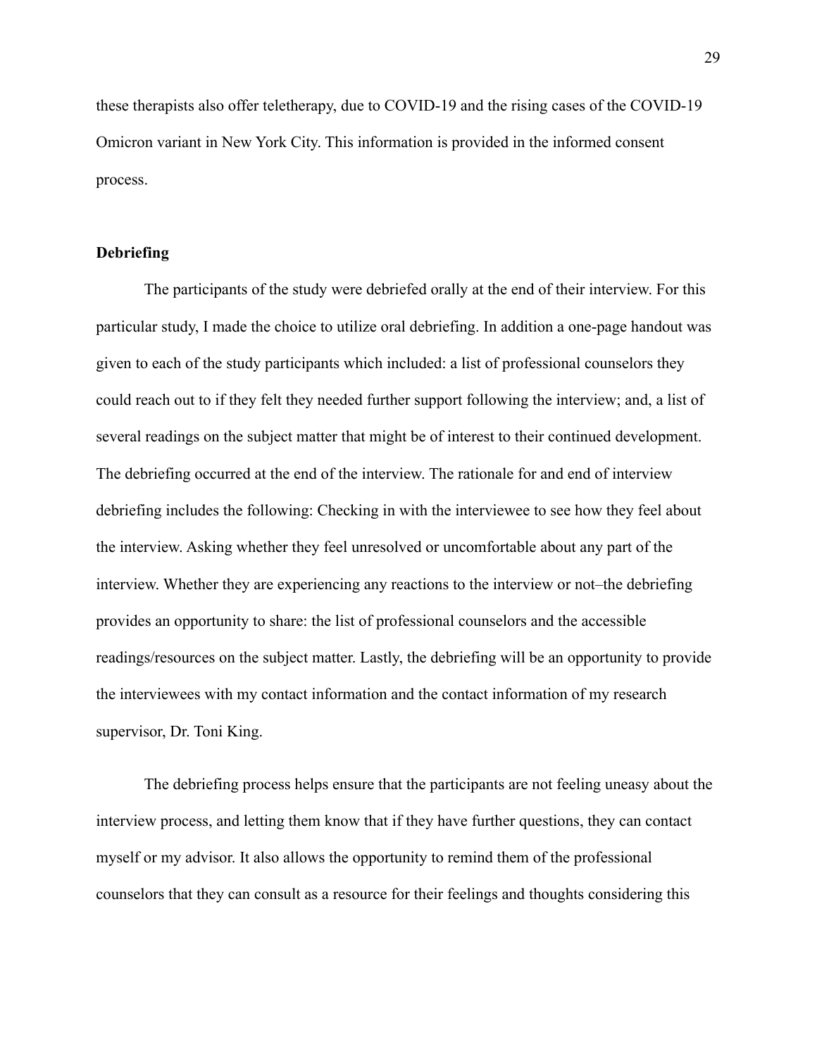these therapists also offer teletherapy, due to COVID-19 and the rising cases of the COVID-19 Omicron variant in New York City. This information is provided in the informed consent process.

**Debriefing**

The participants of the study were debriefed orally at the end of their interview. For this particular study, I made the choice to utilize oral debriefing. In addition a one-page handout was given to each of the study participants which included: a list of professional counselors they could reach out to if they felt they needed further support following the interview; and, a list of several readings on the subject matter that might be of interest to their continued development. The debriefing occurred at the end of the interview. The rationale for and end of interview debriefing includes the following: Checking in with the interviewee to see how they feel about the interview. Asking whether they feel unresolved or uncomfortable about any part of the interview. Whether they are experiencing any reactions to the interview or not–the debriefing provides an opportunity to share: the list of professional counselors and the accessible readings/resources on the subject matter. Lastly, the debriefing will be an opportunity to provide the interviewees with my contact information and the contact information of my research supervisor, Dr. Toni King.

The debriefing process helps ensure that the participants are not feeling uneasy about the interview process, and letting them know that if they have further questions, they can contact myself or my advisor. It also allows the opportunity to remind them of the professional counselors that they can consult as a resource for their feelings and thoughts considering this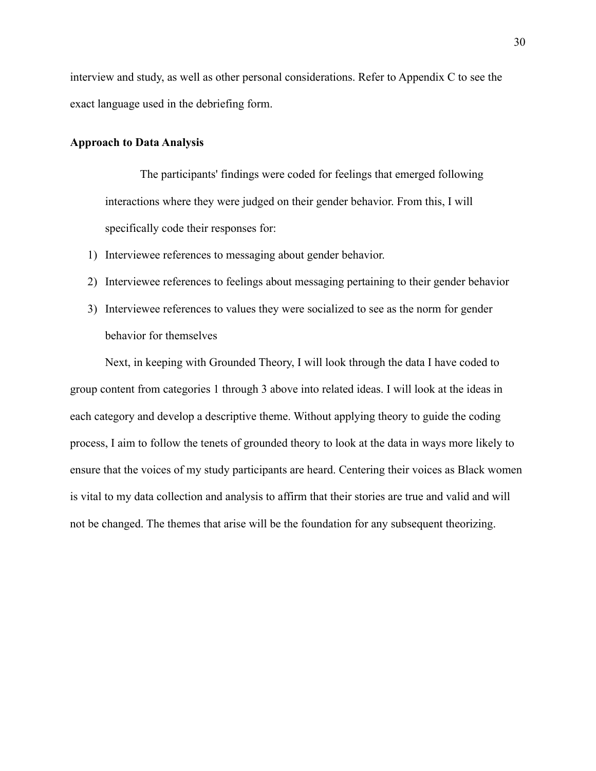interview and study, as well as other personal considerations. Refer to Appendix C to see the exact language used in the debriefing form.

**Approach to Data Analysis**

The participants' findings were coded for feelings that emerged following interactions where they were judged on their gender behavior. From this, I will specifically code their responses for:

1) Interviewee references to messaging about gender behavior.
2) Interviewee references to feelings about messaging pertaining to their gender behavior
3) Interviewee references to values they were socialized to see as the norm for gender behavior for themselves

Next, in keeping with Grounded Theory, I will look through the data I have coded to group content from categories 1 through 3 above into related ideas. I will look at the ideas in each category and develop a descriptive theme. Without applying theory to guide the coding process, I aim to follow the tenets of grounded theory to look at the data in ways more likely to ensure that the voices of my study participants are heard. Centering their voices as Black women is vital to my data collection and analysis to affirm that their stories are true and valid and will not be changed. The themes that arise will be the foundation for any subsequent theorizing.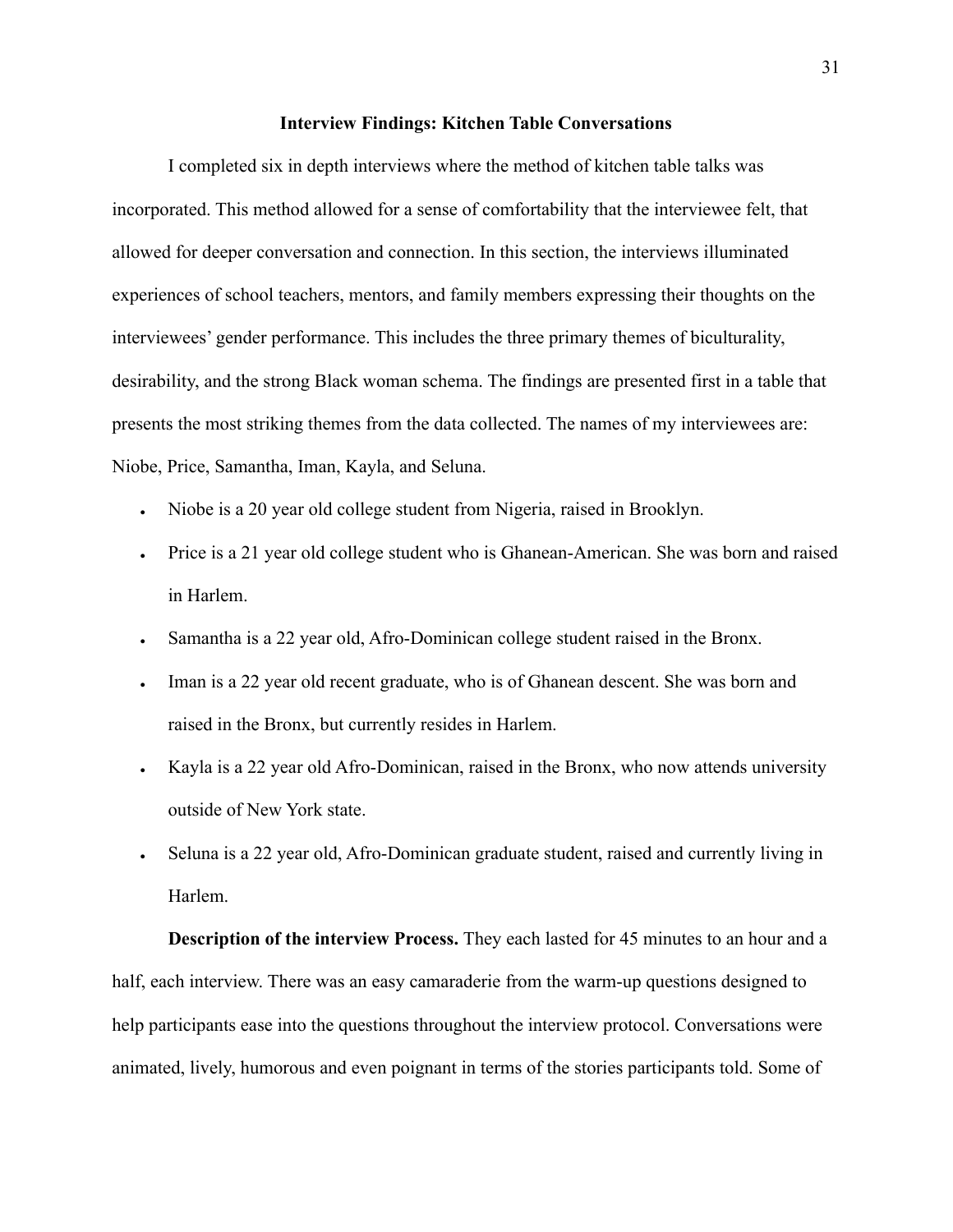## Interview Findings: Kitchen Table Conversations

I completed six in depth interviews where the method of kitchen table talks was incorporated. This method allowed for a sense of comfortability that the interviewee felt, that allowed for deeper conversation and connection. In this section, the interviews illuminated experiences of school teachers, mentors, and family members expressing their thoughts on the interviewees' gender performance. This includes the three primary themes of biculturality, desirability, and the strong Black woman schema. The findings are presented first in a table that presents the most striking themes from the data collected. The names of my interviewees are: Niobe, Price, Samantha, Iman, Kayla, and Seluna.

- Niobe is a 20 year old college student from Nigeria, raised in Brooklyn.
- Price is a 21 year old college student who is Ghanean-American. She was born and raised in Harlem.
- Samantha is a 22 year old, Afro-Dominican college student raised in the Bronx.
- Iman is a 22 year old recent graduate, who is of Ghanean descent. She was born and raised in the Bronx, but currently resides in Harlem.
- Kayla is a 22 year old Afro-Dominican, raised in the Bronx, who now attends university outside of New York state.
- Seluna is a 22 year old, Afro-Dominican graduate student, raised and currently living in Harlem.

**Description of the interview Process.** They each lasted for 45 minutes to an hour and a half, each interview. There was an easy camaraderie from the warm-up questions designed to help participants ease into the questions throughout the interview protocol. Conversations were animated, lively, humorous and even poignant in terms of the stories participants told. Some of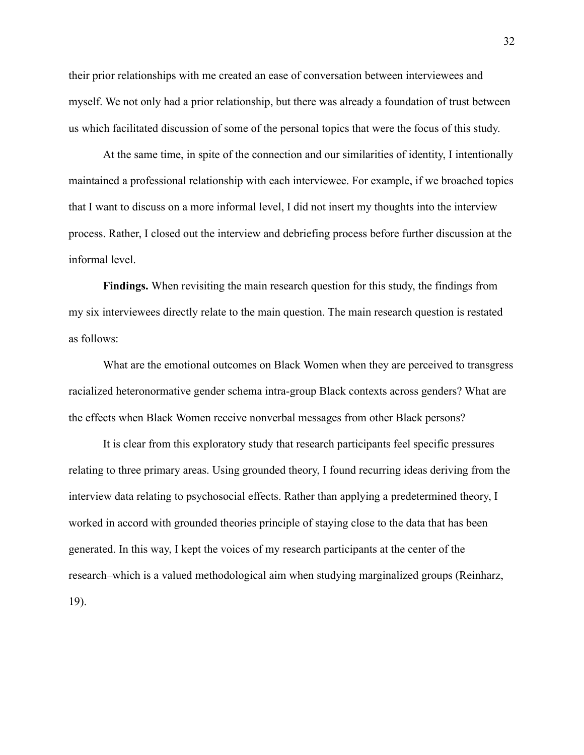their prior relationships with me created an ease of conversation between interviewees and myself. We not only had a prior relationship, but there was already a foundation of trust between us which facilitated discussion of some of the personal topics that were the focus of this study.

At the same time, in spite of the connection and our similarities of identity, I intentionally maintained a professional relationship with each interviewee. For example, if we broached topics that I want to discuss on a more informal level, I did not insert my thoughts into the interview process. Rather, I closed out the interview and debriefing process before further discussion at the informal level.

**Findings.** When revisiting the main research question for this study, the findings from my six interviewees directly relate to the main question. The main research question is restated as follows:

What are the emotional outcomes on Black Women when they are perceived to transgress racialized heteronormative gender schema intra-group Black contexts across genders? What are the effects when Black Women receive nonverbal messages from other Black persons?

It is clear from this exploratory study that research participants feel specific pressures relating to three primary areas. Using grounded theory, I found recurring ideas deriving from the interview data relating to psychosocial effects. Rather than applying a predetermined theory, I worked in accord with grounded theories principle of staying close to the data that has been generated. In this way, I kept the voices of my research participants at the center of the research–which is a valued methodological aim when studying marginalized groups (Reinharz, 19).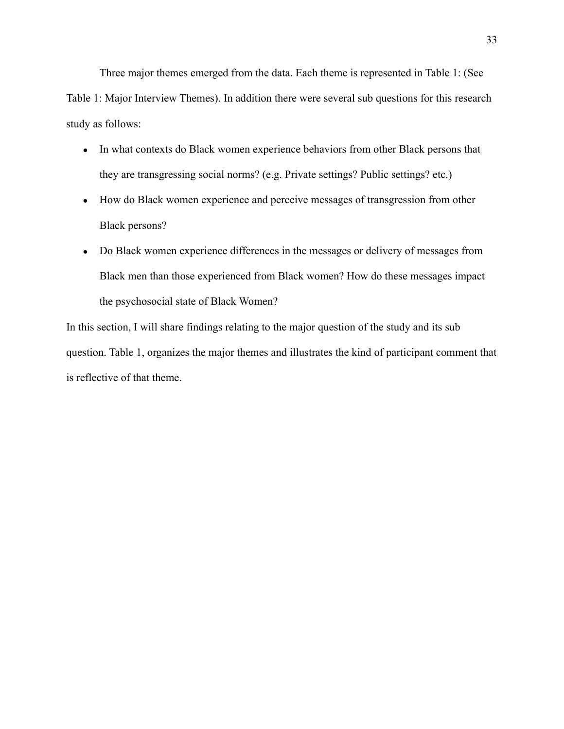Three major themes emerged from the data. Each theme is represented in Table 1: (See Table 1: Major Interview Themes). In addition there were several sub questions for this research study as follows:

- In what contexts do Black women experience behaviors from other Black persons that they are transgressing social norms? (e.g. Private settings? Public settings? etc.)
- How do Black women experience and perceive messages of transgression from other Black persons?
- Do Black women experience differences in the messages or delivery of messages from Black men than those experienced from Black women? How do these messages impact the psychosocial state of Black Women?

In this section, I will share findings relating to the major question of the study and its sub question. Table 1, organizes the major themes and illustrates the kind of participant comment that is reflective of that theme.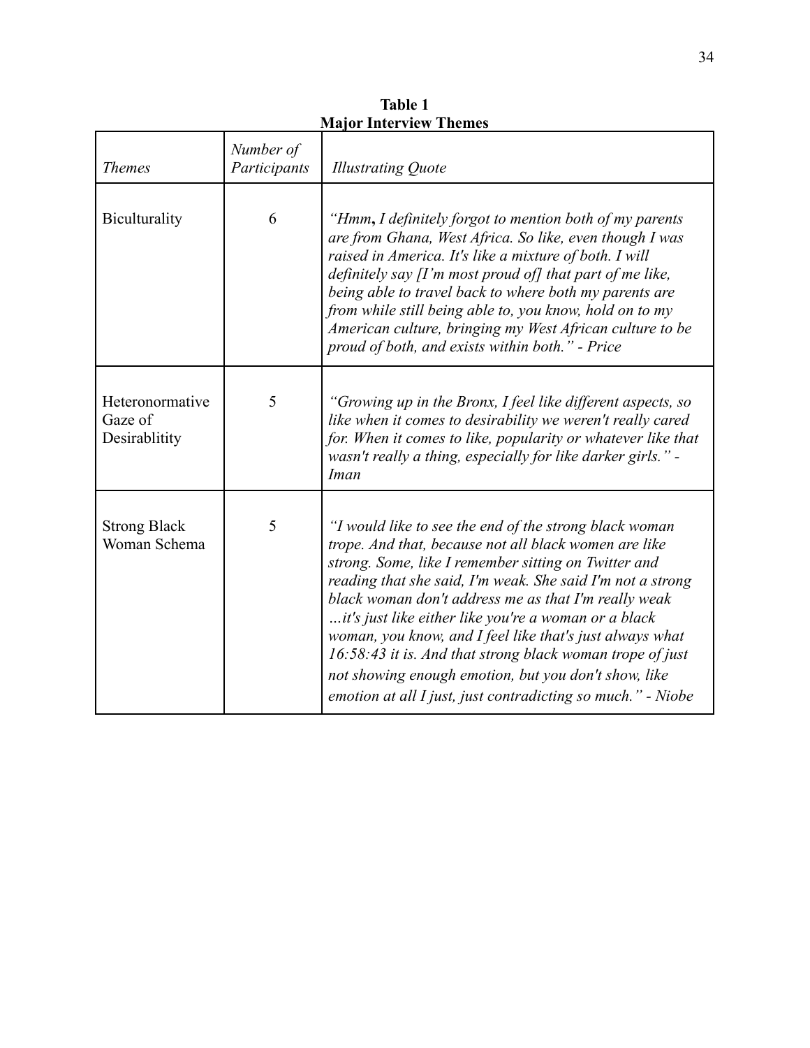**Table 1**
**Major Interview Themes**

| *Themes* | *Number of Participants* | *Illustrating Quote* |
|---|---|---|
| Biculturality | 6 | *"Hmm*, *I definitely forgot to mention both of my parents are from Ghana, West Africa. So like, even though I was raised in America. It's like a mixture of both. I will definitely say [I'm most proud of] that part of me like, being able to travel back to where both my parents are from while still being able to, you know, hold on to my American culture, bringing my West African culture to be proud of both, and exists within both." - Price* |
| Heteronormative Gaze of Desirablitity | 5 | *"Growing up in the Bronx, I feel like different aspects, so like when it comes to desirability we weren't really cared for. When it comes to like, popularity or whatever like that wasn't really a thing, especially for like darker girls." - Iman* |
| Strong Black Woman Schema | 5 | *"I would like to see the end of the strong black woman trope. And that, because not all black women are like strong. Some, like I remember sitting on Twitter and reading that she said, I'm weak. She said I'm not a strong black woman don't address me as that I'm really weak …it's just like either like you're a woman or a black woman, you know, and I feel like that's just always what 16:58:43 it is. And that strong black woman trope of just not showing enough emotion, but you don't show, like emotion at all I just, just contradicting so much." - Niobe* |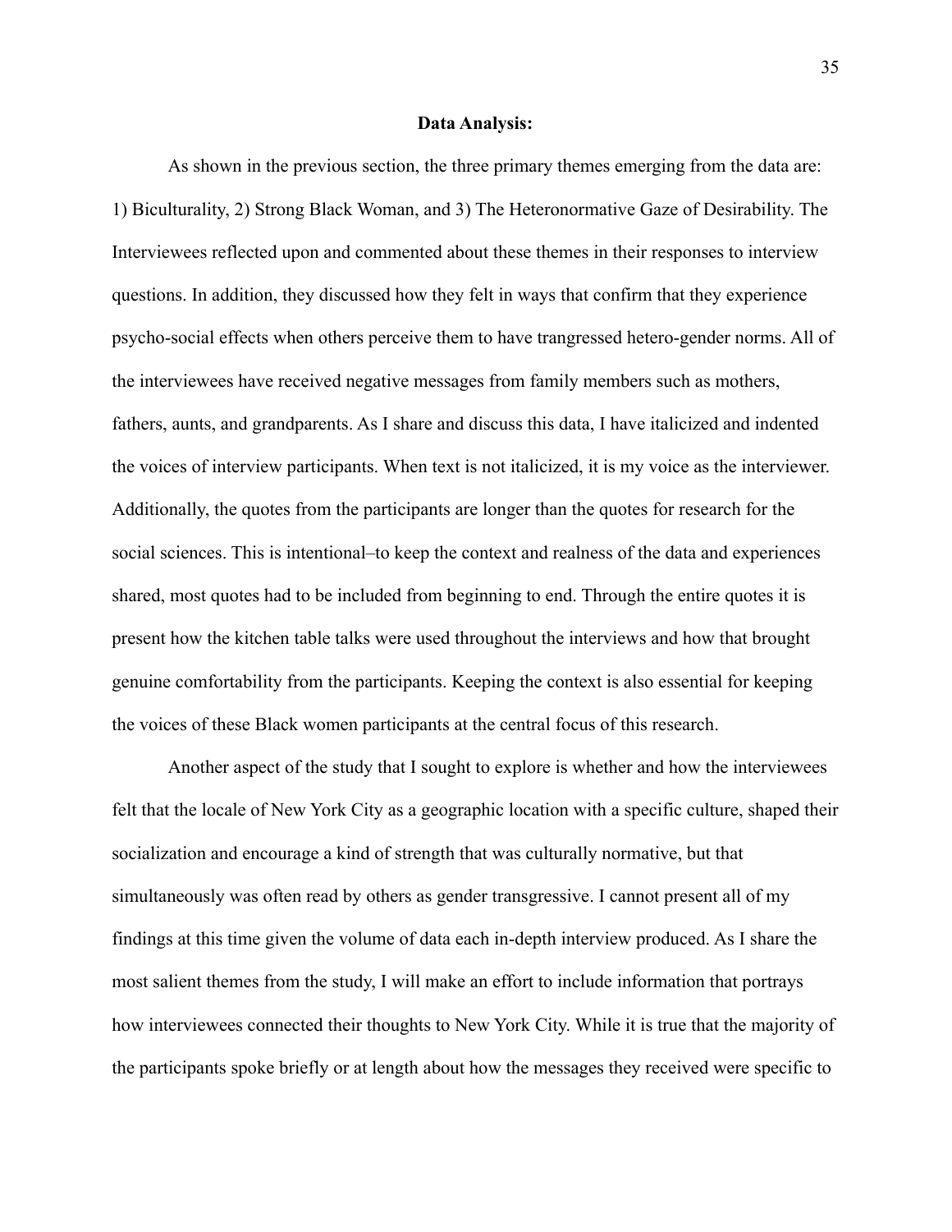**Data Analysis:**

As shown in the previous section, the three primary themes emerging from the data are: 1) Biculturality, 2) Strong Black Woman, and 3) The Heteronormative Gaze of Desirability. The Interviewees reflected upon and commented about these themes in their responses to interview questions. In addition, they discussed how they felt in ways that confirm that they experience psycho-social effects when others perceive them to have trangressed hetero-gender norms. All of the interviewees have received negative messages from family members such as mothers, fathers, aunts, and grandparents. As I share and discuss this data, I have italicized and indented the voices of interview participants. When text is not italicized, it is my voice as the interviewer. Additionally, the quotes from the participants are longer than the quotes for research for the social sciences. This is intentional–to keep the context and realness of the data and experiences shared, most quotes had to be included from beginning to end. Through the entire quotes it is present how the kitchen table talks were used throughout the interviews and how that brought genuine comfortability from the participants. Keeping the context is also essential for keeping the voices of these Black women participants at the central focus of this research.

Another aspect of the study that I sought to explore is whether and how the interviewees felt that the locale of New York City as a geographic location with a specific culture, shaped their socialization and encourage a kind of strength that was culturally normative, but that simultaneously was often read by others as gender transgressive. I cannot present all of my findings at this time given the volume of data each in-depth interview produced. As I share the most salient themes from the study, I will make an effort to include information that portrays how interviewees connected their thoughts to New York City. While it is true that the majority of the participants spoke briefly or at length about how the messages they received were specific to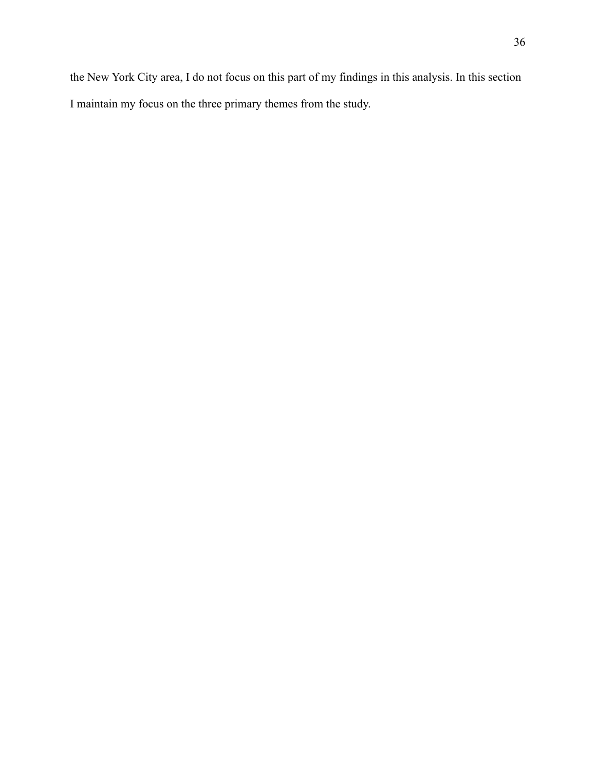the New York City area, I do not focus on this part of my findings in this analysis. In this section I maintain my focus on the three primary themes from the study.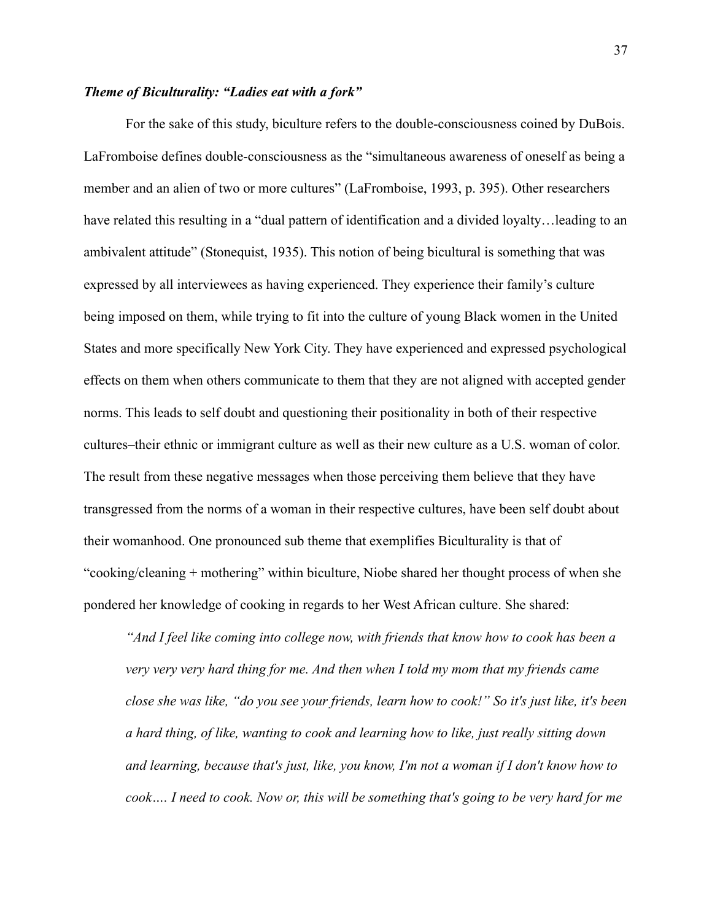***Theme of Biculturality: "Ladies eat with a fork"***

For the sake of this study, biculture refers to the double-consciousness coined by DuBois. LaFromboise defines double-consciousness as the "simultaneous awareness of oneself as being a member and an alien of two or more cultures" (LaFromboise, 1993, p. 395). Other researchers have related this resulting in a "dual pattern of identification and a divided loyalty…leading to an ambivalent attitude" (Stonequist, 1935). This notion of being bicultural is something that was expressed by all interviewees as having experienced. They experience their family's culture being imposed on them, while trying to fit into the culture of young Black women in the United States and more specifically New York City. They have experienced and expressed psychological effects on them when others communicate to them that they are not aligned with accepted gender norms. This leads to self doubt and questioning their positionality in both of their respective cultures–their ethnic or immigrant culture as well as their new culture as a U.S. woman of color. The result from these negative messages when those perceiving them believe that they have transgressed from the norms of a woman in their respective cultures, have been self doubt about their womanhood. One pronounced sub theme that exemplifies Biculturality is that of "cooking/cleaning + mothering" within biculture, Niobe shared her thought process of when she pondered her knowledge of cooking in regards to her West African culture. She shared:

> *"And I feel like coming into college now, with friends that know how to cook has been a very very very hard thing for me. And then when I told my mom that my friends came close she was like, "do you see your friends, learn how to cook!" So it's just like, it's been a hard thing, of like, wanting to cook and learning how to like, just really sitting down and learning, because that's just, like, you know, I'm not a woman if I don't know how to cook…. I need to cook. Now or, this will be something that's going to be very hard for me*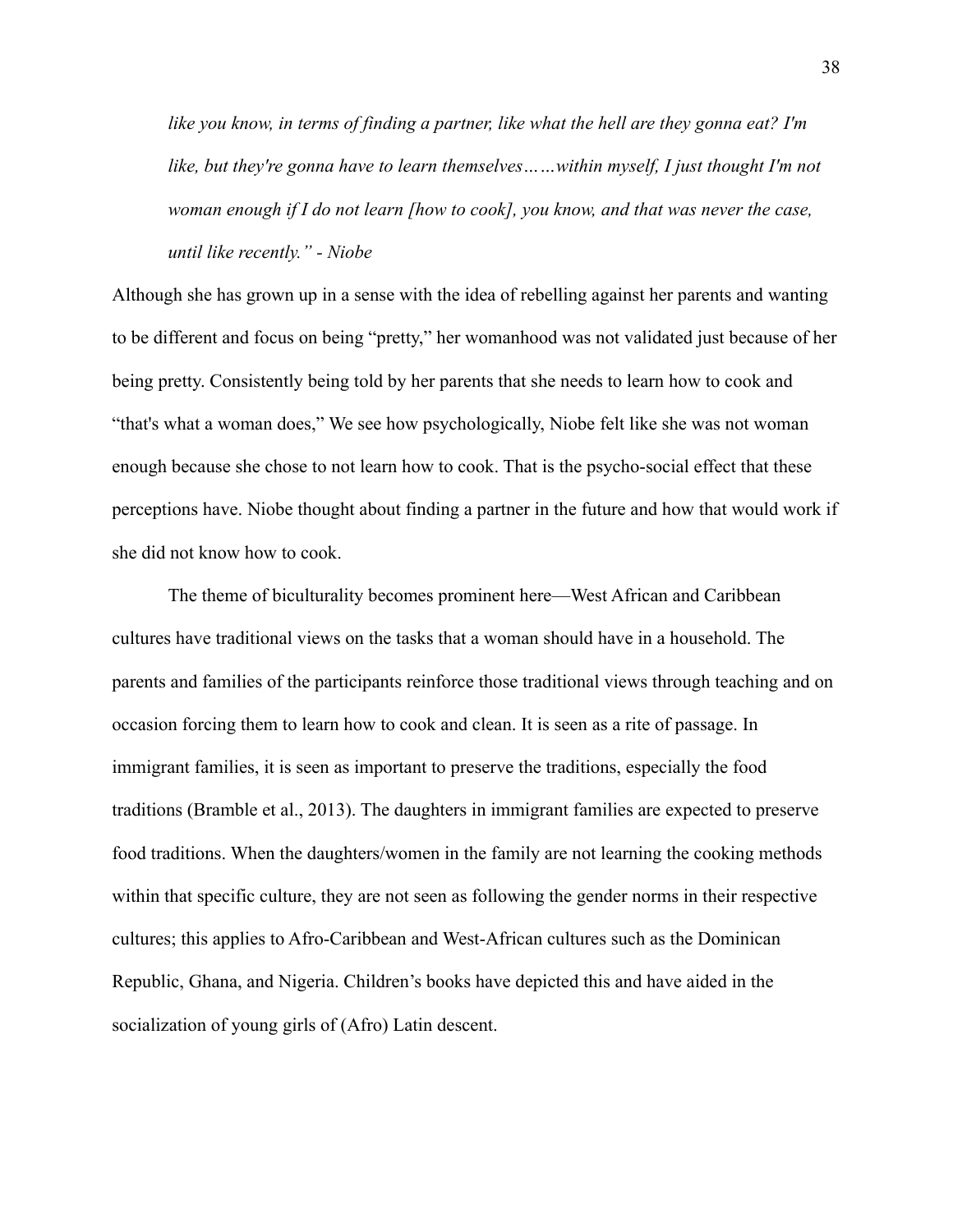> *like you know, in terms of finding a partner, like what the hell are they gonna eat? I'm like, but they're gonna have to learn themselves……within myself, I just thought I'm not woman enough if I do not learn [how to cook], you know, and that was never the case, until like recently." - Niobe*

Although she has grown up in a sense with the idea of rebelling against her parents and wanting to be different and focus on being "pretty," her womanhood was not validated just because of her being pretty. Consistently being told by her parents that she needs to learn how to cook and "that's what a woman does," We see how psychologically, Niobe felt like she was not woman enough because she chose to not learn how to cook. That is the psycho-social effect that these perceptions have. Niobe thought about finding a partner in the future and how that would work if she did not know how to cook.

The theme of biculturality becomes prominent here—West African and Caribbean cultures have traditional views on the tasks that a woman should have in a household. The parents and families of the participants reinforce those traditional views through teaching and on occasion forcing them to learn how to cook and clean. It is seen as a rite of passage. In immigrant families, it is seen as important to preserve the traditions, especially the food traditions (Bramble et al., 2013). The daughters in immigrant families are expected to preserve food traditions. When the daughters/women in the family are not learning the cooking methods within that specific culture, they are not seen as following the gender norms in their respective cultures; this applies to Afro-Caribbean and West-African cultures such as the Dominican Republic, Ghana, and Nigeria. Children's books have depicted this and have aided in the socialization of young girls of (Afro) Latin descent.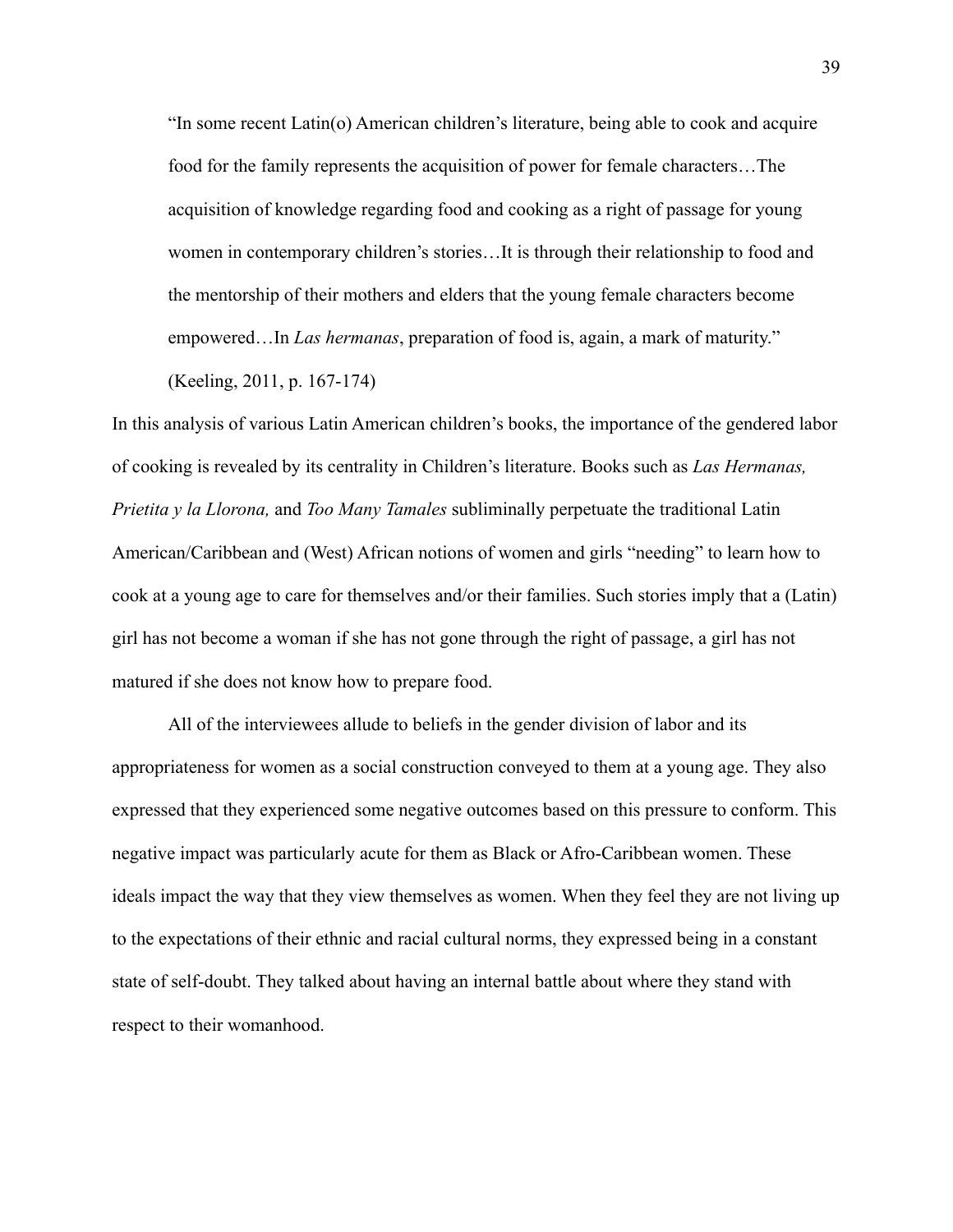> "In some recent Latin(o) American children's literature, being able to cook and acquire food for the family represents the acquisition of power for female characters…The acquisition of knowledge regarding food and cooking as a right of passage for young women in contemporary children's stories…It is through their relationship to food and the mentorship of their mothers and elders that the young female characters become empowered…In *Las hermanas*, preparation of food is, again, a mark of maturity." (Keeling, 2011, p. 167-174)

In this analysis of various Latin American children's books, the importance of the gendered labor of cooking is revealed by its centrality in Children's literature. Books such as *Las Hermanas, Prietita y la Llorona,* and *Too Many Tamales* subliminally perpetuate the traditional Latin American/Caribbean and (West) African notions of women and girls "needing" to learn how to cook at a young age to care for themselves and/or their families. Such stories imply that a (Latin) girl has not become a woman if she has not gone through the right of passage, a girl has not matured if she does not know how to prepare food.

All of the interviewees allude to beliefs in the gender division of labor and its appropriateness for women as a social construction conveyed to them at a young age. They also expressed that they experienced some negative outcomes based on this pressure to conform. This negative impact was particularly acute for them as Black or Afro-Caribbean women. These ideals impact the way that they view themselves as women. When they feel they are not living up to the expectations of their ethnic and racial cultural norms, they expressed being in a constant state of self-doubt. They talked about having an internal battle about where they stand with respect to their womanhood.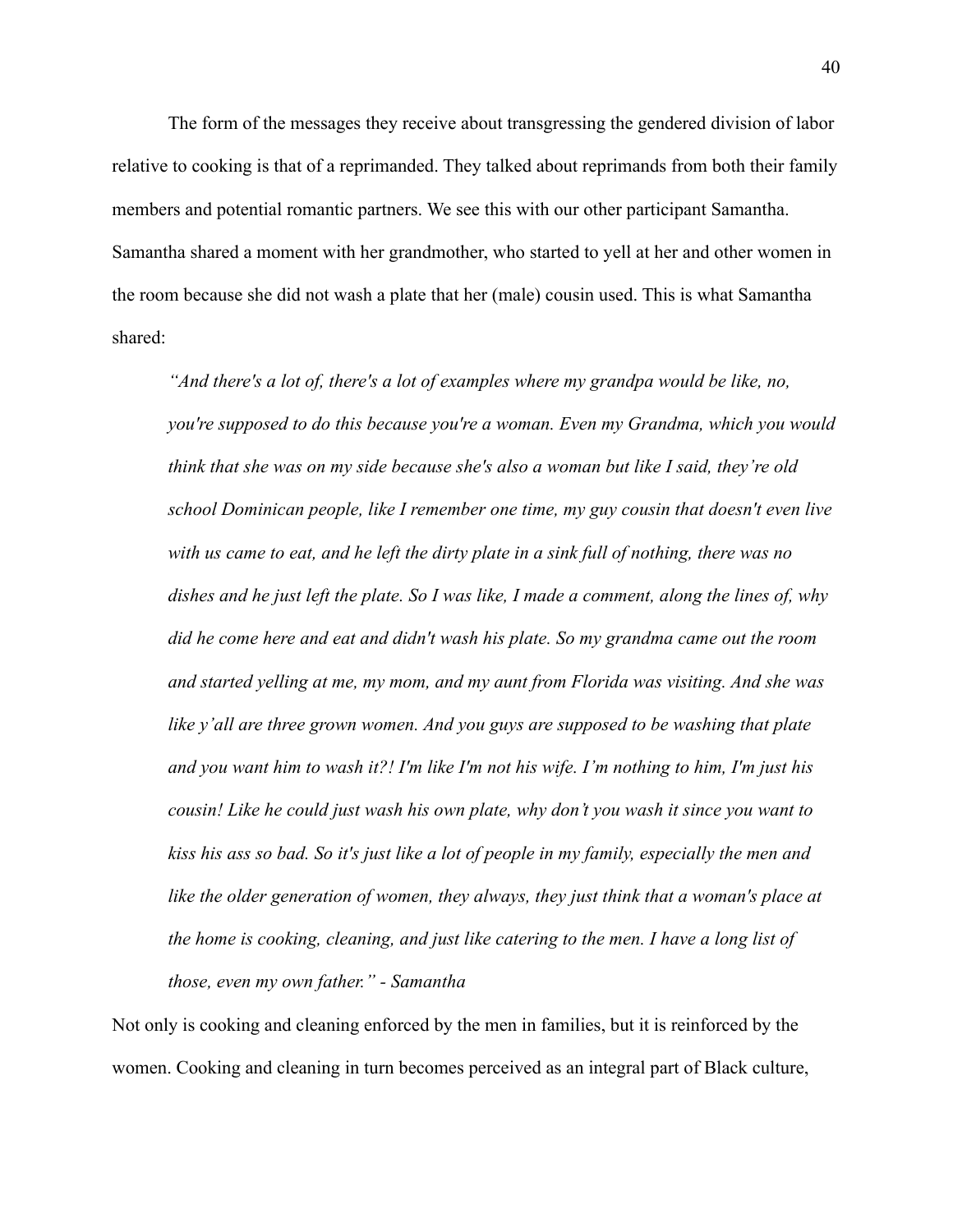The form of the messages they receive about transgressing the gendered division of labor relative to cooking is that of a reprimanded. They talked about reprimands from both their family members and potential romantic partners. We see this with our other participant Samantha. Samantha shared a moment with her grandmother, who started to yell at her and other women in the room because she did not wash a plate that her (male) cousin used. This is what Samantha shared:

> *"And there's a lot of, there's a lot of examples where my grandpa would be like, no, you're supposed to do this because you're a woman. Even my Grandma, which you would think that she was on my side because she's also a woman but like I said, they're old school Dominican people, like I remember one time, my guy cousin that doesn't even live with us came to eat, and he left the dirty plate in a sink full of nothing, there was no dishes and he just left the plate. So I was like, I made a comment, along the lines of, why did he come here and eat and didn't wash his plate. So my grandma came out the room and started yelling at me, my mom, and my aunt from Florida was visiting. And she was like y'all are three grown women. And you guys are supposed to be washing that plate and you want him to wash it?! I'm like I'm not his wife. I'm nothing to him, I'm just his cousin! Like he could just wash his own plate, why don't you wash it since you want to kiss his ass so bad. So it's just like a lot of people in my family, especially the men and like the older generation of women, they always, they just think that a woman's place at the home is cooking, cleaning, and just like catering to the men. I have a long list of those, even my own father." - Samantha*

Not only is cooking and cleaning enforced by the men in families, but it is reinforced by the women. Cooking and cleaning in turn becomes perceived as an integral part of Black culture,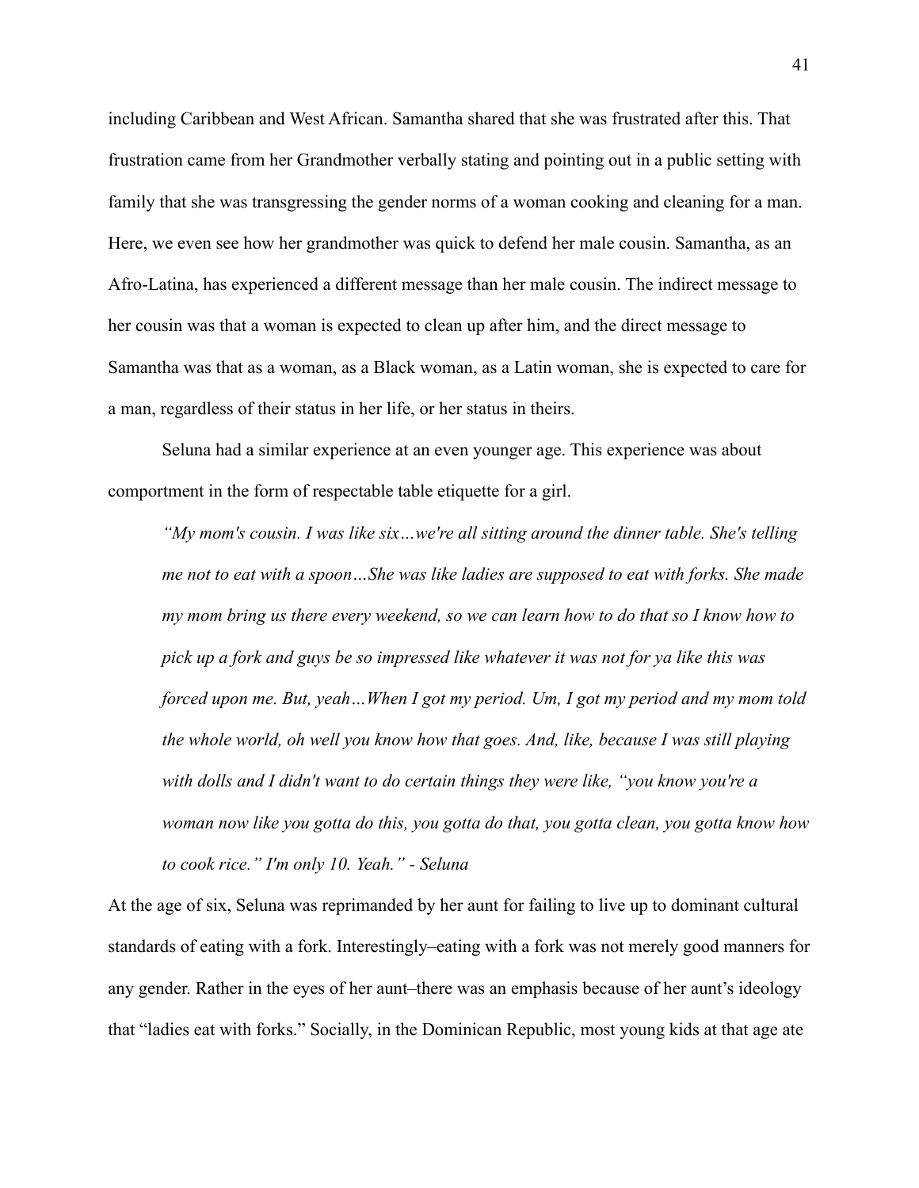including Caribbean and West African. Samantha shared that she was frustrated after this. That frustration came from her Grandmother verbally stating and pointing out in a public setting with family that she was transgressing the gender norms of a woman cooking and cleaning for a man. Here, we even see how her grandmother was quick to defend her male cousin. Samantha, as an Afro-Latina, has experienced a different message than her male cousin. The indirect message to her cousin was that a woman is expected to clean up after him, and the direct message to Samantha was that as a woman, as a Black woman, as a Latin woman, she is expected to care for a man, regardless of their status in her life, or her status in theirs.

Seluna had a similar experience at an even younger age. This experience was about comportment in the form of respectable table etiquette for a girl.

> *"My mom's cousin. I was like six…we're all sitting around the dinner table. She's telling me not to eat with a spoon…She was like ladies are supposed to eat with forks. She made my mom bring us there every weekend, so we can learn how to do that so I know how to pick up a fork and guys be so impressed like whatever it was not for ya like this was forced upon me. But, yeah…When I got my period. Um, I got my period and my mom told the whole world, oh well you know how that goes. And, like, because I was still playing with dolls and I didn't want to do certain things they were like, "you know you're a woman now like you gotta do this, you gotta do that, you gotta clean, you gotta know how to cook rice." I'm only 10. Yeah." - Seluna*

At the age of six, Seluna was reprimanded by her aunt for failing to live up to dominant cultural standards of eating with a fork. Interestingly–eating with a fork was not merely good manners for any gender. Rather in the eyes of her aunt–there was an emphasis because of her aunt's ideology that "ladies eat with forks." Socially, in the Dominican Republic, most young kids at that age ate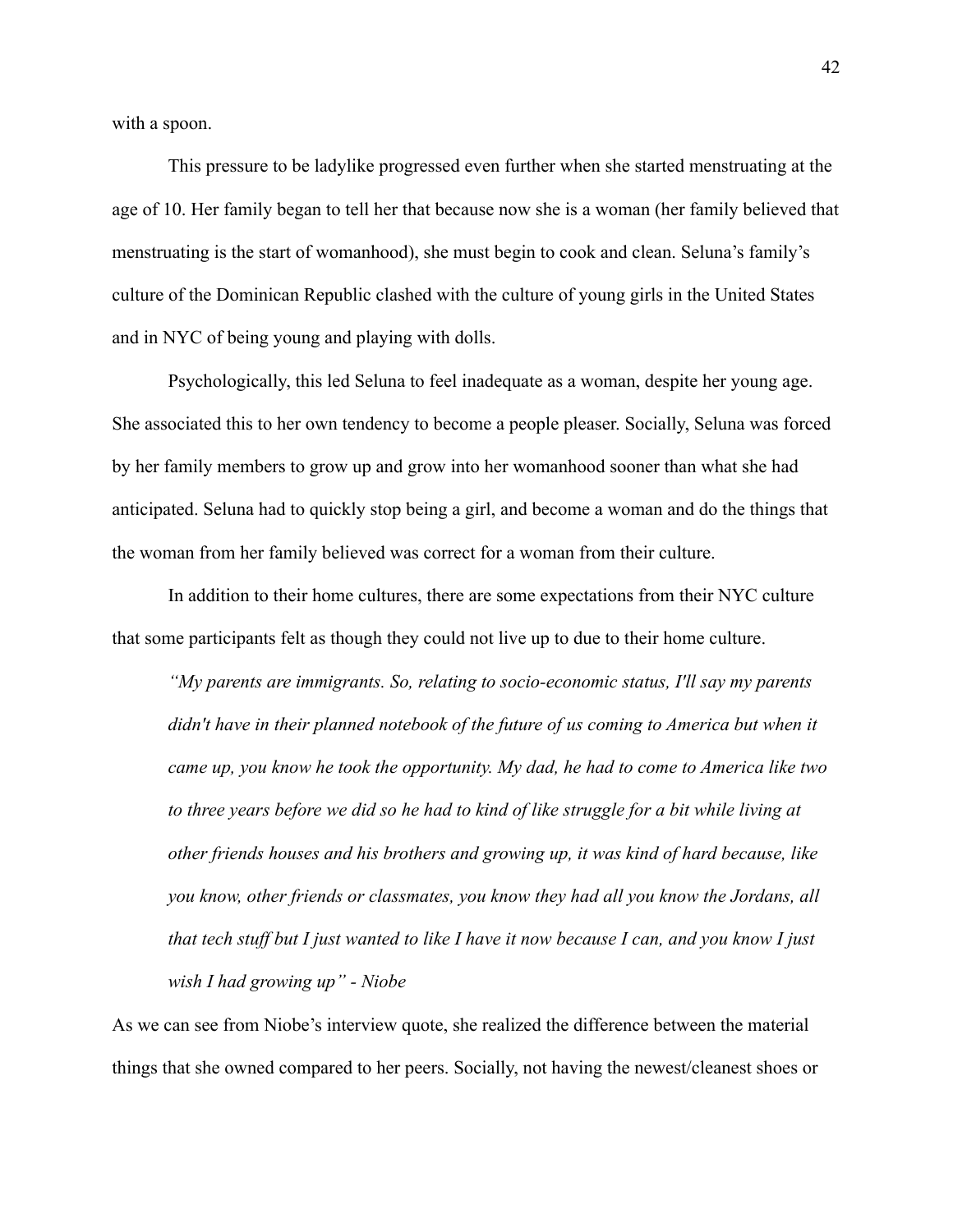with a spoon.

This pressure to be ladylike progressed even further when she started menstruating at the age of 10. Her family began to tell her that because now she is a woman (her family believed that menstruating is the start of womanhood), she must begin to cook and clean. Seluna's family's culture of the Dominican Republic clashed with the culture of young girls in the United States and in NYC of being young and playing with dolls.

Psychologically, this led Seluna to feel inadequate as a woman, despite her young age. She associated this to her own tendency to become a people pleaser. Socially, Seluna was forced by her family members to grow up and grow into her womanhood sooner than what she had anticipated. Seluna had to quickly stop being a girl, and become a woman and do the things that the woman from her family believed was correct for a woman from their culture.

In addition to their home cultures, there are some expectations from their NYC culture that some participants felt as though they could not live up to due to their home culture.

> *"My parents are immigrants. So, relating to socio-economic status, I'll say my parents didn't have in their planned notebook of the future of us coming to America but when it came up, you know he took the opportunity. My dad, he had to come to America like two to three years before we did so he had to kind of like struggle for a bit while living at other friends houses and his brothers and growing up, it was kind of hard because, like you know, other friends or classmates, you know they had all you know the Jordans, all that tech stuff but I just wanted to like I have it now because I can, and you know I just wish I had growing up" - Niobe*

As we can see from Niobe's interview quote, she realized the difference between the material things that she owned compared to her peers. Socially, not having the newest/cleanest shoes or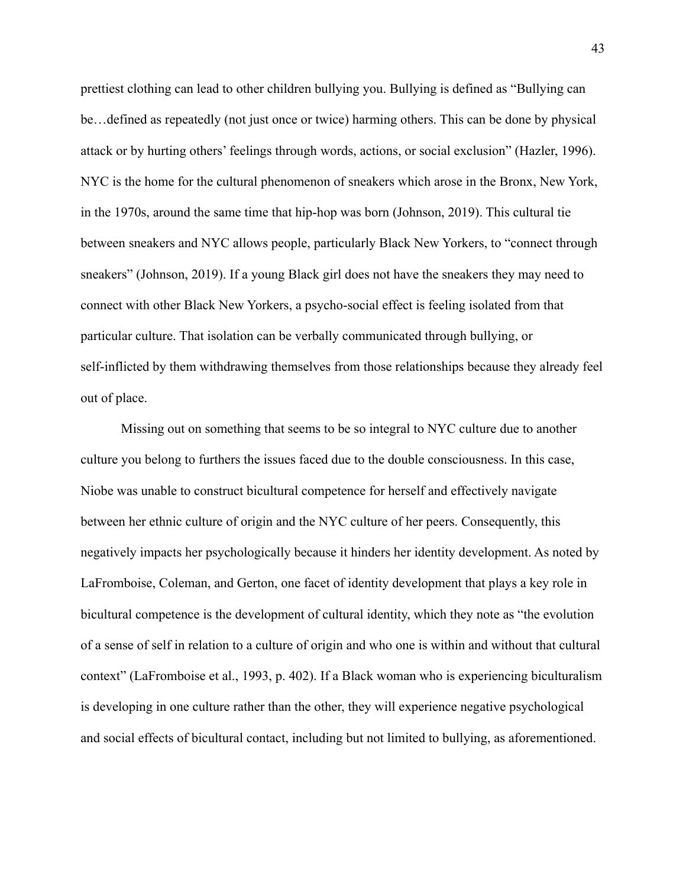prettiest clothing can lead to other children bullying you. Bullying is defined as "Bullying can be…defined as repeatedly (not just once or twice) harming others. This can be done by physical attack or by hurting others' feelings through words, actions, or social exclusion" (Hazler, 1996). NYC is the home for the cultural phenomenon of sneakers which arose in the Bronx, New York, in the 1970s, around the same time that hip-hop was born (Johnson, 2019). This cultural tie between sneakers and NYC allows people, particularly Black New Yorkers, to "connect through sneakers" (Johnson, 2019). If a young Black girl does not have the sneakers they may need to connect with other Black New Yorkers, a psycho-social effect is feeling isolated from that particular culture. That isolation can be verbally communicated through bullying, or self-inflicted by them withdrawing themselves from those relationships because they already feel out of place.

Missing out on something that seems to be so integral to NYC culture due to another culture you belong to furthers the issues faced due to the double consciousness. In this case, Niobe was unable to construct bicultural competence for herself and effectively navigate between her ethnic culture of origin and the NYC culture of her peers. Consequently, this negatively impacts her psychologically because it hinders her identity development. As noted by LaFromboise, Coleman, and Gerton, one facet of identity development that plays a key role in bicultural competence is the development of cultural identity, which they note as "the evolution of a sense of self in relation to a culture of origin and who one is within and without that cultural context" (LaFromboise et al., 1993, p. 402). If a Black woman who is experiencing biculturalism is developing in one culture rather than the other, they will experience negative psychological and social effects of bicultural contact, including but not limited to bullying, as aforementioned.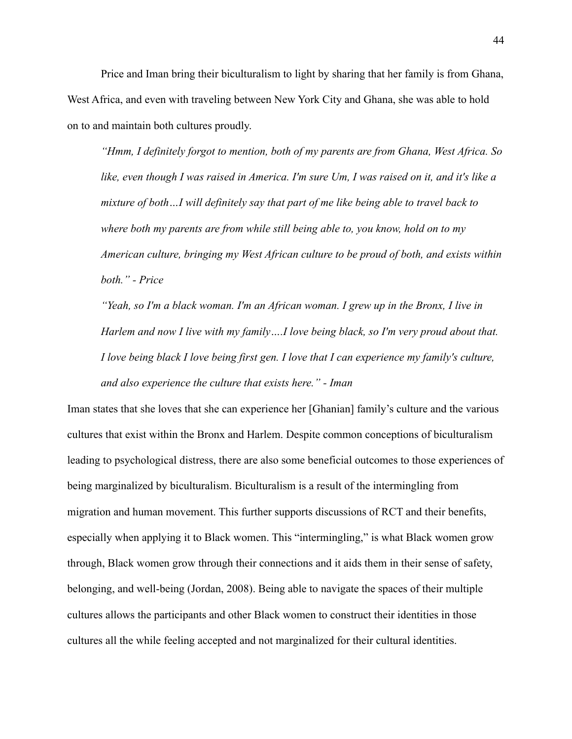Price and Iman bring their biculturalism to light by sharing that her family is from Ghana, West Africa, and even with traveling between New York City and Ghana, she was able to hold on to and maintain both cultures proudly.

> *"Hmm, I definitely forgot to mention, both of my parents are from Ghana, West Africa. So like, even though I was raised in America. I'm sure Um, I was raised on it, and it's like a mixture of both…I will definitely say that part of me like being able to travel back to where both my parents are from while still being able to, you know, hold on to my American culture, bringing my West African culture to be proud of both, and exists within both." - Price*
>
> *"Yeah, so I'm a black woman. I'm an African woman. I grew up in the Bronx, I live in Harlem and now I live with my family….I love being black, so I'm very proud about that. I love being black I love being first gen. I love that I can experience my family's culture, and also experience the culture that exists here." - Iman*

Iman states that she loves that she can experience her [Ghanian] family's culture and the various cultures that exist within the Bronx and Harlem. Despite common conceptions of biculturalism leading to psychological distress, there are also some beneficial outcomes to those experiences of being marginalized by biculturalism. Biculturalism is a result of the intermingling from migration and human movement. This further supports discussions of RCT and their benefits, especially when applying it to Black women. This "intermingling," is what Black women grow through, Black women grow through their connections and it aids them in their sense of safety, belonging, and well-being (Jordan, 2008). Being able to navigate the spaces of their multiple cultures allows the participants and other Black women to construct their identities in those cultures all the while feeling accepted and not marginalized for their cultural identities.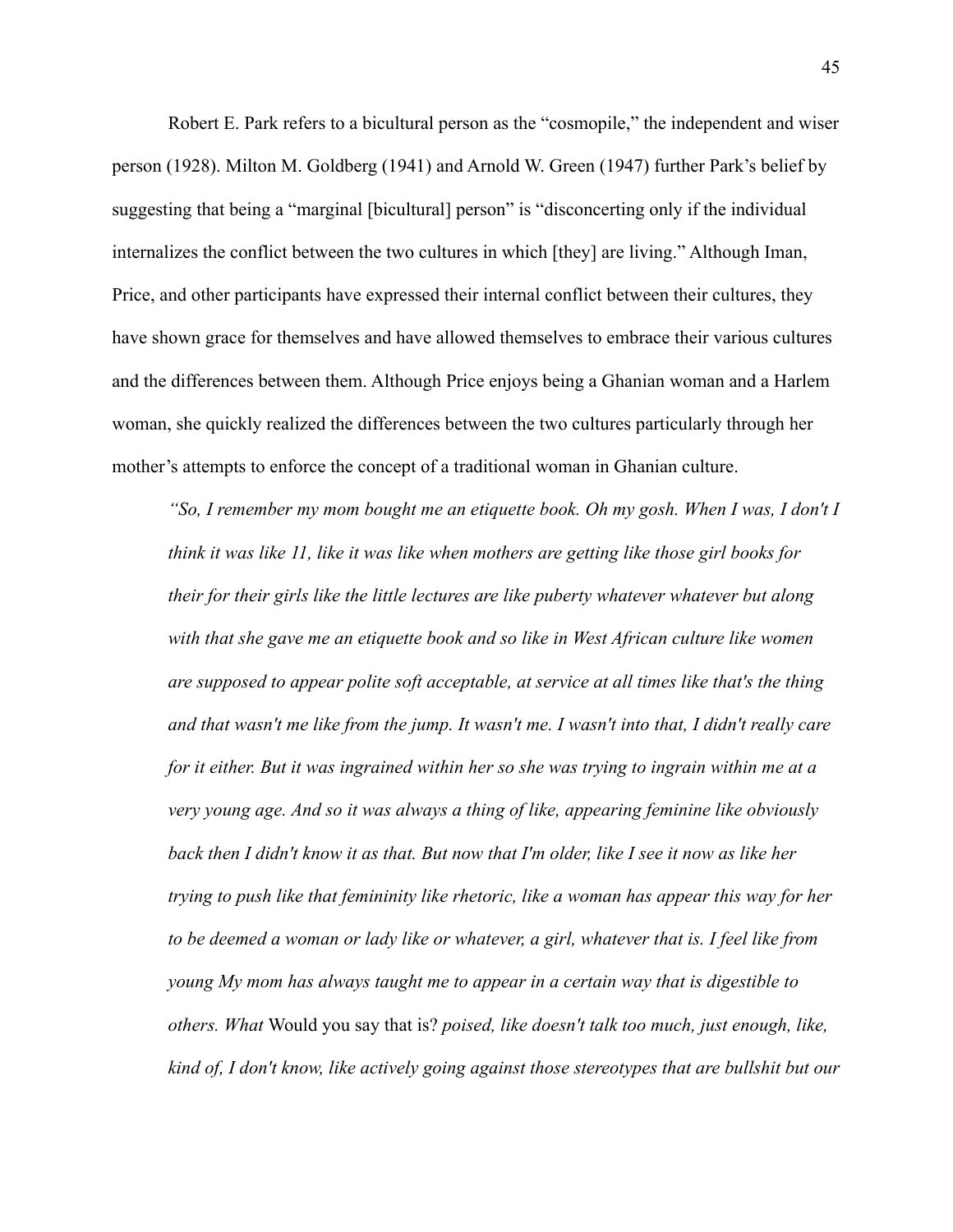Robert E. Park refers to a bicultural person as the "cosmopile," the independent and wiser person (1928). Milton M. Goldberg (1941) and Arnold W. Green (1947) further Park's belief by suggesting that being a "marginal [bicultural] person" is "disconcerting only if the individual internalizes the conflict between the two cultures in which [they] are living." Although Iman, Price, and other participants have expressed their internal conflict between their cultures, they have shown grace for themselves and have allowed themselves to embrace their various cultures and the differences between them. Although Price enjoys being a Ghanian woman and a Harlem woman, she quickly realized the differences between the two cultures particularly through her mother's attempts to enforce the concept of a traditional woman in Ghanian culture.

> *"So, I remember my mom bought me an etiquette book. Oh my gosh. When I was, I don't I think it was like 11, like it was like when mothers are getting like those girl books for their for their girls like the little lectures are like puberty whatever whatever but along with that she gave me an etiquette book and so like in West African culture like women are supposed to appear polite soft acceptable, at service at all times like that's the thing and that wasn't me like from the jump. It wasn't me. I wasn't into that, I didn't really care for it either. But it was ingrained within her so she was trying to ingrain within me at a very young age. And so it was always a thing of like, appearing feminine like obviously back then I didn't know it as that. But now that I'm older, like I see it now as like her trying to push like that femininity like rhetoric, like a woman has appear this way for her to be deemed a woman or lady like or whatever, a girl, whatever that is. I feel like from young My mom has always taught me to appear in a certain way that is digestible to others. What* Would you say that is? *poised, like doesn't talk too much, just enough, like, kind of, I don't know, like actively going against those stereotypes that are bullshit but our*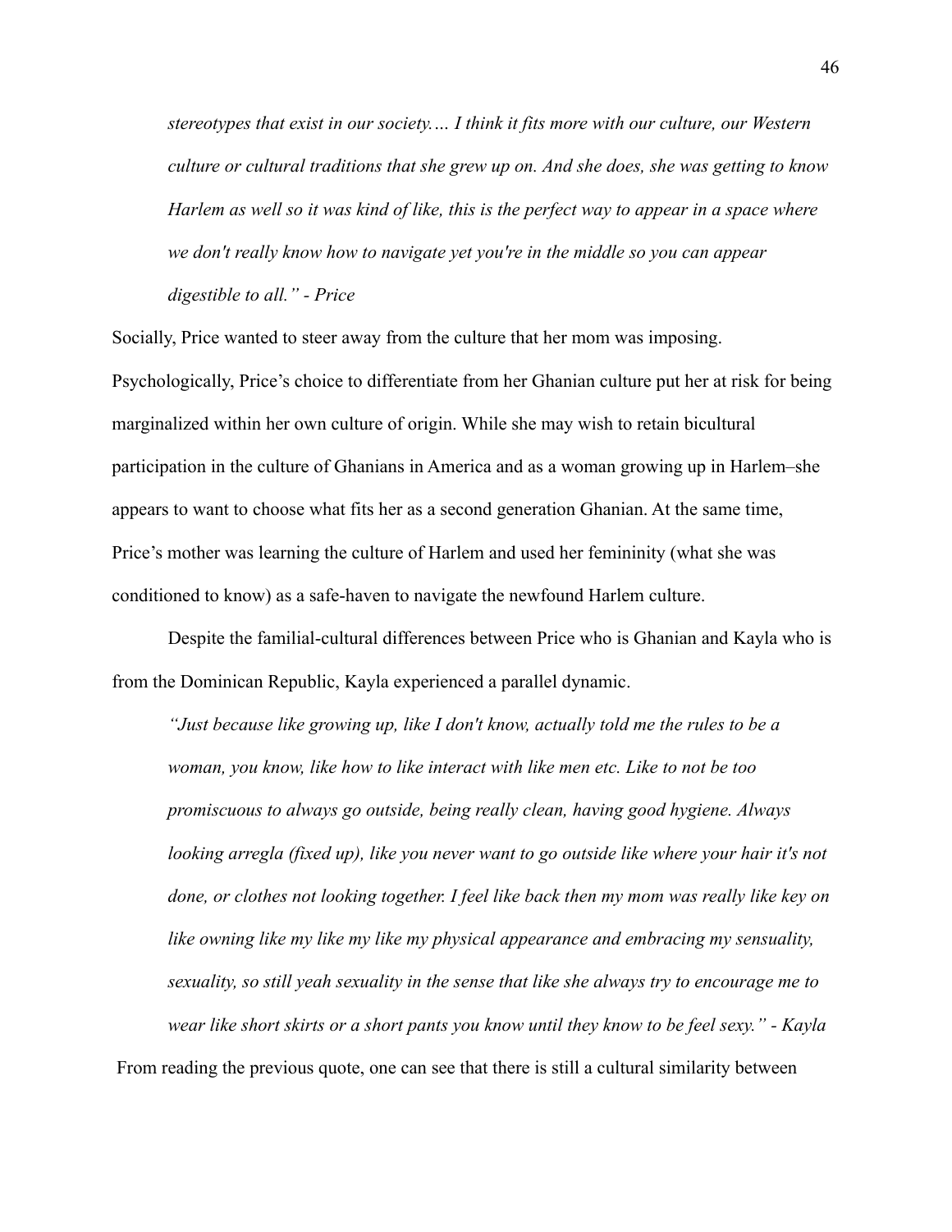*stereotypes that exist in our society.… I think it fits more with our culture, our Western culture or cultural traditions that she grew up on. And she does, she was getting to know Harlem as well so it was kind of like, this is the perfect way to appear in a space where we don't really know how to navigate yet you're in the middle so you can appear digestible to all." - Price*

Socially, Price wanted to steer away from the culture that her mom was imposing. Psychologically, Price's choice to differentiate from her Ghanian culture put her at risk for being marginalized within her own culture of origin. While she may wish to retain bicultural participation in the culture of Ghanians in America and as a woman growing up in Harlem–she appears to want to choose what fits her as a second generation Ghanian. At the same time, Price's mother was learning the culture of Harlem and used her femininity (what she was conditioned to know) as a safe-haven to navigate the newfound Harlem culture.

Despite the familial-cultural differences between Price who is Ghanian and Kayla who is from the Dominican Republic, Kayla experienced a parallel dynamic.

*"Just because like growing up, like I don't know, actually told me the rules to be a woman, you know, like how to like interact with like men etc. Like to not be too promiscuous to always go outside, being really clean, having good hygiene. Always looking arregla (fixed up), like you never want to go outside like where your hair it's not done, or clothes not looking together. I feel like back then my mom was really like key on like owning like my like my like my physical appearance and embracing my sensuality, sexuality, so still yeah sexuality in the sense that like she always try to encourage me to wear like short skirts or a short pants you know until they know to be feel sexy." - Kayla*

From reading the previous quote, one can see that there is still a cultural similarity between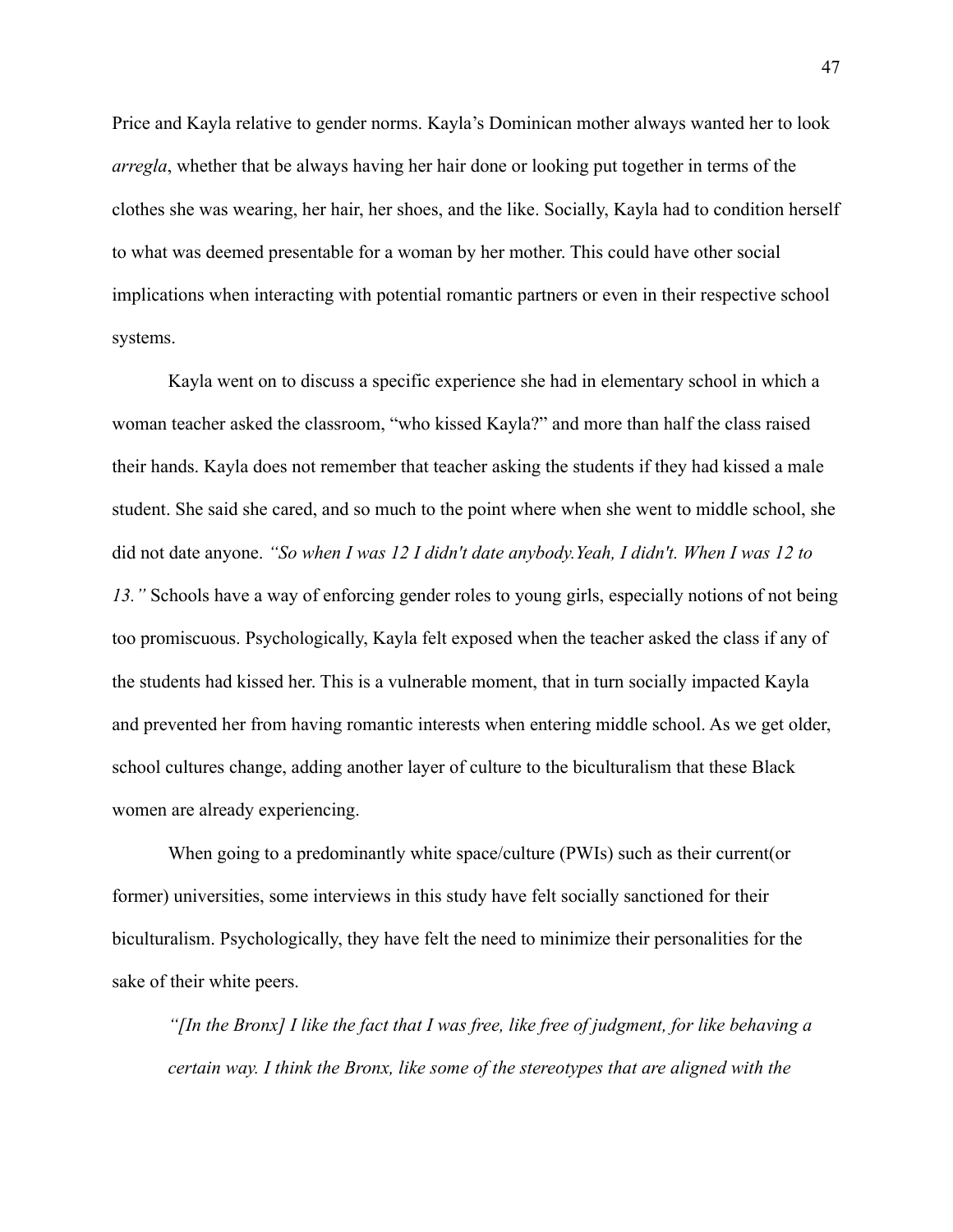Price and Kayla relative to gender norms. Kayla's Dominican mother always wanted her to look *arregla*, whether that be always having her hair done or looking put together in terms of the clothes she was wearing, her hair, her shoes, and the like. Socially, Kayla had to condition herself to what was deemed presentable for a woman by her mother. This could have other social implications when interacting with potential romantic partners or even in their respective school systems.

Kayla went on to discuss a specific experience she had in elementary school in which a woman teacher asked the classroom, "who kissed Kayla?" and more than half the class raised their hands. Kayla does not remember that teacher asking the students if they had kissed a male student. She said she cared, and so much to the point where when she went to middle school, she did not date anyone. *"So when I was 12 I didn't date anybody.Yeah, I didn't. When I was 12 to 13."* Schools have a way of enforcing gender roles to young girls, especially notions of not being too promiscuous. Psychologically, Kayla felt exposed when the teacher asked the class if any of the students had kissed her. This is a vulnerable moment, that in turn socially impacted Kayla and prevented her from having romantic interests when entering middle school. As we get older, school cultures change, adding another layer of culture to the biculturalism that these Black women are already experiencing.

When going to a predominantly white space/culture (PWIs) such as their current(or former) universities, some interviews in this study have felt socially sanctioned for their biculturalism. Psychologically, they have felt the need to minimize their personalities for the sake of their white peers.

> *"[In the Bronx] I like the fact that I was free, like free of judgment, for like behaving a certain way. I think the Bronx, like some of the stereotypes that are aligned with the*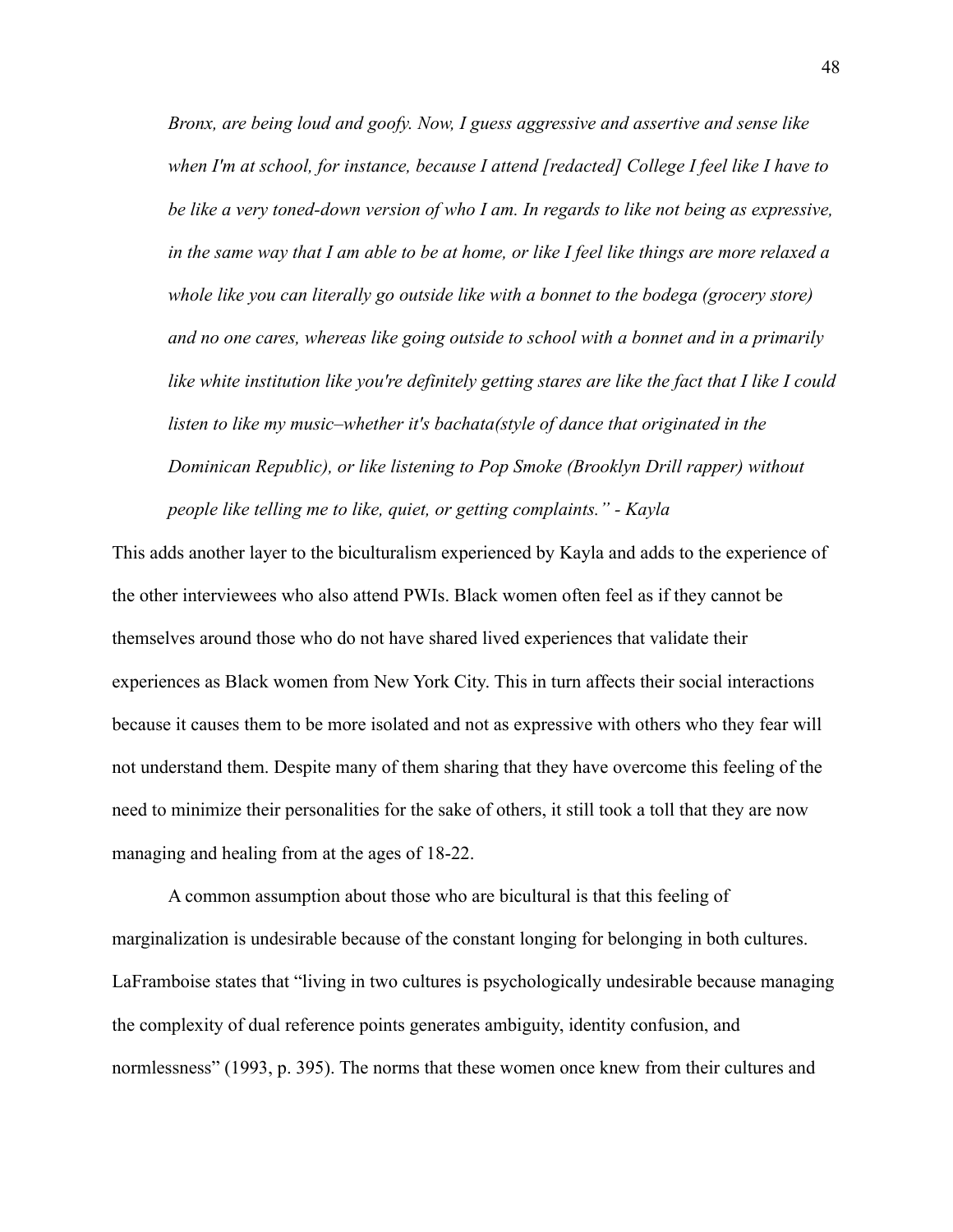*Bronx, are being loud and goofy. Now, I guess aggressive and assertive and sense like when I'm at school, for instance, because I attend [redacted] College I feel like I have to be like a very toned-down version of who I am. In regards to like not being as expressive, in the same way that I am able to be at home, or like I feel like things are more relaxed a whole like you can literally go outside like with a bonnet to the bodega (grocery store) and no one cares, whereas like going outside to school with a bonnet and in a primarily like white institution like you're definitely getting stares are like the fact that I like I could listen to like my music–whether it's bachata(style of dance that originated in the Dominican Republic), or like listening to Pop Smoke (Brooklyn Drill rapper) without people like telling me to like, quiet, or getting complaints." - Kayla*

This adds another layer to the biculturalism experienced by Kayla and adds to the experience of the other interviewees who also attend PWIs. Black women often feel as if they cannot be themselves around those who do not have shared lived experiences that validate their experiences as Black women from New York City. This in turn affects their social interactions because it causes them to be more isolated and not as expressive with others who they fear will not understand them. Despite many of them sharing that they have overcome this feeling of the need to minimize their personalities for the sake of others, it still took a toll that they are now managing and healing from at the ages of 18-22.

A common assumption about those who are bicultural is that this feeling of marginalization is undesirable because of the constant longing for belonging in both cultures. LaFramboise states that "living in two cultures is psychologically undesirable because managing the complexity of dual reference points generates ambiguity, identity confusion, and normlessness" (1993, p. 395). The norms that these women once knew from their cultures and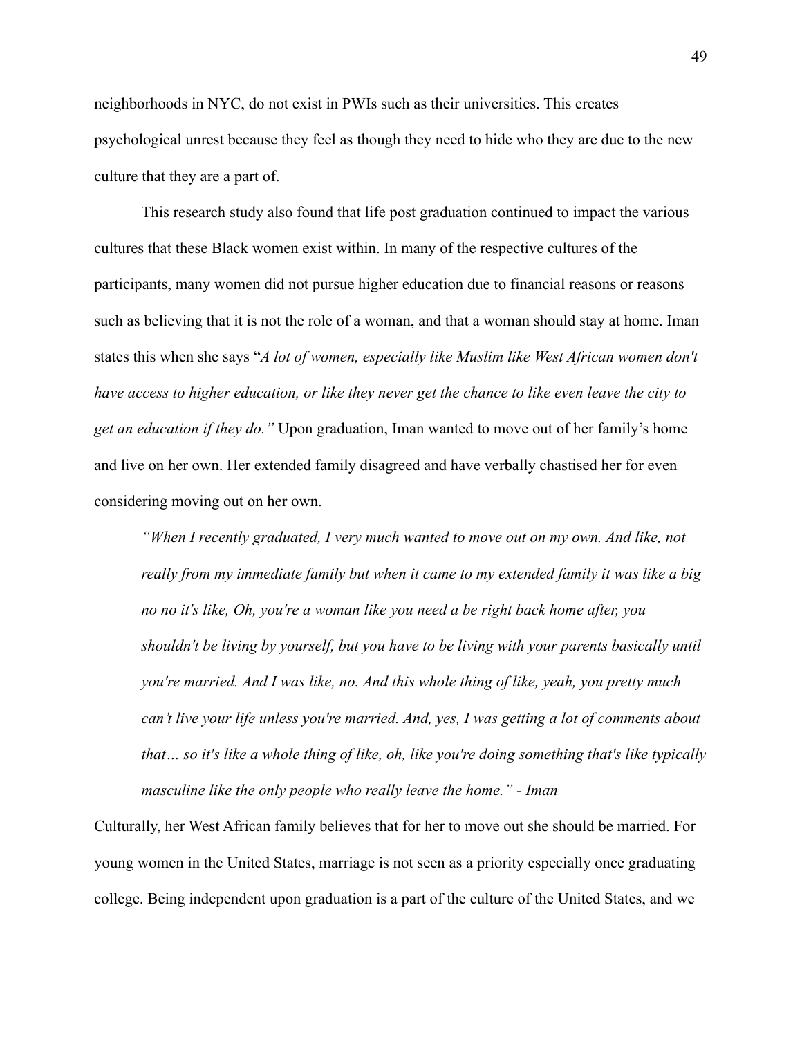neighborhoods in NYC, do not exist in PWIs such as their universities. This creates psychological unrest because they feel as though they need to hide who they are due to the new culture that they are a part of.

This research study also found that life post graduation continued to impact the various cultures that these Black women exist within. In many of the respective cultures of the participants, many women did not pursue higher education due to financial reasons or reasons such as believing that it is not the role of a woman, and that a woman should stay at home. Iman states this when she says "*A lot of women, especially like Muslim like West African women don't have access to higher education, or like they never get the chance to like even leave the city to get an education if they do."* Upon graduation, Iman wanted to move out of her family's home and live on her own. Her extended family disagreed and have verbally chastised her for even considering moving out on her own.

> *"When I recently graduated, I very much wanted to move out on my own. And like, not really from my immediate family but when it came to my extended family it was like a big no no it's like, Oh, you're a woman like you need a be right back home after, you shouldn't be living by yourself, but you have to be living with your parents basically until you're married. And I was like, no. And this whole thing of like, yeah, you pretty much can't live your life unless you're married. And, yes, I was getting a lot of comments about that… so it's like a whole thing of like, oh, like you're doing something that's like typically masculine like the only people who really leave the home." - Iman*

Culturally, her West African family believes that for her to move out she should be married. For young women in the United States, marriage is not seen as a priority especially once graduating college. Being independent upon graduation is a part of the culture of the United States, and we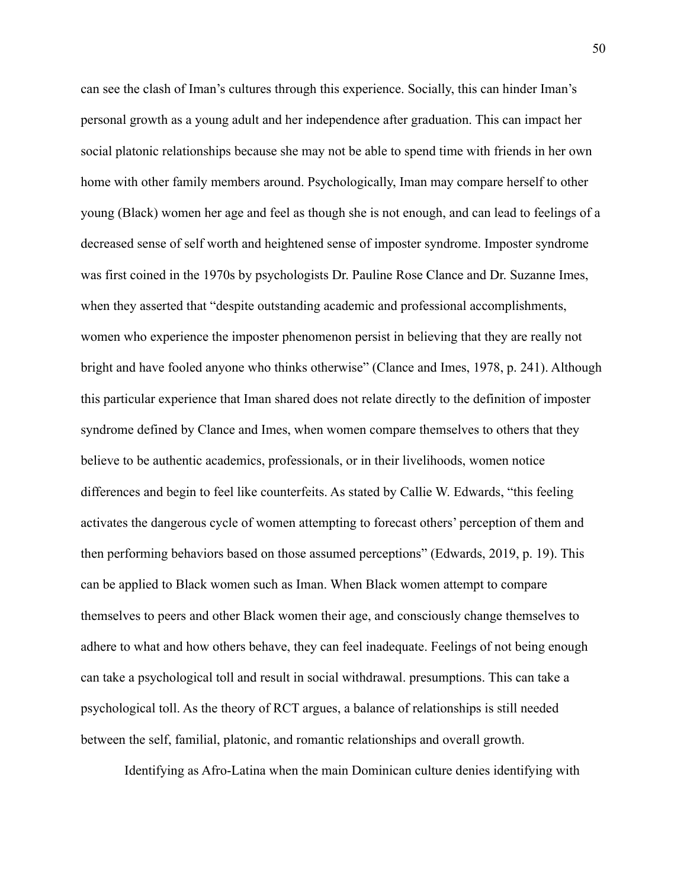can see the clash of Iman's cultures through this experience. Socially, this can hinder Iman's personal growth as a young adult and her independence after graduation. This can impact her social platonic relationships because she may not be able to spend time with friends in her own home with other family members around. Psychologically, Iman may compare herself to other young (Black) women her age and feel as though she is not enough, and can lead to feelings of a decreased sense of self worth and heightened sense of imposter syndrome. Imposter syndrome was first coined in the 1970s by psychologists Dr. Pauline Rose Clance and Dr. Suzanne Imes, when they asserted that "despite outstanding academic and professional accomplishments, women who experience the imposter phenomenon persist in believing that they are really not bright and have fooled anyone who thinks otherwise" (Clance and Imes, 1978, p. 241). Although this particular experience that Iman shared does not relate directly to the definition of imposter syndrome defined by Clance and Imes, when women compare themselves to others that they believe to be authentic academics, professionals, or in their livelihoods, women notice differences and begin to feel like counterfeits. As stated by Callie W. Edwards, "this feeling activates the dangerous cycle of women attempting to forecast others' perception of them and then performing behaviors based on those assumed perceptions" (Edwards, 2019, p. 19). This can be applied to Black women such as Iman. When Black women attempt to compare themselves to peers and other Black women their age, and consciously change themselves to adhere to what and how others behave, they can feel inadequate. Feelings of not being enough can take a psychological toll and result in social withdrawal. presumptions. This can take a psychological toll. As the theory of RCT argues, a balance of relationships is still needed between the self, familial, platonic, and romantic relationships and overall growth.

Identifying as Afro-Latina when the main Dominican culture denies identifying with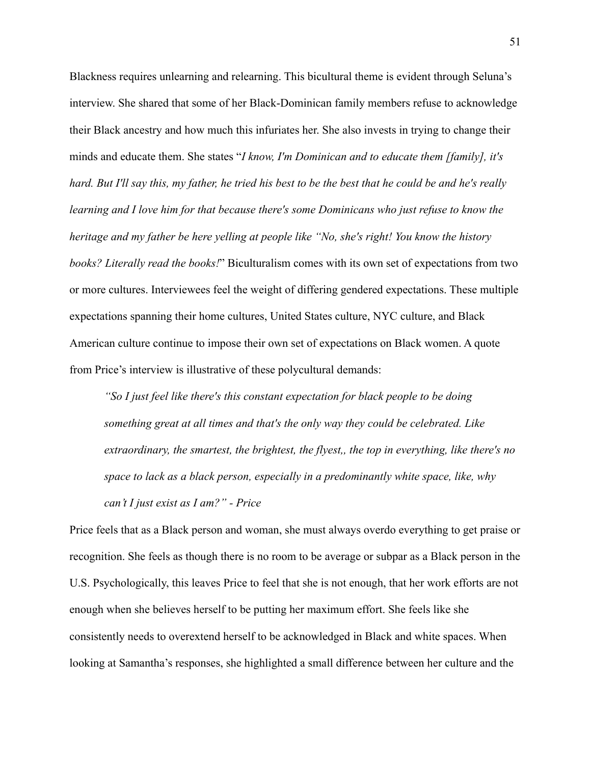Blackness requires unlearning and relearning. This bicultural theme is evident through Seluna's interview. She shared that some of her Black-Dominican family members refuse to acknowledge their Black ancestry and how much this infuriates her. She also invests in trying to change their minds and educate them. She states "*I know, I'm Dominican and to educate them [family], it's hard. But I'll say this, my father, he tried his best to be the best that he could be and he's really learning and I love him for that because there's some Dominicans who just refuse to know the heritage and my father be here yelling at people like "No, she's right! You know the history books? Literally read the books!*" Biculturalism comes with its own set of expectations from two or more cultures. Interviewees feel the weight of differing gendered expectations. These multiple expectations spanning their home cultures, United States culture, NYC culture, and Black American culture continue to impose their own set of expectations on Black women. A quote from Price's interview is illustrative of these polycultural demands:

> *"So I just feel like there's this constant expectation for black people to be doing something great at all times and that's the only way they could be celebrated. Like extraordinary, the smartest, the brightest, the flyest,, the top in everything, like there's no space to lack as a black person, especially in a predominantly white space, like, why can't I just exist as I am?" - Price*

Price feels that as a Black person and woman, she must always overdo everything to get praise or recognition. She feels as though there is no room to be average or subpar as a Black person in the U.S. Psychologically, this leaves Price to feel that she is not enough, that her work efforts are not enough when she believes herself to be putting her maximum effort. She feels like she consistently needs to overextend herself to be acknowledged in Black and white spaces. When looking at Samantha's responses, she highlighted a small difference between her culture and the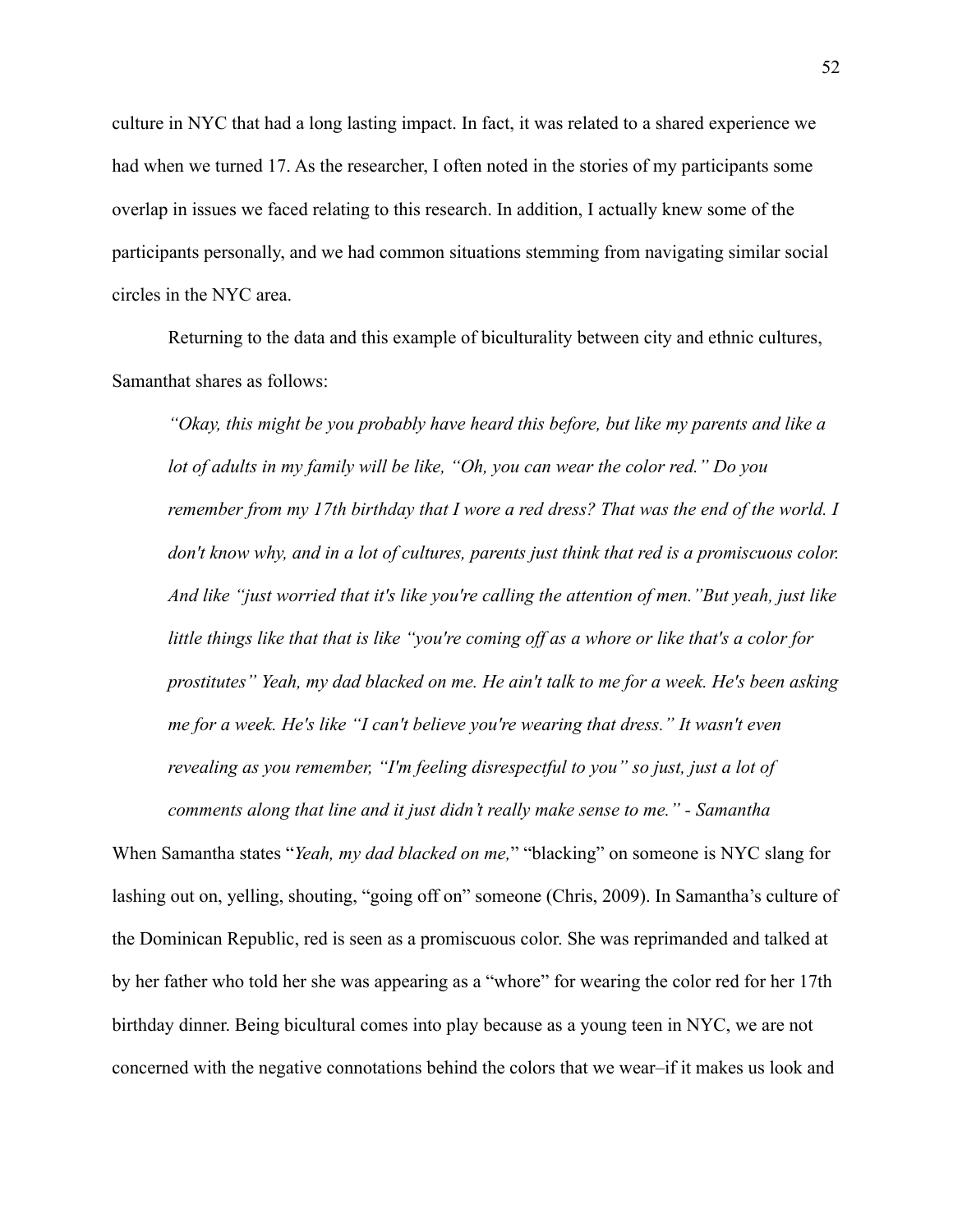culture in NYC that had a long lasting impact. In fact, it was related to a shared experience we had when we turned 17. As the researcher, I often noted in the stories of my participants some overlap in issues we faced relating to this research. In addition, I actually knew some of the participants personally, and we had common situations stemming from navigating similar social circles in the NYC area.

Returning to the data and this example of biculturality between city and ethnic cultures, Samanthat shares as follows:

> *"Okay, this might be you probably have heard this before, but like my parents and like a lot of adults in my family will be like, "Oh, you can wear the color red." Do you remember from my 17th birthday that I wore a red dress? That was the end of the world. I don't know why, and in a lot of cultures, parents just think that red is a promiscuous color. And like "just worried that it's like you're calling the attention of men."But yeah, just like little things like that that is like "you're coming off as a whore or like that's a color for prostitutes" Yeah, my dad blacked on me. He ain't talk to me for a week. He's been asking me for a week. He's like "I can't believe you're wearing that dress." It wasn't even revealing as you remember, "I'm feeling disrespectful to you" so just, just a lot of comments along that line and it just didn't really make sense to me." - Samantha*

When Samantha states "*Yeah, my dad blacked on me,*" "blacking" on someone is NYC slang for lashing out on, yelling, shouting, "going off on" someone (Chris, 2009). In Samantha's culture of the Dominican Republic, red is seen as a promiscuous color. She was reprimanded and talked at by her father who told her she was appearing as a "whore" for wearing the color red for her 17th birthday dinner. Being bicultural comes into play because as a young teen in NYC, we are not concerned with the negative connotations behind the colors that we wear–if it makes us look and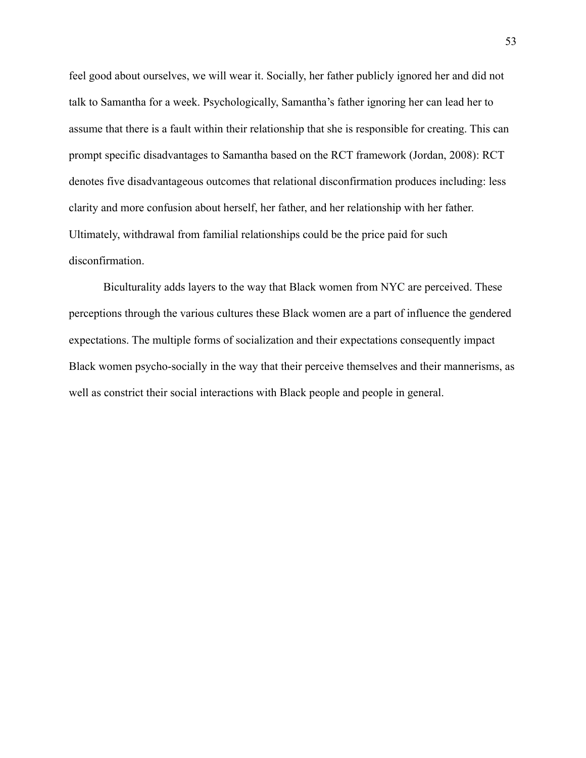feel good about ourselves, we will wear it. Socially, her father publicly ignored her and did not talk to Samantha for a week. Psychologically, Samantha's father ignoring her can lead her to assume that there is a fault within their relationship that she is responsible for creating. This can prompt specific disadvantages to Samantha based on the RCT framework (Jordan, 2008): RCT denotes five disadvantageous outcomes that relational disconfirmation produces including: less clarity and more confusion about herself, her father, and her relationship with her father. Ultimately, withdrawal from familial relationships could be the price paid for such disconfirmation.

Biculturality adds layers to the way that Black women from NYC are perceived. These perceptions through the various cultures these Black women are a part of influence the gendered expectations. The multiple forms of socialization and their expectations consequently impact Black women psycho-socially in the way that their perceive themselves and their mannerisms, as well as constrict their social interactions with Black people and people in general.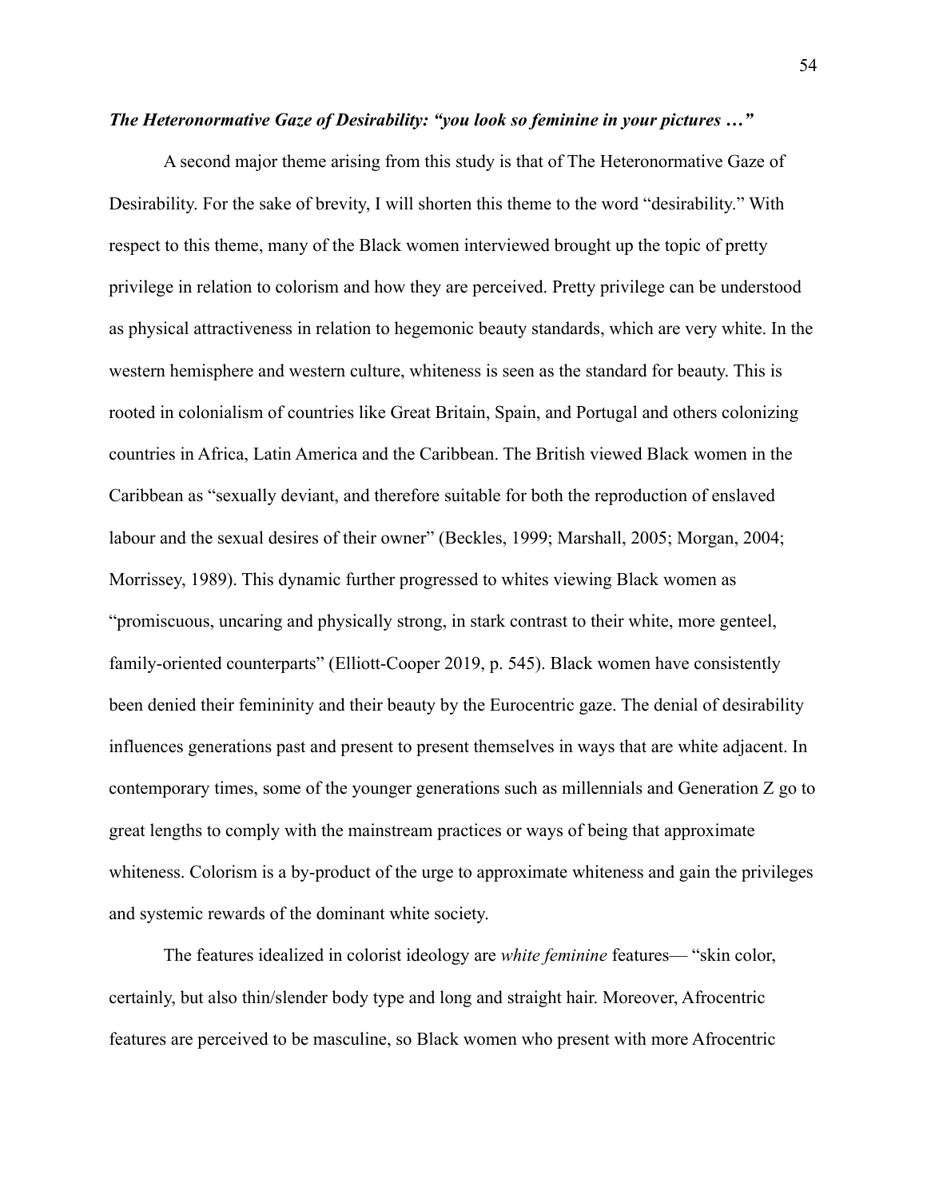***The Heteronormative Gaze of Desirability: "you look so feminine in your pictures …"***

A second major theme arising from this study is that of The Heteronormative Gaze of Desirability. For the sake of brevity, I will shorten this theme to the word "desirability." With respect to this theme, many of the Black women interviewed brought up the topic of pretty privilege in relation to colorism and how they are perceived. Pretty privilege can be understood as physical attractiveness in relation to hegemonic beauty standards, which are very white. In the western hemisphere and western culture, whiteness is seen as the standard for beauty. This is rooted in colonialism of countries like Great Britain, Spain, and Portugal and others colonizing countries in Africa, Latin America and the Caribbean. The British viewed Black women in the Caribbean as "sexually deviant, and therefore suitable for both the reproduction of enslaved labour and the sexual desires of their owner" (Beckles, 1999; Marshall, 2005; Morgan, 2004; Morrissey, 1989). This dynamic further progressed to whites viewing Black women as "promiscuous, uncaring and physically strong, in stark contrast to their white, more genteel, family-oriented counterparts" (Elliott-Cooper 2019, p. 545). Black women have consistently been denied their femininity and their beauty by the Eurocentric gaze. The denial of desirability influences generations past and present to present themselves in ways that are white adjacent. In contemporary times, some of the younger generations such as millennials and Generation Z go to great lengths to comply with the mainstream practices or ways of being that approximate whiteness. Colorism is a by-product of the urge to approximate whiteness and gain the privileges and systemic rewards of the dominant white society.

The features idealized in colorist ideology are *white feminine* features— "skin color, certainly, but also thin/slender body type and long and straight hair. Moreover, Afrocentric features are perceived to be masculine, so Black women who present with more Afrocentric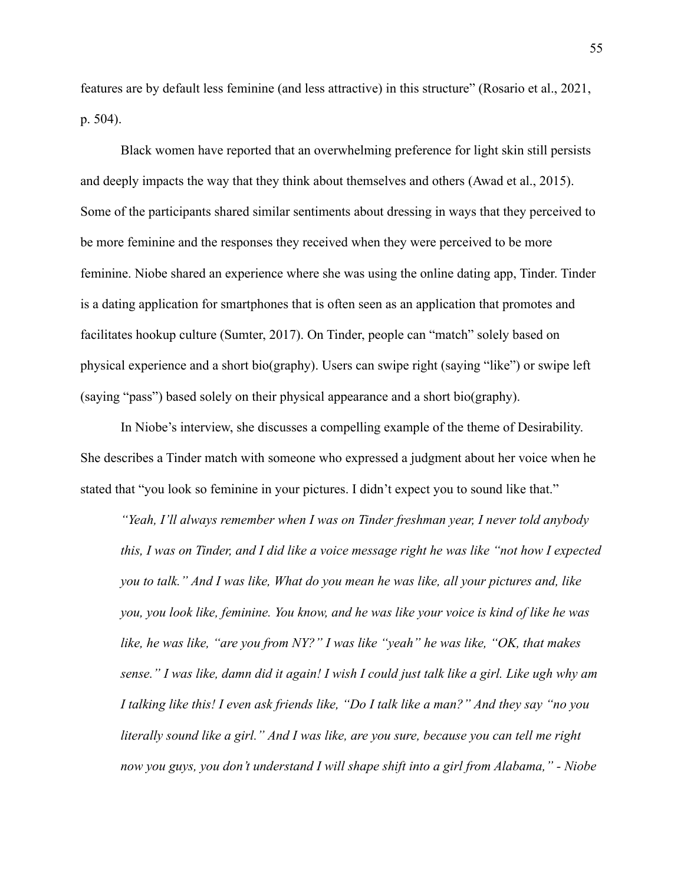features are by default less feminine (and less attractive) in this structure" (Rosario et al., 2021, p. 504).

Black women have reported that an overwhelming preference for light skin still persists and deeply impacts the way that they think about themselves and others (Awad et al., 2015). Some of the participants shared similar sentiments about dressing in ways that they perceived to be more feminine and the responses they received when they were perceived to be more feminine. Niobe shared an experience where she was using the online dating app, Tinder. Tinder is a dating application for smartphones that is often seen as an application that promotes and facilitates hookup culture (Sumter, 2017). On Tinder, people can "match" solely based on physical experience and a short bio(graphy). Users can swipe right (saying "like") or swipe left (saying "pass") based solely on their physical appearance and a short bio(graphy).

In Niobe's interview, she discusses a compelling example of the theme of Desirability. She describes a Tinder match with someone who expressed a judgment about her voice when he stated that "you look so feminine in your pictures. I didn't expect you to sound like that."

> *"Yeah, I'll always remember when I was on Tinder freshman year, I never told anybody this, I was on Tinder, and I did like a voice message right he was like "not how I expected you to talk." And I was like, What do you mean he was like, all your pictures and, like you, you look like, feminine. You know, and he was like your voice is kind of like he was like, he was like, "are you from NY?" I was like "yeah" he was like, "OK, that makes sense." I was like, damn did it again! I wish I could just talk like a girl. Like ugh why am I talking like this! I even ask friends like, "Do I talk like a man?" And they say "no you literally sound like a girl." And I was like, are you sure, because you can tell me right now you guys, you don't understand I will shape shift into a girl from Alabama," - Niobe*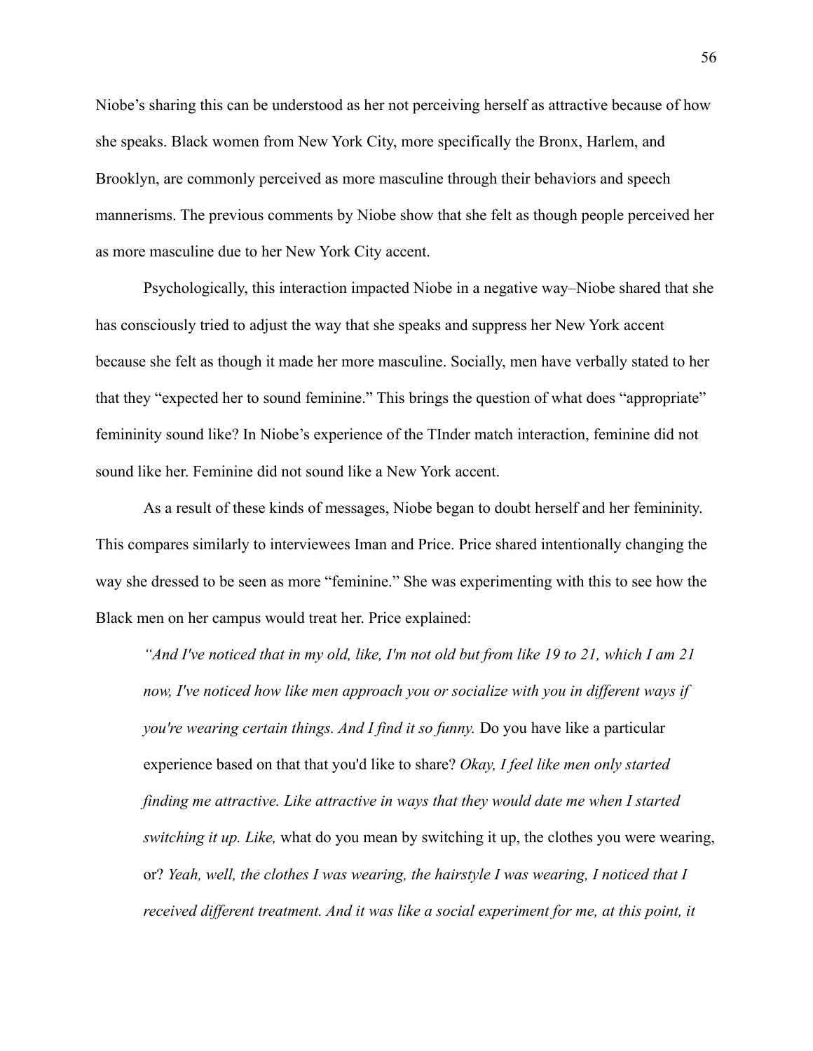Niobe's sharing this can be understood as her not perceiving herself as attractive because of how she speaks. Black women from New York City, more specifically the Bronx, Harlem, and Brooklyn, are commonly perceived as more masculine through their behaviors and speech mannerisms. The previous comments by Niobe show that she felt as though people perceived her as more masculine due to her New York City accent.

Psychologically, this interaction impacted Niobe in a negative way–Niobe shared that she has consciously tried to adjust the way that she speaks and suppress her New York accent because she felt as though it made her more masculine. Socially, men have verbally stated to her that they "expected her to sound feminine." This brings the question of what does "appropriate" femininity sound like? In Niobe's experience of the TInder match interaction, feminine did not sound like her. Feminine did not sound like a New York accent.

As a result of these kinds of messages, Niobe began to doubt herself and her femininity. This compares similarly to interviewees Iman and Price. Price shared intentionally changing the way she dressed to be seen as more "feminine." She was experimenting with this to see how the Black men on her campus would treat her. Price explained:

> *"And I've noticed that in my old, like, I'm not old but from like 19 to 21, which I am 21 now, I've noticed how like men approach you or socialize with you in different ways if you're wearing certain things. And I find it so funny.* Do you have like a particular experience based on that that you'd like to share? *Okay, I feel like men only started finding me attractive. Like attractive in ways that they would date me when I started switching it up. Like,* what do you mean by switching it up, the clothes you were wearing, or? *Yeah, well, the clothes I was wearing, the hairstyle I was wearing, I noticed that I received different treatment. And it was like a social experiment for me, at this point, it*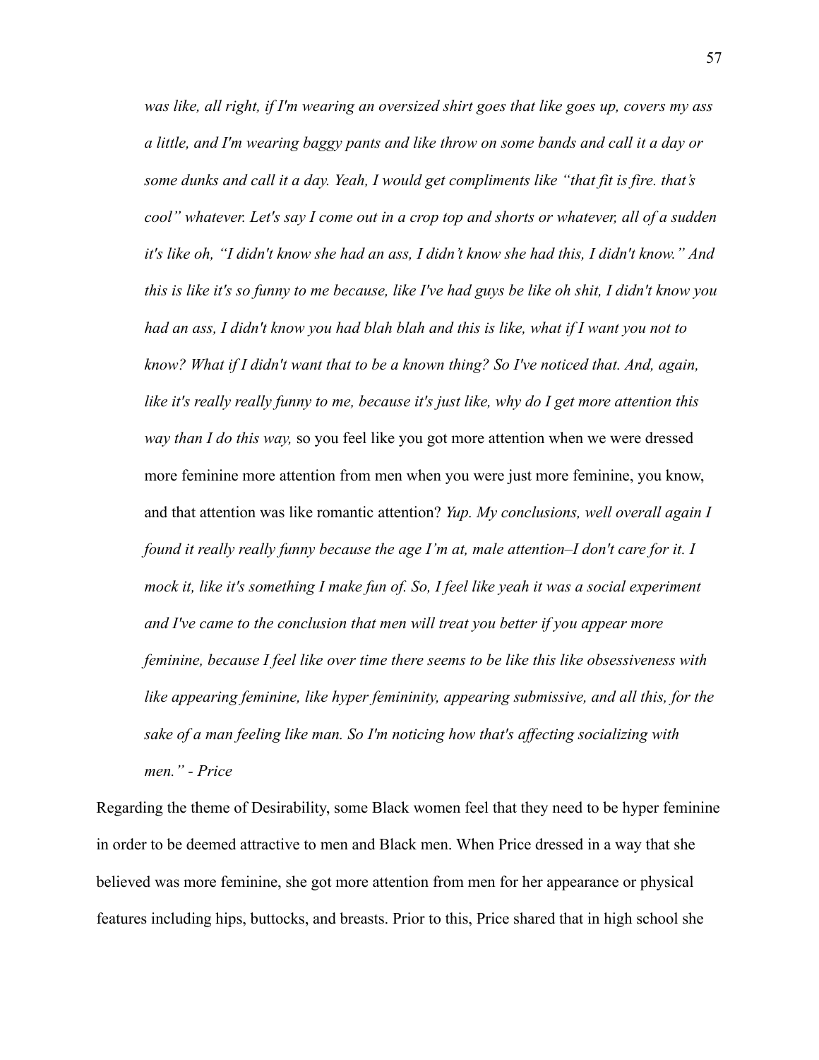> *was like, all right, if I'm wearing an oversized shirt goes that like goes up, covers my ass a little, and I'm wearing baggy pants and like throw on some bands and call it a day or some dunks and call it a day. Yeah, I would get compliments like "that fit is fire. that's cool" whatever. Let's say I come out in a crop top and shorts or whatever, all of a sudden it's like oh, "I didn't know she had an ass, I didn't know she had this, I didn't know." And this is like it's so funny to me because, like I've had guys be like oh shit, I didn't know you had an ass, I didn't know you had blah blah and this is like, what if I want you not to know? What if I didn't want that to be a known thing? So I've noticed that. And, again, like it's really really funny to me, because it's just like, why do I get more attention this way than I do this way,* so you feel like you got more attention when we were dressed more feminine more attention from men when you were just more feminine, you know, and that attention was like romantic attention? *Yup. My conclusions, well overall again I found it really really funny because the age I'm at, male attention–I don't care for it. I mock it, like it's something I make fun of. So, I feel like yeah it was a social experiment and I've came to the conclusion that men will treat you better if you appear more feminine, because I feel like over time there seems to be like this like obsessiveness with like appearing feminine, like hyper femininity, appearing submissive, and all this, for the sake of a man feeling like man. So I'm noticing how that's affecting socializing with men." - Price*

Regarding the theme of Desirability, some Black women feel that they need to be hyper feminine in order to be deemed attractive to men and Black men. When Price dressed in a way that she believed was more feminine, she got more attention from men for her appearance or physical features including hips, buttocks, and breasts. Prior to this, Price shared that in high school she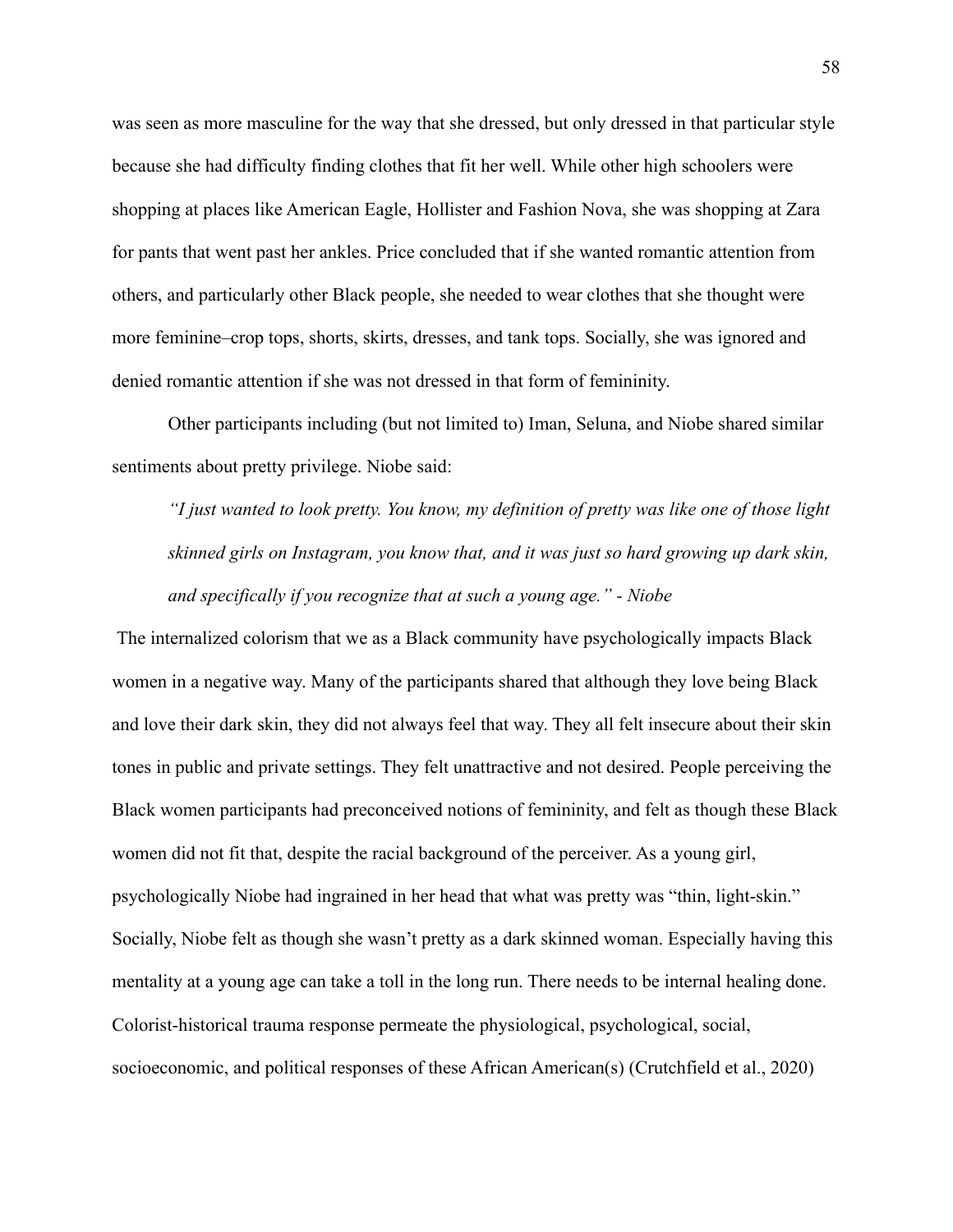was seen as more masculine for the way that she dressed, but only dressed in that particular style because she had difficulty finding clothes that fit her well. While other high schoolers were shopping at places like American Eagle, Hollister and Fashion Nova, she was shopping at Zara for pants that went past her ankles. Price concluded that if she wanted romantic attention from others, and particularly other Black people, she needed to wear clothes that she thought were more feminine–crop tops, shorts, skirts, dresses, and tank tops. Socially, she was ignored and denied romantic attention if she was not dressed in that form of femininity.

Other participants including (but not limited to) Iman, Seluna, and Niobe shared similar sentiments about pretty privilege. Niobe said:

> *"I just wanted to look pretty. You know, my definition of pretty was like one of those light skinned girls on Instagram, you know that, and it was just so hard growing up dark skin, and specifically if you recognize that at such a young age." - Niobe*

The internalized colorism that we as a Black community have psychologically impacts Black women in a negative way. Many of the participants shared that although they love being Black and love their dark skin, they did not always feel that way. They all felt insecure about their skin tones in public and private settings. They felt unattractive and not desired. People perceiving the Black women participants had preconceived notions of femininity, and felt as though these Black women did not fit that, despite the racial background of the perceiver. As a young girl, psychologically Niobe had ingrained in her head that what was pretty was "thin, light-skin." Socially, Niobe felt as though she wasn't pretty as a dark skinned woman. Especially having this mentality at a young age can take a toll in the long run. There needs to be internal healing done. Colorist-historical trauma response permeate the physiological, psychological, social, socioeconomic, and political responses of these African American(s) (Crutchfield et al., 2020)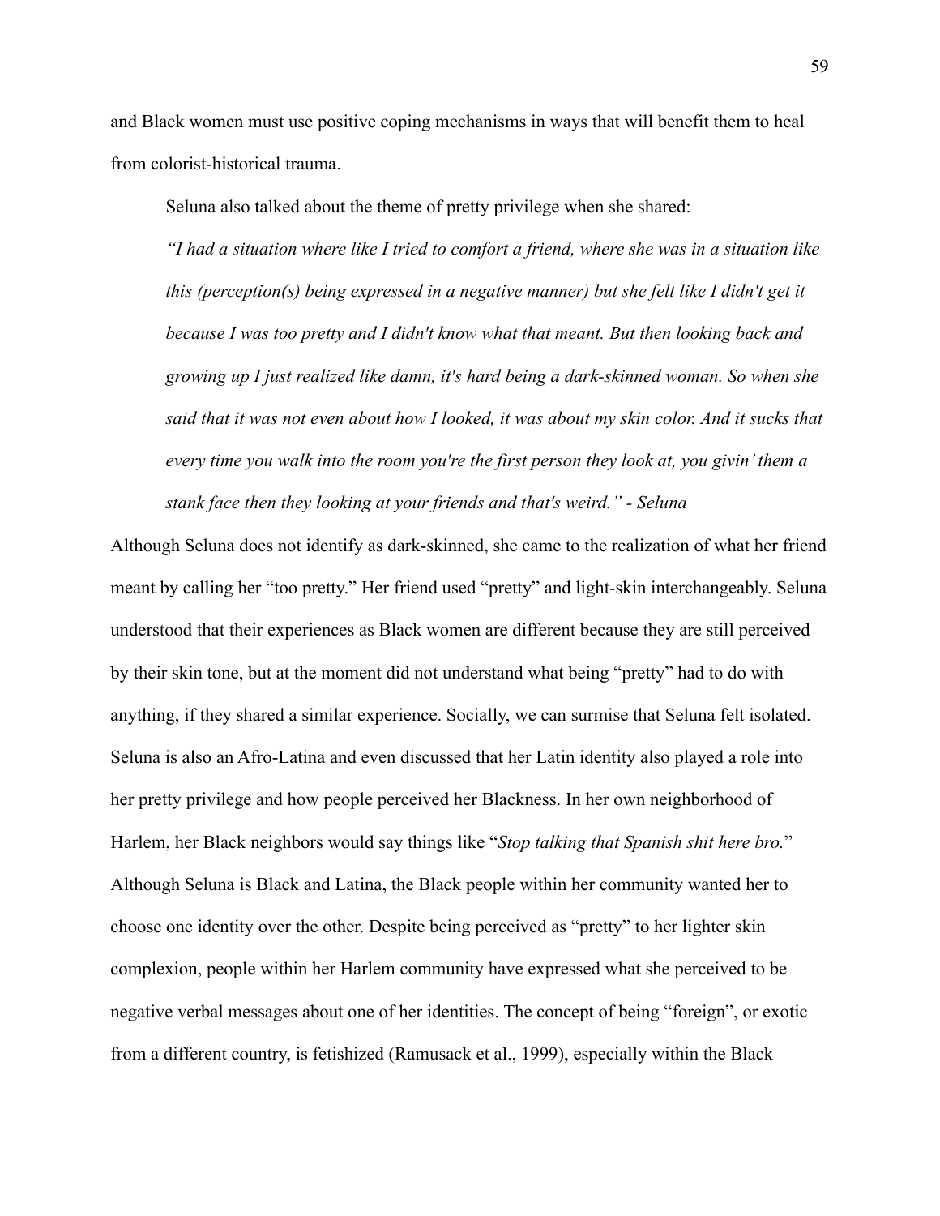and Black women must use positive coping mechanisms in ways that will benefit them to heal from colorist-historical trauma.

Seluna also talked about the theme of pretty privilege when she shared:

> *"I had a situation where like I tried to comfort a friend, where she was in a situation like this (perception(s) being expressed in a negative manner) but she felt like I didn't get it because I was too pretty and I didn't know what that meant. But then looking back and growing up I just realized like damn, it's hard being a dark-skinned woman. So when she said that it was not even about how I looked, it was about my skin color. And it sucks that every time you walk into the room you're the first person they look at, you givin' them a stank face then they looking at your friends and that's weird." - Seluna*

Although Seluna does not identify as dark-skinned, she came to the realization of what her friend meant by calling her "too pretty." Her friend used "pretty" and light-skin interchangeably. Seluna understood that their experiences as Black women are different because they are still perceived by their skin tone, but at the moment did not understand what being "pretty" had to do with anything, if they shared a similar experience. Socially, we can surmise that Seluna felt isolated. Seluna is also an Afro-Latina and even discussed that her Latin identity also played a role into her pretty privilege and how people perceived her Blackness. In her own neighborhood of Harlem, her Black neighbors would say things like "*Stop talking that Spanish shit here bro.*" Although Seluna is Black and Latina, the Black people within her community wanted her to choose one identity over the other. Despite being perceived as "pretty" to her lighter skin complexion, people within her Harlem community have expressed what she perceived to be negative verbal messages about one of her identities. The concept of being "foreign", or exotic from a different country, is fetishized (Ramusack et al., 1999), especially within the Black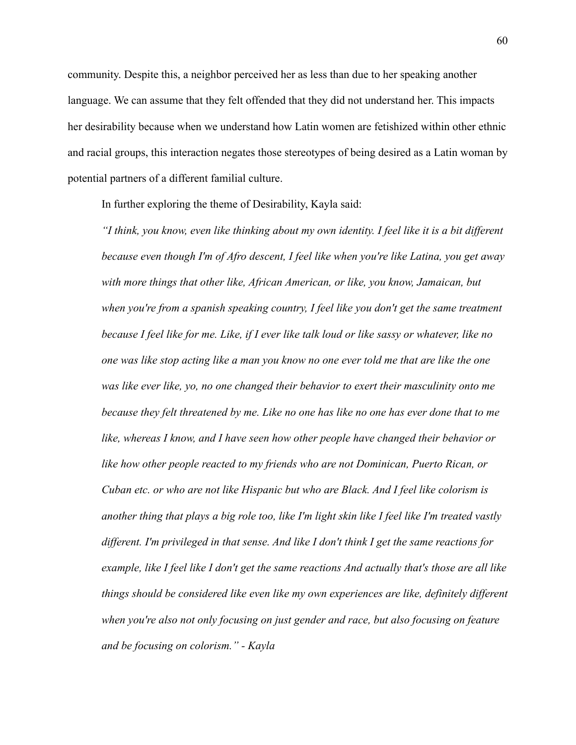community. Despite this, a neighbor perceived her as less than due to her speaking another language. We can assume that they felt offended that they did not understand her. This impacts her desirability because when we understand how Latin women are fetishized within other ethnic and racial groups, this interaction negates those stereotypes of being desired as a Latin woman by potential partners of a different familial culture.

In further exploring the theme of Desirability, Kayla said:

> *"I think, you know, even like thinking about my own identity. I feel like it is a bit different because even though I'm of Afro descent, I feel like when you're like Latina, you get away with more things that other like, African American, or like, you know, Jamaican, but when you're from a spanish speaking country, I feel like you don't get the same treatment because I feel like for me. Like, if I ever like talk loud or like sassy or whatever, like no one was like stop acting like a man you know no one ever told me that are like the one was like ever like, yo, no one changed their behavior to exert their masculinity onto me because they felt threatened by me. Like no one has like no one has ever done that to me like, whereas I know, and I have seen how other people have changed their behavior or like how other people reacted to my friends who are not Dominican, Puerto Rican, or Cuban etc. or who are not like Hispanic but who are Black. And I feel like colorism is another thing that plays a big role too, like I'm light skin like I feel like I'm treated vastly different. I'm privileged in that sense. And like I don't think I get the same reactions for example, like I feel like I don't get the same reactions And actually that's those are all like things should be considered like even like my own experiences are like, definitely different when you're also not only focusing on just gender and race, but also focusing on feature and be focusing on colorism." - Kayla*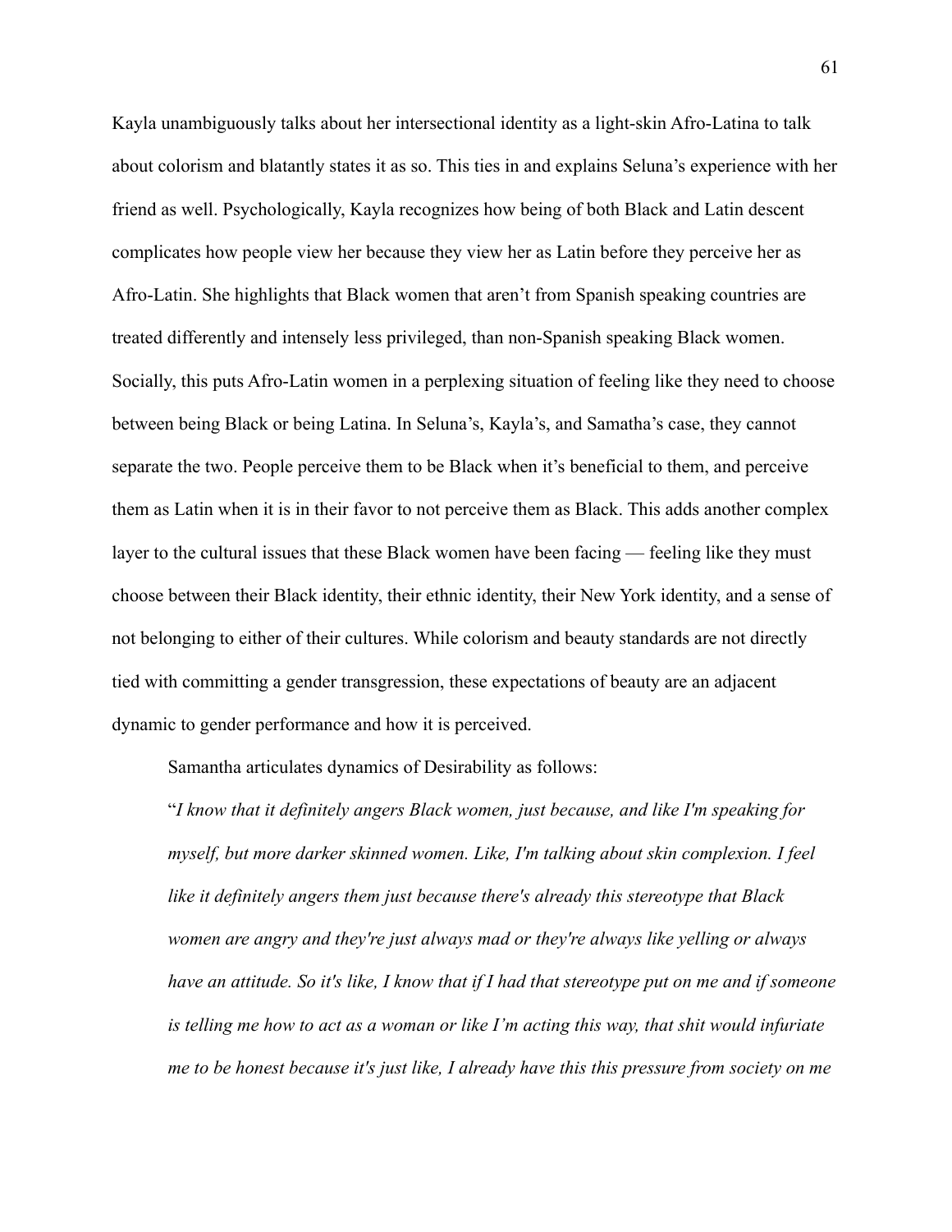Kayla unambiguously talks about her intersectional identity as a light-skin Afro-Latina to talk about colorism and blatantly states it as so. This ties in and explains Seluna's experience with her friend as well. Psychologically, Kayla recognizes how being of both Black and Latin descent complicates how people view her because they view her as Latin before they perceive her as Afro-Latin. She highlights that Black women that aren't from Spanish speaking countries are treated differently and intensely less privileged, than non-Spanish speaking Black women. Socially, this puts Afro-Latin women in a perplexing situation of feeling like they need to choose between being Black or being Latina. In Seluna's, Kayla's, and Samatha's case, they cannot separate the two. People perceive them to be Black when it's beneficial to them, and perceive them as Latin when it is in their favor to not perceive them as Black. This adds another complex layer to the cultural issues that these Black women have been facing — feeling like they must choose between their Black identity, their ethnic identity, their New York identity, and a sense of not belonging to either of their cultures. While colorism and beauty standards are not directly tied with committing a gender transgression, these expectations of beauty are an adjacent dynamic to gender performance and how it is perceived.

Samantha articulates dynamics of Desirability as follows:

> "*I know that it definitely angers Black women, just because, and like I'm speaking for myself, but more darker skinned women. Like, I'm talking about skin complexion. I feel like it definitely angers them just because there's already this stereotype that Black women are angry and they're just always mad or they're always like yelling or always have an attitude. So it's like, I know that if I had that stereotype put on me and if someone is telling me how to act as a woman or like I'm acting this way, that shit would infuriate me to be honest because it's just like, I already have this this pressure from society on me*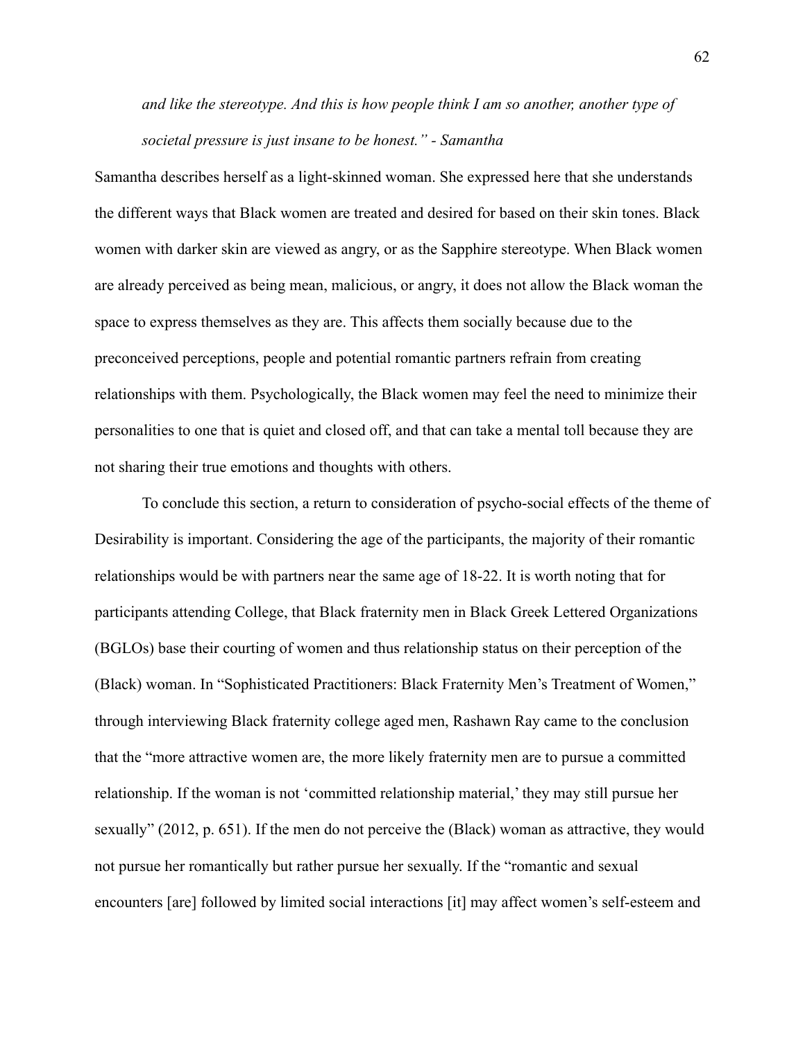*and like the stereotype. And this is how people think I am so another, another type of societal pressure is just insane to be honest." - Samantha*

Samantha describes herself as a light-skinned woman. She expressed here that she understands the different ways that Black women are treated and desired for based on their skin tones. Black women with darker skin are viewed as angry, or as the Sapphire stereotype. When Black women are already perceived as being mean, malicious, or angry, it does not allow the Black woman the space to express themselves as they are. This affects them socially because due to the preconceived perceptions, people and potential romantic partners refrain from creating relationships with them. Psychologically, the Black women may feel the need to minimize their personalities to one that is quiet and closed off, and that can take a mental toll because they are not sharing their true emotions and thoughts with others.

To conclude this section, a return to consideration of psycho-social effects of the theme of Desirability is important. Considering the age of the participants, the majority of their romantic relationships would be with partners near the same age of 18-22. It is worth noting that for participants attending College, that Black fraternity men in Black Greek Lettered Organizations (BGLOs) base their courting of women and thus relationship status on their perception of the (Black) woman. In "Sophisticated Practitioners: Black Fraternity Men's Treatment of Women," through interviewing Black fraternity college aged men, Rashawn Ray came to the conclusion that the "more attractive women are, the more likely fraternity men are to pursue a committed relationship. If the woman is not 'committed relationship material,' they may still pursue her sexually" (2012, p. 651). If the men do not perceive the (Black) woman as attractive, they would not pursue her romantically but rather pursue her sexually. If the "romantic and sexual encounters [are] followed by limited social interactions [it] may affect women's self-esteem and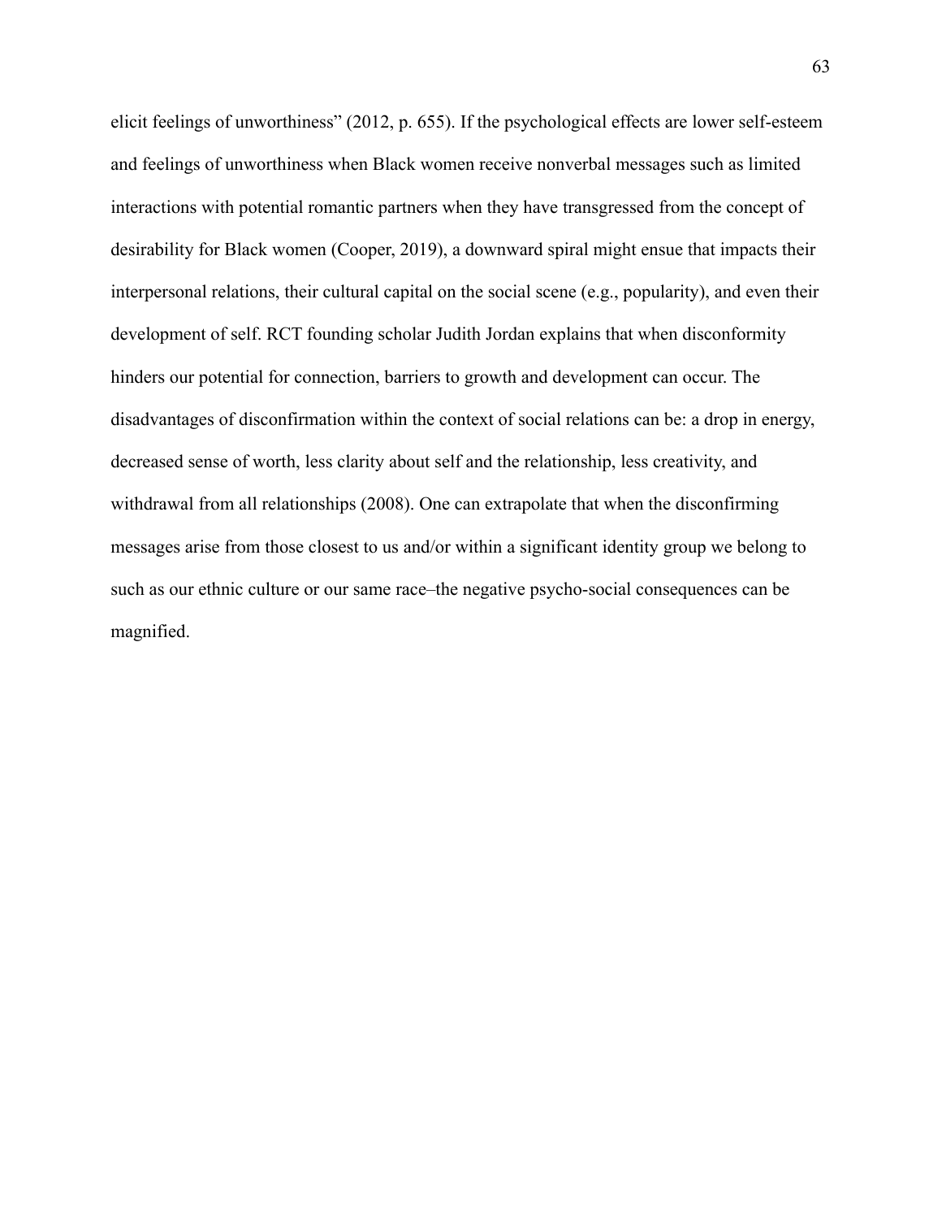elicit feelings of unworthiness" (2012, p. 655). If the psychological effects are lower self-esteem and feelings of unworthiness when Black women receive nonverbal messages such as limited interactions with potential romantic partners when they have transgressed from the concept of desirability for Black women (Cooper, 2019), a downward spiral might ensue that impacts their interpersonal relations, their cultural capital on the social scene (e.g., popularity), and even their development of self. RCT founding scholar Judith Jordan explains that when disconformity hinders our potential for connection, barriers to growth and development can occur. The disadvantages of disconfirmation within the context of social relations can be: a drop in energy, decreased sense of worth, less clarity about self and the relationship, less creativity, and withdrawal from all relationships (2008). One can extrapolate that when the disconfirming messages arise from those closest to us and/or within a significant identity group we belong to such as our ethnic culture or our same race–the negative psycho-social consequences can be magnified.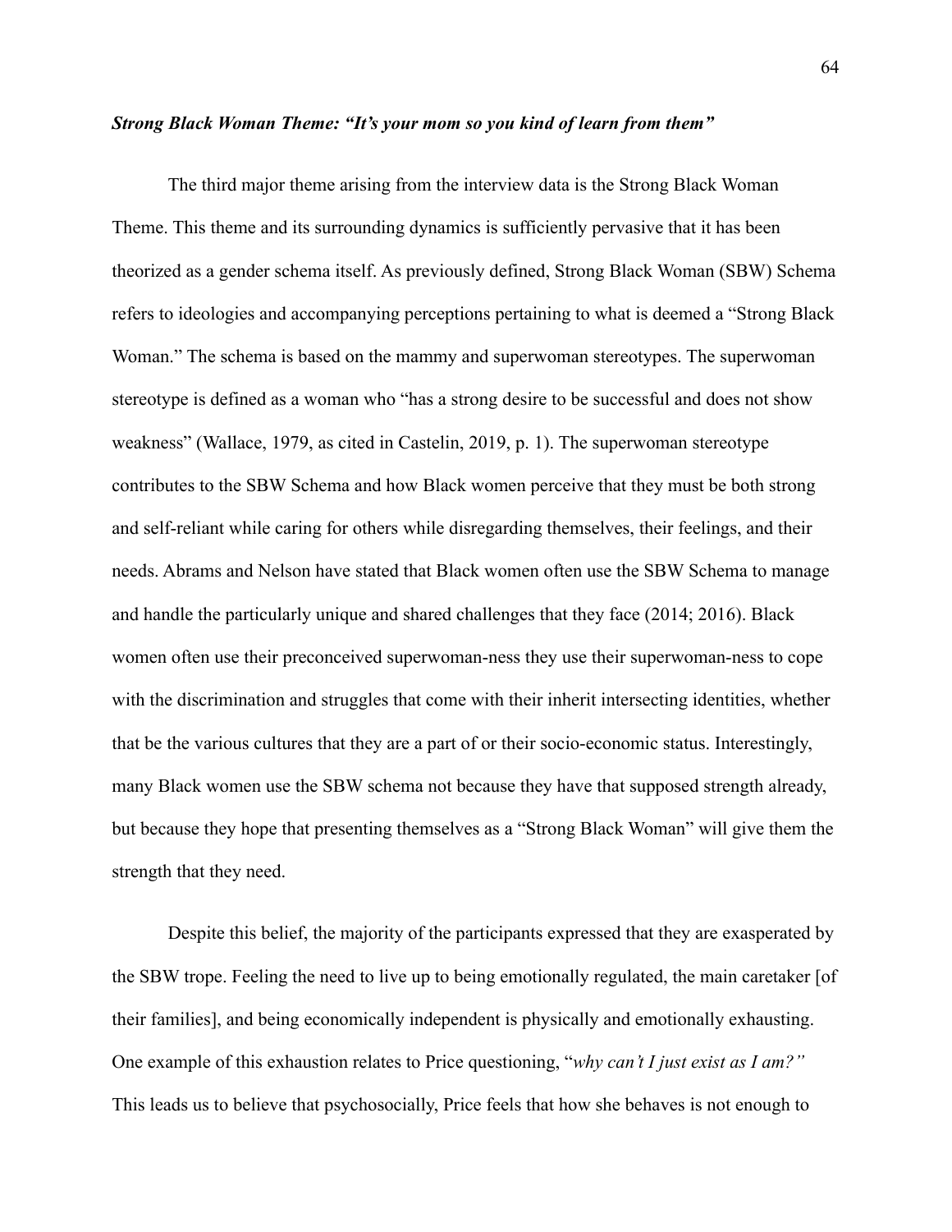***Strong Black Woman Theme: "It's your mom so you kind of learn from them"***

The third major theme arising from the interview data is the Strong Black Woman Theme. This theme and its surrounding dynamics is sufficiently pervasive that it has been theorized as a gender schema itself. As previously defined, Strong Black Woman (SBW) Schema refers to ideologies and accompanying perceptions pertaining to what is deemed a "Strong Black Woman." The schema is based on the mammy and superwoman stereotypes. The superwoman stereotype is defined as a woman who "has a strong desire to be successful and does not show weakness" (Wallace, 1979, as cited in Castelin, 2019, p. 1). The superwoman stereotype contributes to the SBW Schema and how Black women perceive that they must be both strong and self-reliant while caring for others while disregarding themselves, their feelings, and their needs. Abrams and Nelson have stated that Black women often use the SBW Schema to manage and handle the particularly unique and shared challenges that they face (2014; 2016). Black women often use their preconceived superwoman-ness they use their superwoman-ness to cope with the discrimination and struggles that come with their inherit intersecting identities, whether that be the various cultures that they are a part of or their socio-economic status. Interestingly, many Black women use the SBW schema not because they have that supposed strength already, but because they hope that presenting themselves as a "Strong Black Woman" will give them the strength that they need.

Despite this belief, the majority of the participants expressed that they are exasperated by the SBW trope. Feeling the need to live up to being emotionally regulated, the main caretaker [of their families], and being economically independent is physically and emotionally exhausting. One example of this exhaustion relates to Price questioning, "*why can't I just exist as I am?*" This leads us to believe that psychosocially, Price feels that how she behaves is not enough to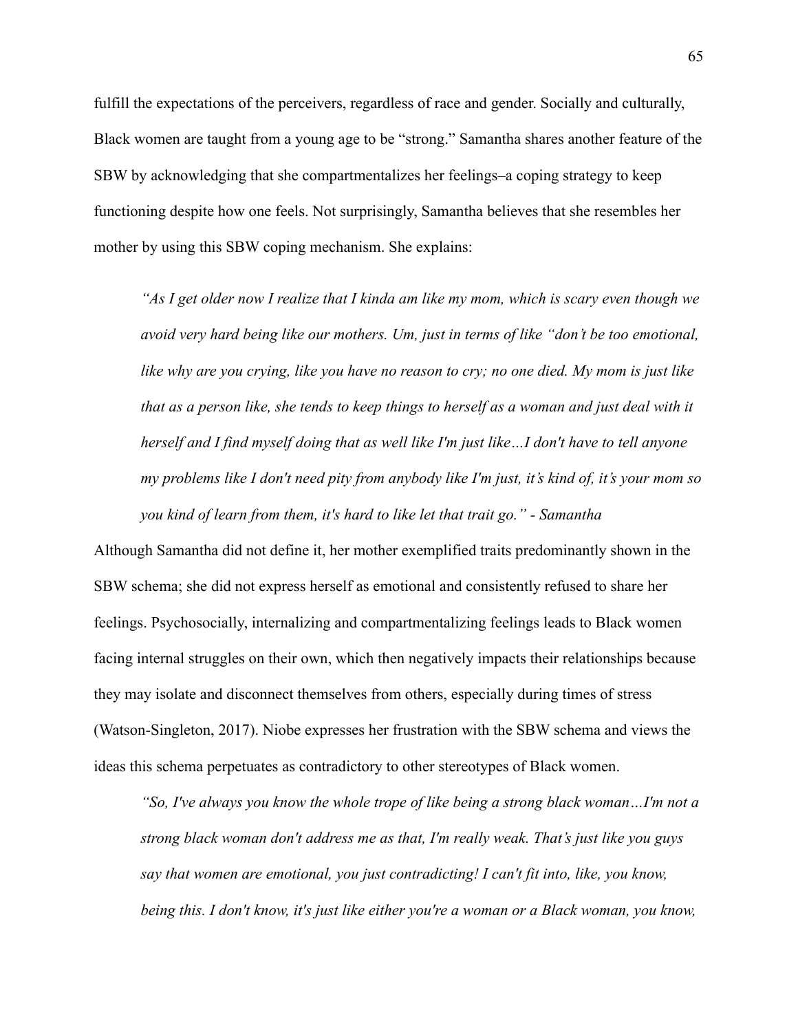fulfill the expectations of the perceivers, regardless of race and gender. Socially and culturally, Black women are taught from a young age to be "strong." Samantha shares another feature of the SBW by acknowledging that she compartmentalizes her feelings–a coping strategy to keep functioning despite how one feels. Not surprisingly, Samantha believes that she resembles her mother by using this SBW coping mechanism. She explains:

> *"As I get older now I realize that I kinda am like my mom, which is scary even though we avoid very hard being like our mothers. Um, just in terms of like "don't be too emotional, like why are you crying, like you have no reason to cry; no one died. My mom is just like that as a person like, she tends to keep things to herself as a woman and just deal with it herself and I find myself doing that as well like I'm just like…I don't have to tell anyone my problems like I don't need pity from anybody like I'm just, it's kind of, it's your mom so you kind of learn from them, it's hard to like let that trait go." - Samantha*

Although Samantha did not define it, her mother exemplified traits predominantly shown in the SBW schema; she did not express herself as emotional and consistently refused to share her feelings. Psychosocially, internalizing and compartmentalizing feelings leads to Black women facing internal struggles on their own, which then negatively impacts their relationships because they may isolate and disconnect themselves from others, especially during times of stress (Watson-Singleton, 2017). Niobe expresses her frustration with the SBW schema and views the ideas this schema perpetuates as contradictory to other stereotypes of Black women.

> *"So, I've always you know the whole trope of like being a strong black woman…I'm not a strong black woman don't address me as that, I'm really weak. That's just like you guys say that women are emotional, you just contradicting! I can't fit into, like, you know, being this. I don't know, it's just like either you're a woman or a Black woman, you know,*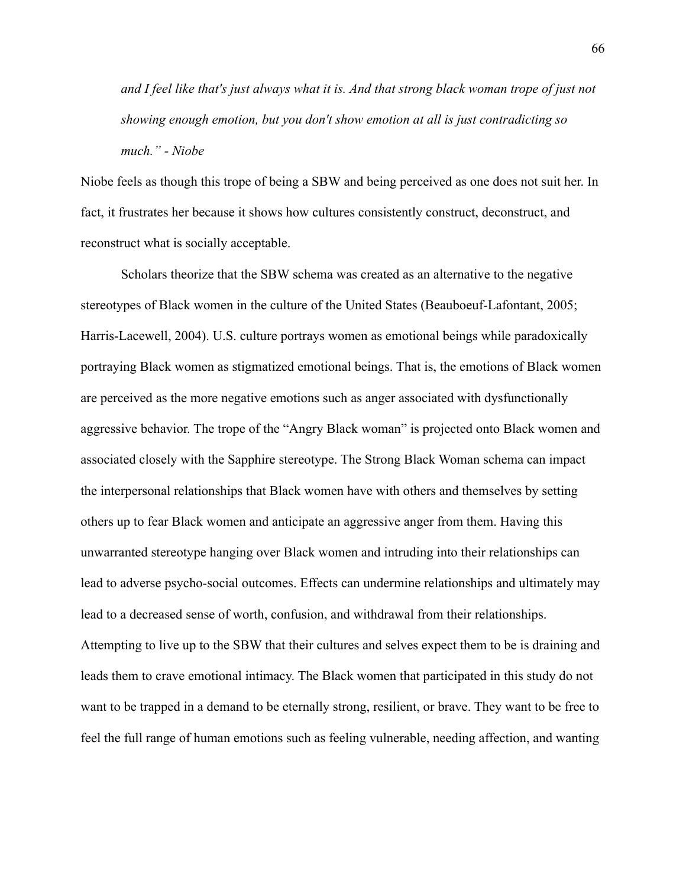*and I feel like that's just always what it is. And that strong black woman trope of just not showing enough emotion, but you don't show emotion at all is just contradicting so much." - Niobe*

Niobe feels as though this trope of being a SBW and being perceived as one does not suit her. In fact, it frustrates her because it shows how cultures consistently construct, deconstruct, and reconstruct what is socially acceptable.

Scholars theorize that the SBW schema was created as an alternative to the negative stereotypes of Black women in the culture of the United States (Beauboeuf-Lafontant, 2005; Harris-Lacewell, 2004). U.S. culture portrays women as emotional beings while paradoxically portraying Black women as stigmatized emotional beings. That is, the emotions of Black women are perceived as the more negative emotions such as anger associated with dysfunctionally aggressive behavior. The trope of the "Angry Black woman" is projected onto Black women and associated closely with the Sapphire stereotype. The Strong Black Woman schema can impact the interpersonal relationships that Black women have with others and themselves by setting others up to fear Black women and anticipate an aggressive anger from them. Having this unwarranted stereotype hanging over Black women and intruding into their relationships can lead to adverse psycho-social outcomes. Effects can undermine relationships and ultimately may lead to a decreased sense of worth, confusion, and withdrawal from their relationships. Attempting to live up to the SBW that their cultures and selves expect them to be is draining and leads them to crave emotional intimacy. The Black women that participated in this study do not want to be trapped in a demand to be eternally strong, resilient, or brave. They want to be free to feel the full range of human emotions such as feeling vulnerable, needing affection, and wanting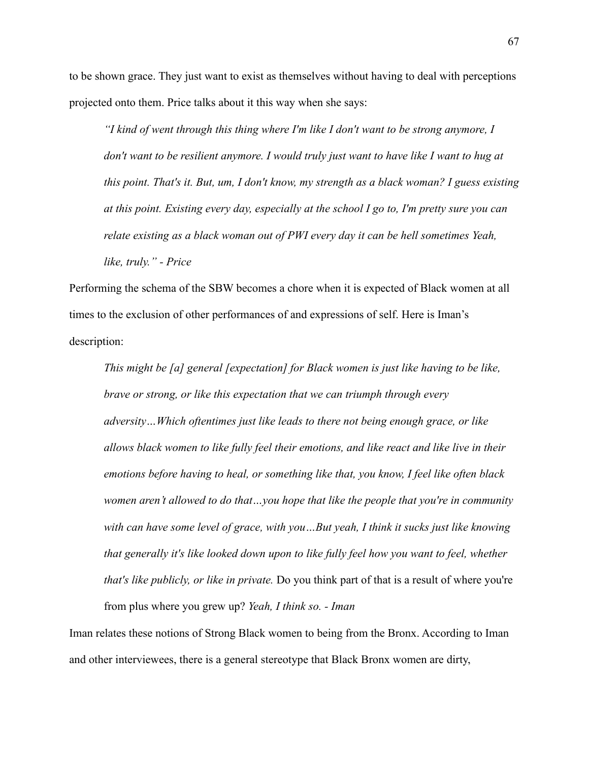to be shown grace. They just want to exist as themselves without having to deal with perceptions projected onto them. Price talks about it this way when she says:

> *"I kind of went through this thing where I'm like I don't want to be strong anymore, I don't want to be resilient anymore. I would truly just want to have like I want to hug at this point. That's it. But, um, I don't know, my strength as a black woman? I guess existing at this point. Existing every day, especially at the school I go to, I'm pretty sure you can relate existing as a black woman out of PWI every day it can be hell sometimes Yeah, like, truly." - Price*

Performing the schema of the SBW becomes a chore when it is expected of Black women at all times to the exclusion of other performances of and expressions of self. Here is Iman's description:

> *This might be [a] general [expectation] for Black women is just like having to be like, brave or strong, or like this expectation that we can triumph through every adversity…Which oftentimes just like leads to there not being enough grace, or like allows black women to like fully feel their emotions, and like react and like live in their emotions before having to heal, or something like that, you know, I feel like often black women aren't allowed to do that…you hope that like the people that you're in community with can have some level of grace, with you…But yeah, I think it sucks just like knowing that generally it's like looked down upon to like fully feel how you want to feel, whether that's like publicly, or like in private.* Do you think part of that is a result of where you're from plus where you grew up? *Yeah, I think so. - Iman*

Iman relates these notions of Strong Black women to being from the Bronx. According to Iman and other interviewees, there is a general stereotype that Black Bronx women are dirty,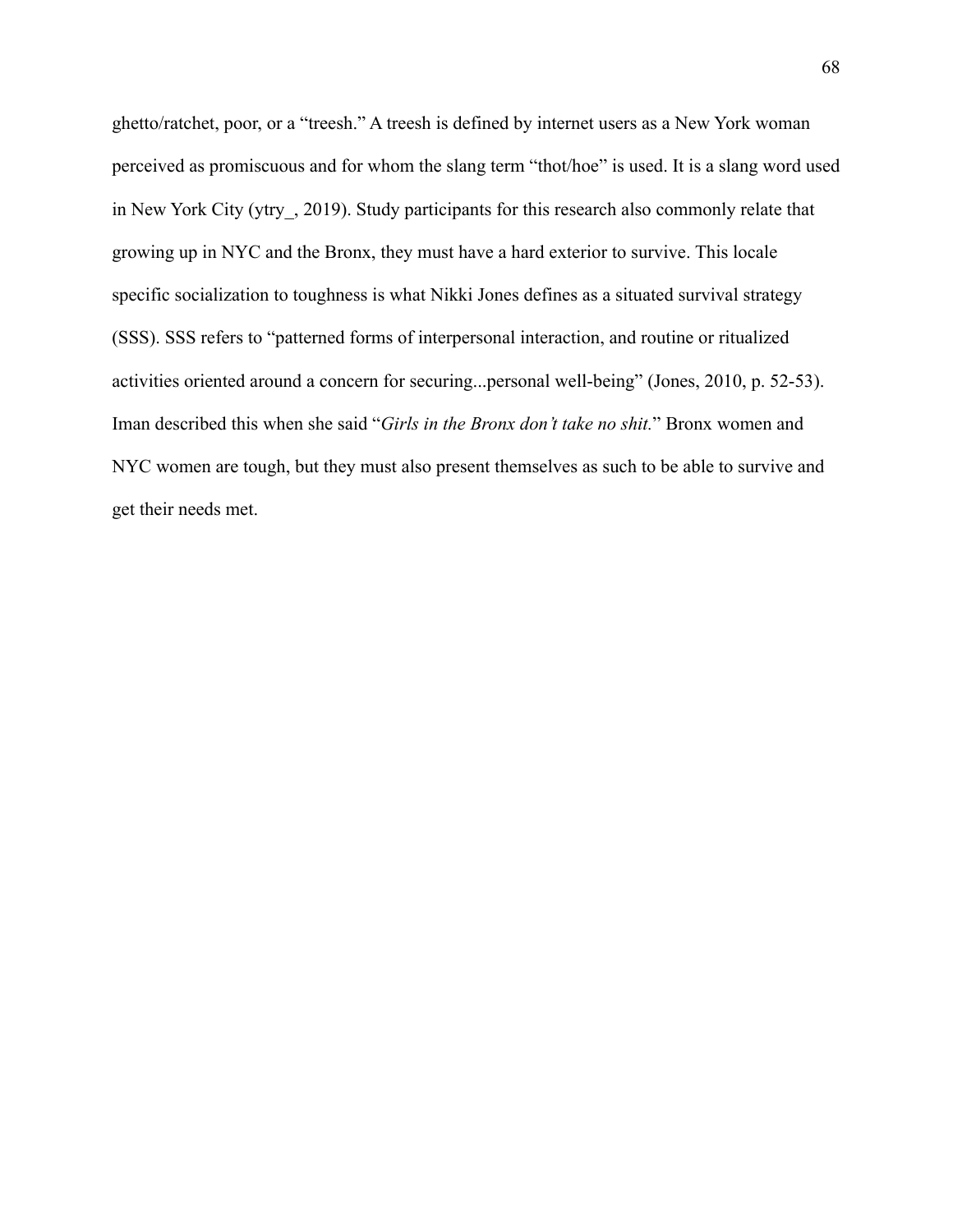ghetto/ratchet, poor, or a "treesh." A treesh is defined by internet users as a New York woman perceived as promiscuous and for whom the slang term "thot/hoe" is used. It is a slang word used in New York City (ytry_, 2019). Study participants for this research also commonly relate that growing up in NYC and the Bronx, they must have a hard exterior to survive. This locale specific socialization to toughness is what Nikki Jones defines as a situated survival strategy (SSS). SSS refers to "patterned forms of interpersonal interaction, and routine or ritualized activities oriented around a concern for securing...personal well-being" (Jones, 2010, p. 52-53). Iman described this when she said "*Girls in the Bronx don't take no shit.*" Bronx women and NYC women are tough, but they must also present themselves as such to be able to survive and get their needs met.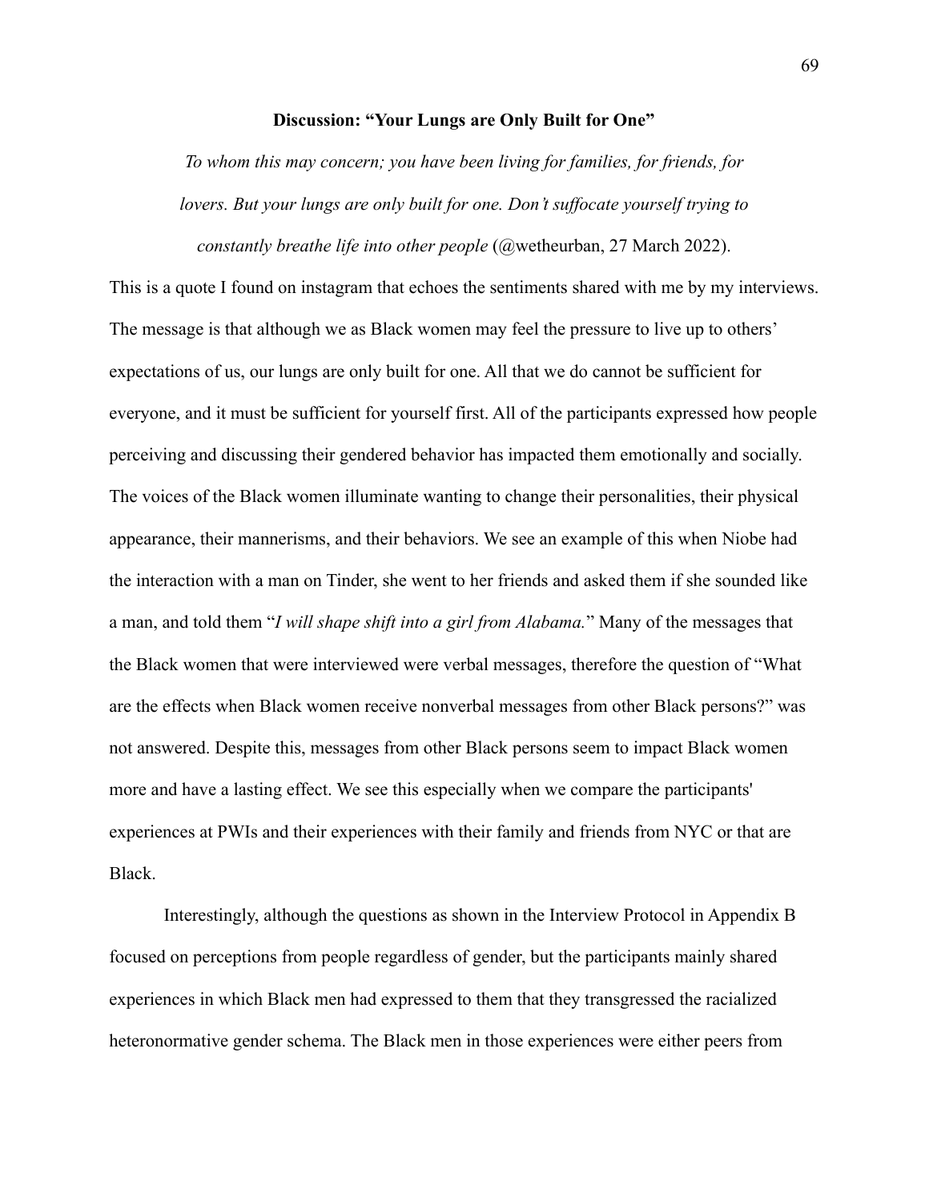## Discussion: "Your Lungs are Only Built for One"

*To whom this may concern; you have been living for families, for friends, for lovers. But your lungs are only built for one. Don't suffocate yourself trying to constantly breathe life into other people* (@wetheurban, 27 March 2022).

This is a quote I found on instagram that echoes the sentiments shared with me by my interviews. The message is that although we as Black women may feel the pressure to live up to others' expectations of us, our lungs are only built for one. All that we do cannot be sufficient for everyone, and it must be sufficient for yourself first. All of the participants expressed how people perceiving and discussing their gendered behavior has impacted them emotionally and socially. The voices of the Black women illuminate wanting to change their personalities, their physical appearance, their mannerisms, and their behaviors. We see an example of this when Niobe had the interaction with a man on Tinder, she went to her friends and asked them if she sounded like a man, and told them "*I will shape shift into a girl from Alabama.*" Many of the messages that the Black women that were interviewed were verbal messages, therefore the question of "What are the effects when Black women receive nonverbal messages from other Black persons?" was not answered. Despite this, messages from other Black persons seem to impact Black women more and have a lasting effect. We see this especially when we compare the participants' experiences at PWIs and their experiences with their family and friends from NYC or that are Black.

Interestingly, although the questions as shown in the Interview Protocol in Appendix B focused on perceptions from people regardless of gender, but the participants mainly shared experiences in which Black men had expressed to them that they transgressed the racialized heteronormative gender schema. The Black men in those experiences were either peers from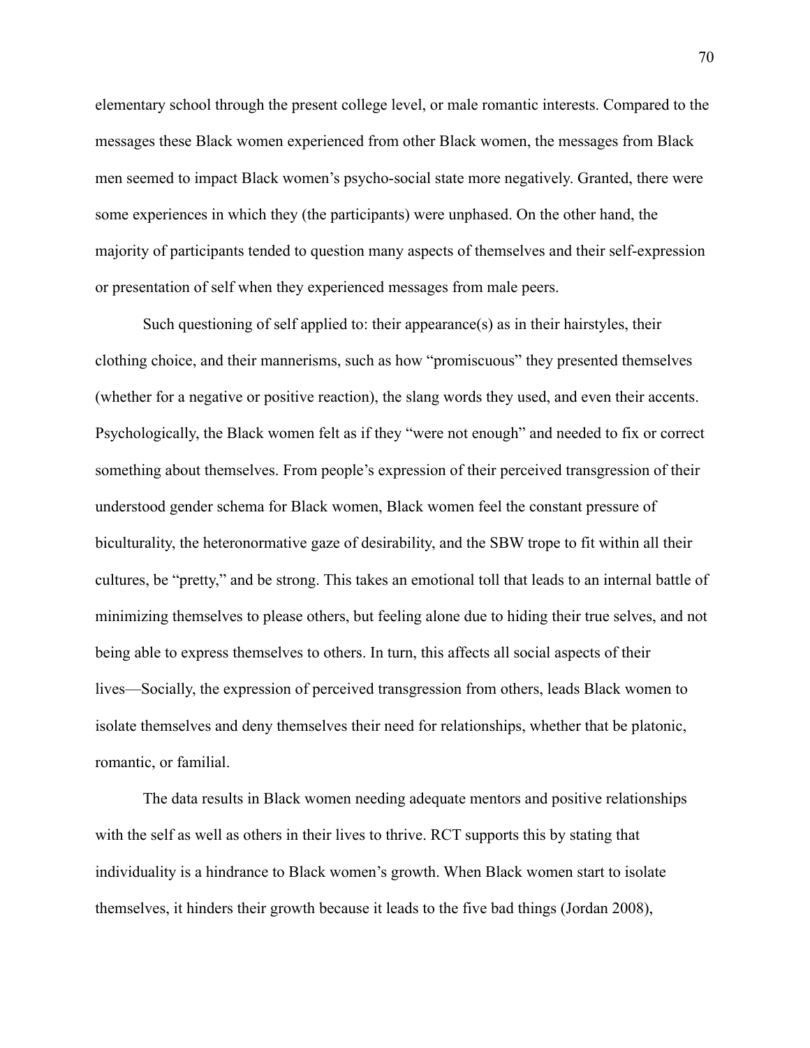elementary school through the present college level, or male romantic interests. Compared to the messages these Black women experienced from other Black women, the messages from Black men seemed to impact Black women's psycho-social state more negatively. Granted, there were some experiences in which they (the participants) were unphased. On the other hand, the majority of participants tended to question many aspects of themselves and their self-expression or presentation of self when they experienced messages from male peers.

Such questioning of self applied to: their appearance(s) as in their hairstyles, their clothing choice, and their mannerisms, such as how "promiscuous" they presented themselves (whether for a negative or positive reaction), the slang words they used, and even their accents. Psychologically, the Black women felt as if they "were not enough" and needed to fix or correct something about themselves. From people's expression of their perceived transgression of their understood gender schema for Black women, Black women feel the constant pressure of biculturality, the heteronormative gaze of desirability, and the SBW trope to fit within all their cultures, be "pretty," and be strong. This takes an emotional toll that leads to an internal battle of minimizing themselves to please others, but feeling alone due to hiding their true selves, and not being able to express themselves to others. In turn, this affects all social aspects of their lives—Socially, the expression of perceived transgression from others, leads Black women to isolate themselves and deny themselves their need for relationships, whether that be platonic, romantic, or familial.

The data results in Black women needing adequate mentors and positive relationships with the self as well as others in their lives to thrive. RCT supports this by stating that individuality is a hindrance to Black women's growth. When Black women start to isolate themselves, it hinders their growth because it leads to the five bad things (Jordan 2008),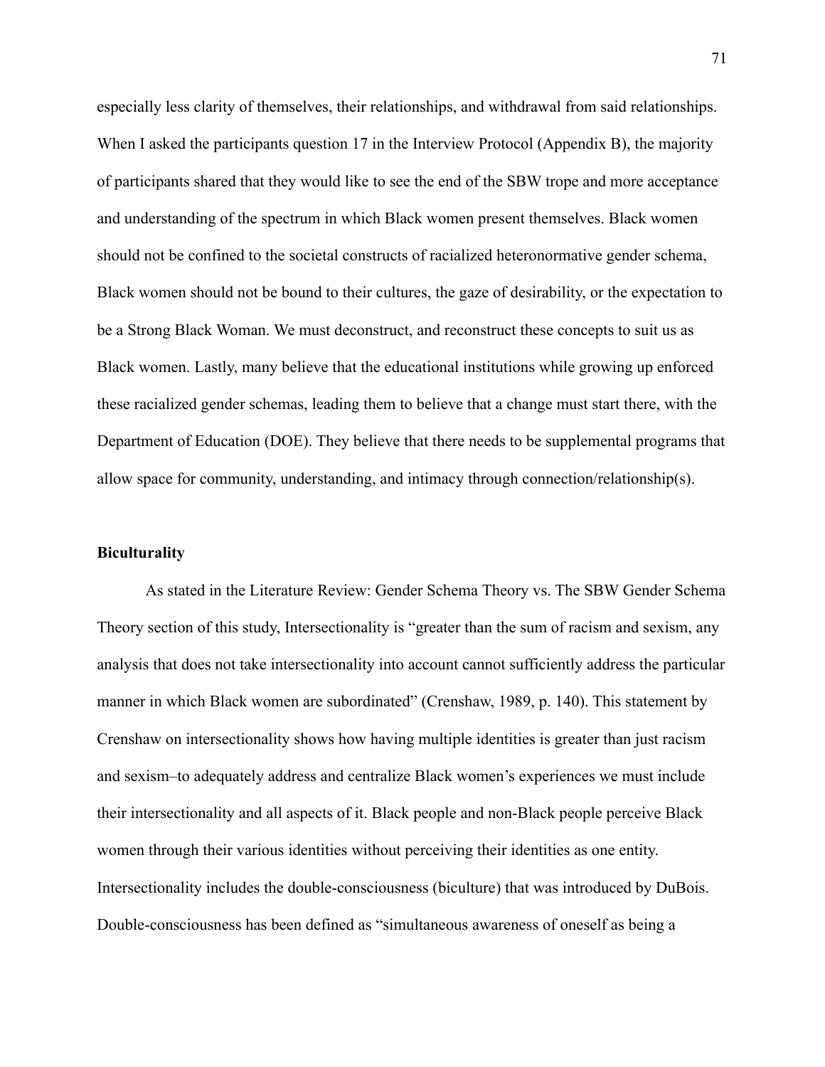especially less clarity of themselves, their relationships, and withdrawal from said relationships. When I asked the participants question 17 in the Interview Protocol (Appendix B), the majority of participants shared that they would like to see the end of the SBW trope and more acceptance and understanding of the spectrum in which Black women present themselves. Black women should not be confined to the societal constructs of racialized heteronormative gender schema, Black women should not be bound to their cultures, the gaze of desirability, or the expectation to be a Strong Black Woman. We must deconstruct, and reconstruct these concepts to suit us as Black women. Lastly, many believe that the educational institutions while growing up enforced these racialized gender schemas, leading them to believe that a change must start there, with the Department of Education (DOE). They believe that there needs to be supplemental programs that allow space for community, understanding, and intimacy through connection/relationship(s).

**Biculturality**

As stated in the Literature Review: Gender Schema Theory vs. The SBW Gender Schema Theory section of this study, Intersectionality is "greater than the sum of racism and sexism, any analysis that does not take intersectionality into account cannot sufficiently address the particular manner in which Black women are subordinated" (Crenshaw, 1989, p. 140). This statement by Crenshaw on intersectionality shows how having multiple identities is greater than just racism and sexism–to adequately address and centralize Black women's experiences we must include their intersectionality and all aspects of it. Black people and non-Black people perceive Black women through their various identities without perceiving their identities as one entity. Intersectionality includes the double-consciousness (biculture) that was introduced by DuBois. Double-consciousness has been defined as "simultaneous awareness of oneself as being a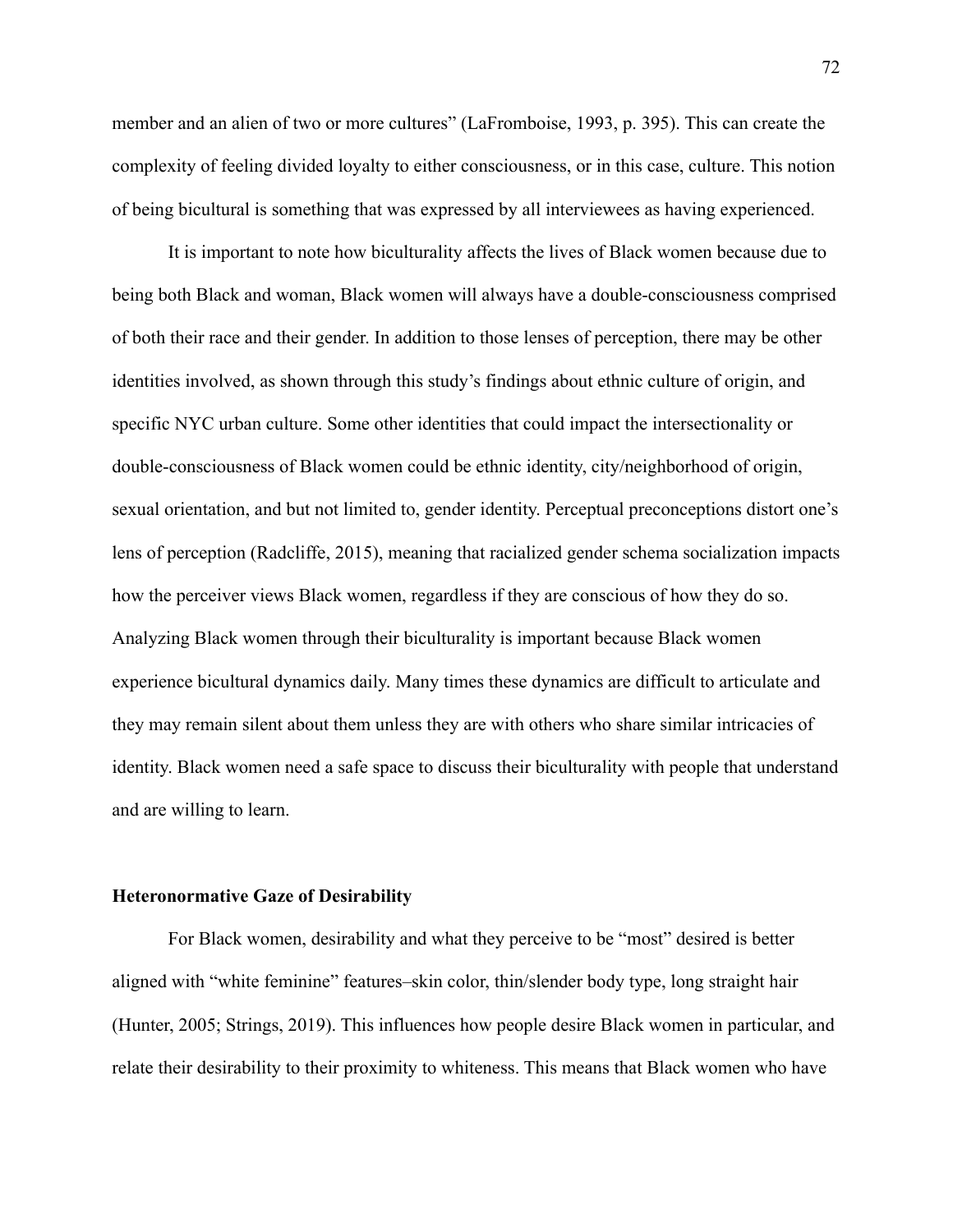member and an alien of two or more cultures" (LaFromboise, 1993, p. 395). This can create the complexity of feeling divided loyalty to either consciousness, or in this case, culture. This notion of being bicultural is something that was expressed by all interviewees as having experienced.

It is important to note how biculturality affects the lives of Black women because due to being both Black and woman, Black women will always have a double-consciousness comprised of both their race and their gender. In addition to those lenses of perception, there may be other identities involved, as shown through this study's findings about ethnic culture of origin, and specific NYC urban culture. Some other identities that could impact the intersectionality or double-consciousness of Black women could be ethnic identity, city/neighborhood of origin, sexual orientation, and but not limited to, gender identity. Perceptual preconceptions distort one's lens of perception (Radcliffe, 2015), meaning that racialized gender schema socialization impacts how the perceiver views Black women, regardless if they are conscious of how they do so. Analyzing Black women through their biculturality is important because Black women experience bicultural dynamics daily. Many times these dynamics are difficult to articulate and they may remain silent about them unless they are with others who share similar intricacies of identity. Black women need a safe space to discuss their biculturality with people that understand and are willing to learn.

**Heteronormative Gaze of Desirability**

For Black women, desirability and what they perceive to be "most" desired is better aligned with "white feminine" features–skin color, thin/slender body type, long straight hair (Hunter, 2005; Strings, 2019). This influences how people desire Black women in particular, and relate their desirability to their proximity to whiteness. This means that Black women who have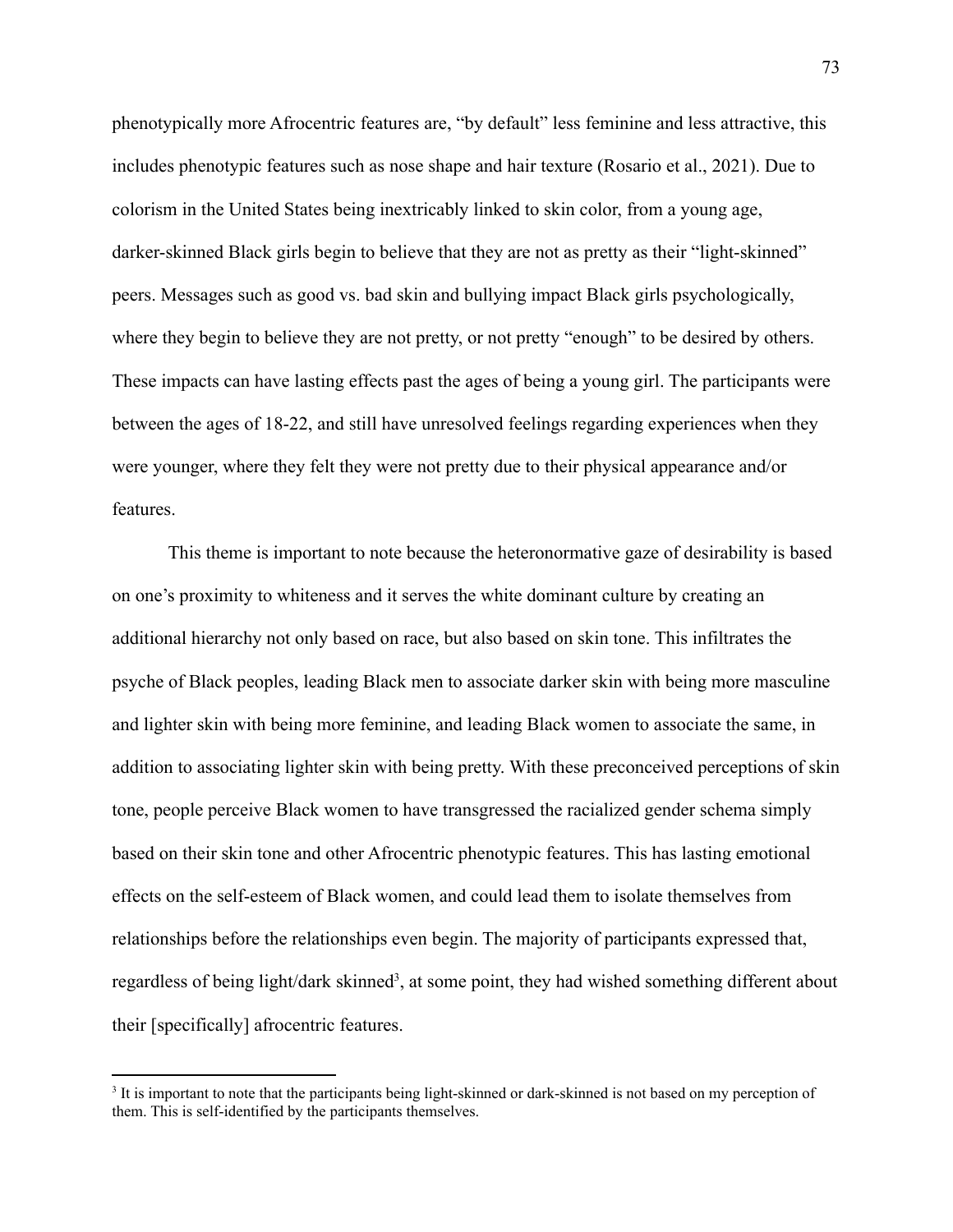phenotypically more Afrocentric features are, “by default” less feminine and less attractive, this includes phenotypic features such as nose shape and hair texture (Rosario et al., 2021). Due to colorism in the United States being inextricably linked to skin color, from a young age, darker-skinned Black girls begin to believe that they are not as pretty as their “light-skinned” peers. Messages such as good vs. bad skin and bullying impact Black girls psychologically, where they begin to believe they are not pretty, or not pretty “enough” to be desired by others. These impacts can have lasting effects past the ages of being a young girl. The participants were between the ages of 18-22, and still have unresolved feelings regarding experiences when they were younger, where they felt they were not pretty due to their physical appearance and/or features.

This theme is important to note because the heteronormative gaze of desirability is based on one’s proximity to whiteness and it serves the white dominant culture by creating an additional hierarchy not only based on race, but also based on skin tone. This infiltrates the psyche of Black peoples, leading Black men to associate darker skin with being more masculine and lighter skin with being more feminine, and leading Black women to associate the same, in addition to associating lighter skin with being pretty. With these preconceived perceptions of skin tone, people perceive Black women to have transgressed the racialized gender schema simply based on their skin tone and other Afrocentric phenotypic features. This has lasting emotional effects on the self-esteem of Black women, and could lead them to isolate themselves from relationships before the relationships even begin. The majority of participants expressed that, regardless of being light/dark skinned[3], at some point, they had wished something different about their [specifically] afrocentric features.

[3] It is important to note that the participants being light-skinned or dark-skinned is not based on my perception of them. This is self-identified by the participants themselves.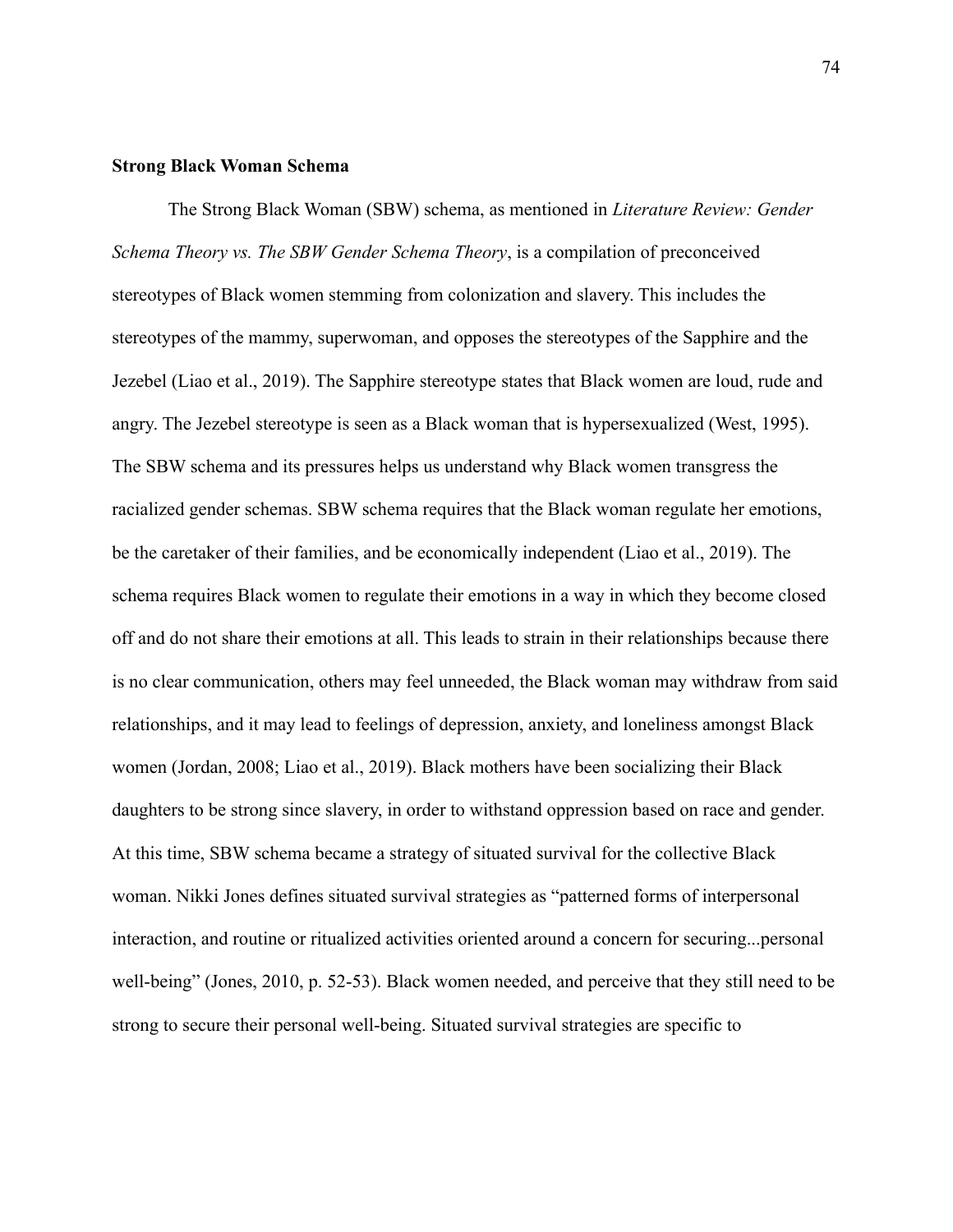### Strong Black Woman Schema

The Strong Black Woman (SBW) schema, as mentioned in *Literature Review: Gender Schema Theory vs. The SBW Gender Schema Theory*, is a compilation of preconceived stereotypes of Black women stemming from colonization and slavery. This includes the stereotypes of the mammy, superwoman, and opposes the stereotypes of the Sapphire and the Jezebel (Liao et al., 2019). The Sapphire stereotype states that Black women are loud, rude and angry. The Jezebel stereotype is seen as a Black woman that is hypersexualized (West, 1995). The SBW schema and its pressures helps us understand why Black women transgress the racialized gender schemas. SBW schema requires that the Black woman regulate her emotions, be the caretaker of their families, and be economically independent (Liao et al., 2019). The schema requires Black women to regulate their emotions in a way in which they become closed off and do not share their emotions at all. This leads to strain in their relationships because there is no clear communication, others may feel unneeded, the Black woman may withdraw from said relationships, and it may lead to feelings of depression, anxiety, and loneliness amongst Black women (Jordan, 2008; Liao et al., 2019). Black mothers have been socializing their Black daughters to be strong since slavery, in order to withstand oppression based on race and gender. At this time, SBW schema became a strategy of situated survival for the collective Black woman. Nikki Jones defines situated survival strategies as "patterned forms of interpersonal interaction, and routine or ritualized activities oriented around a concern for securing...personal well-being" (Jones, 2010, p. 52-53). Black women needed, and perceive that they still need to be strong to secure their personal well-being. Situated survival strategies are specific to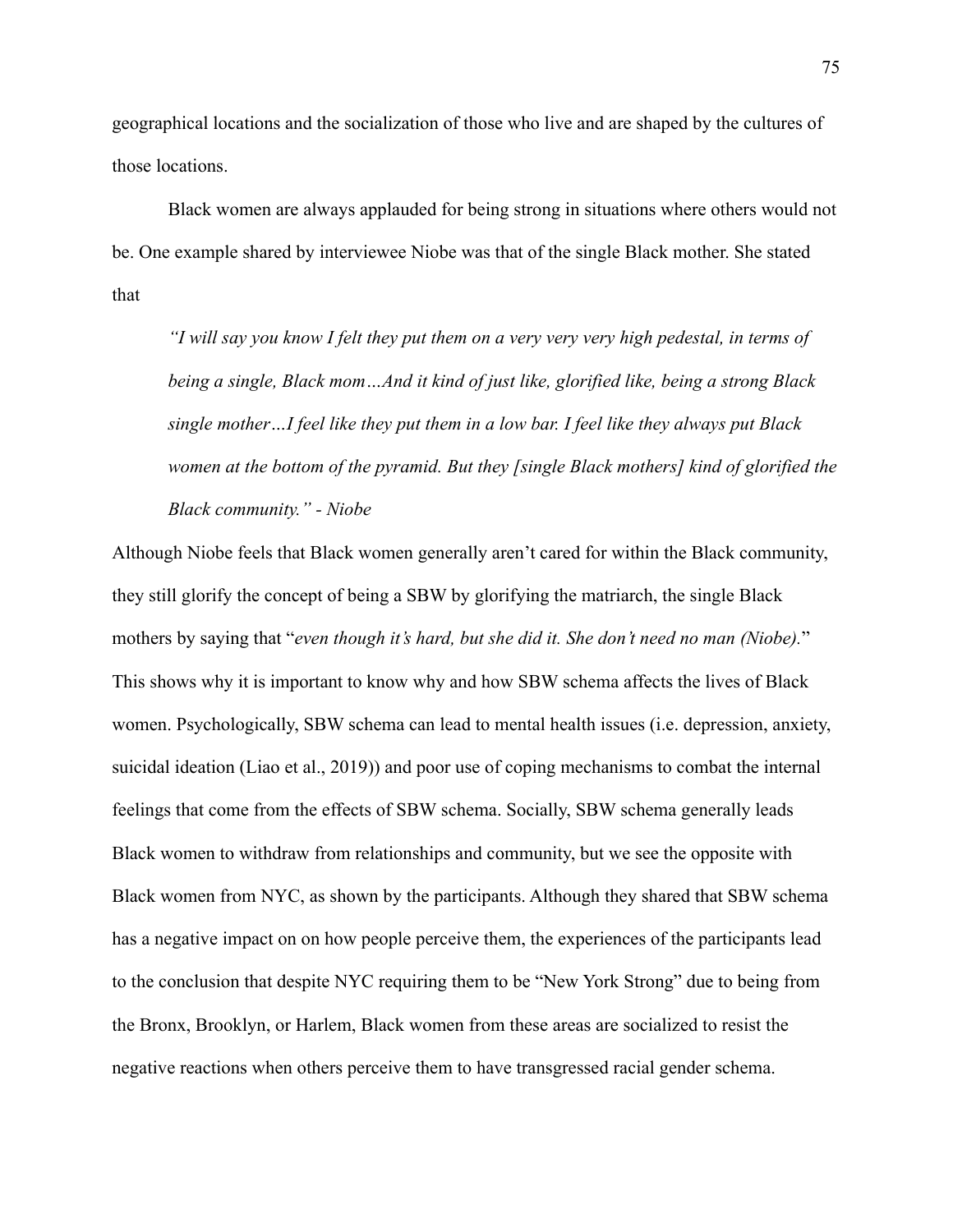geographical locations and the socialization of those who live and are shaped by the cultures of those locations.

Black women are always applauded for being strong in situations where others would not be. One example shared by interviewee Niobe was that of the single Black mother. She stated that

> *"I will say you know I felt they put them on a very very very high pedestal, in terms of being a single, Black mom…And it kind of just like, glorified like, being a strong Black single mother…I feel like they put them in a low bar. I feel like they always put Black women at the bottom of the pyramid. But they [single Black mothers] kind of glorified the Black community." - Niobe*

Although Niobe feels that Black women generally aren't cared for within the Black community, they still glorify the concept of being a SBW by glorifying the matriarch, the single Black mothers by saying that "*even though it's hard, but she did it. She don't need no man (Niobe).*" This shows why it is important to know why and how SBW schema affects the lives of Black women. Psychologically, SBW schema can lead to mental health issues (i.e. depression, anxiety, suicidal ideation (Liao et al., 2019)) and poor use of coping mechanisms to combat the internal feelings that come from the effects of SBW schema. Socially, SBW schema generally leads Black women to withdraw from relationships and community, but we see the opposite with Black women from NYC, as shown by the participants. Although they shared that SBW schema has a negative impact on on how people perceive them, the experiences of the participants lead to the conclusion that despite NYC requiring them to be "New York Strong" due to being from the Bronx, Brooklyn, or Harlem, Black women from these areas are socialized to resist the negative reactions when others perceive them to have transgressed racial gender schema.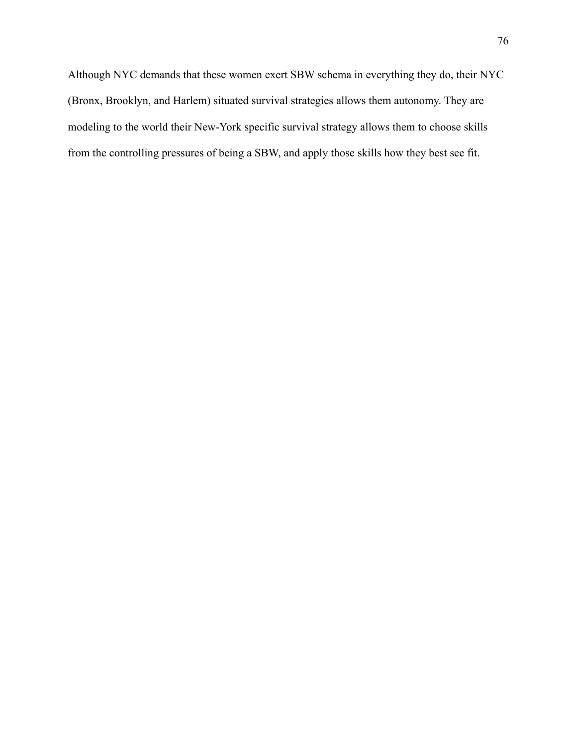Although NYC demands that these women exert SBW schema in everything they do, their NYC (Bronx, Brooklyn, and Harlem) situated survival strategies allows them autonomy. They are modeling to the world their New-York specific survival strategy allows them to choose skills from the controlling pressures of being a SBW, and apply those skills how they best see fit.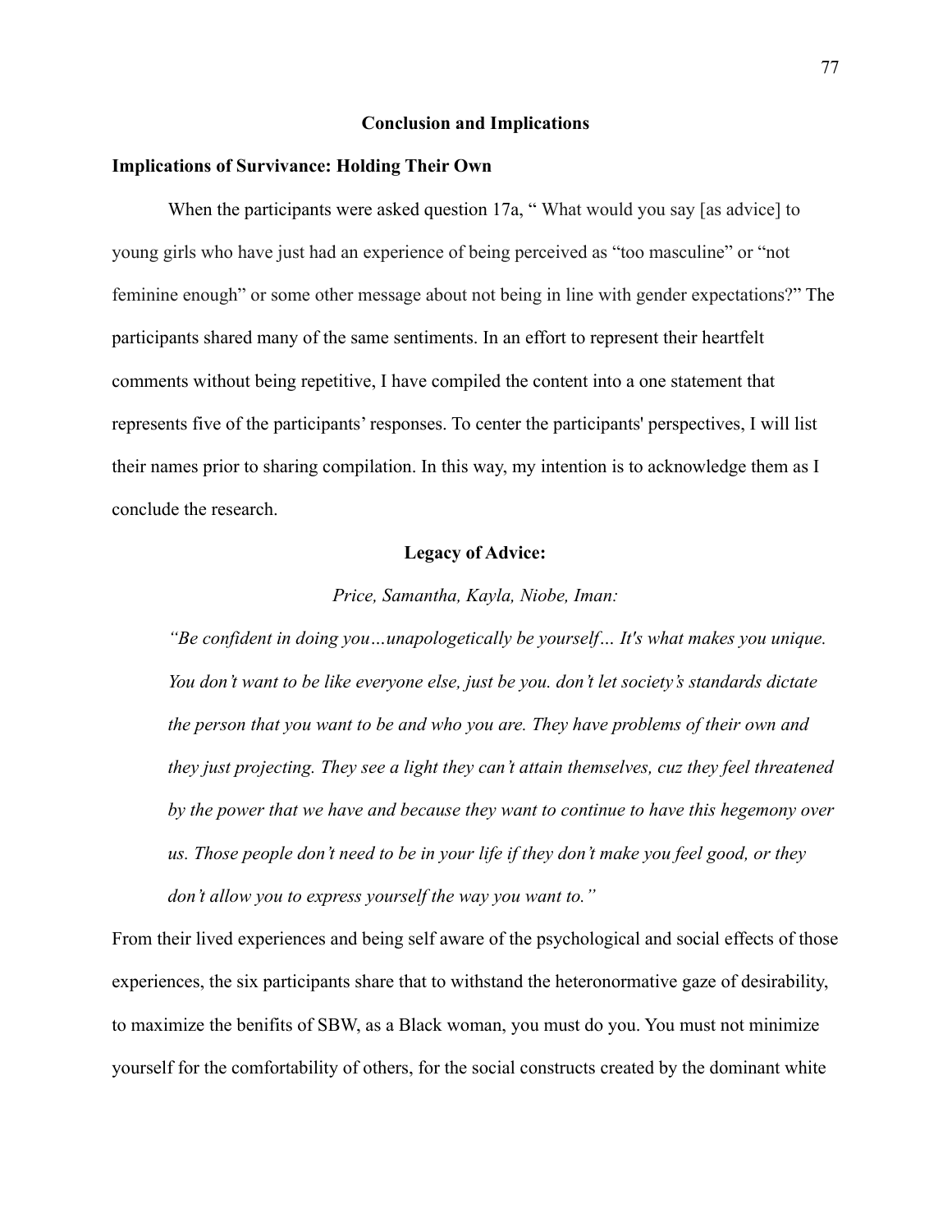## Conclusion and Implications

### Implications of Survivance: Holding Their Own

When the participants were asked question 17a, " What would you say [as advice] to young girls who have just had an experience of being perceived as "too masculine" or "not feminine enough" or some other message about not being in line with gender expectations?" The participants shared many of the same sentiments. In an effort to represent their heartfelt comments without being repetitive, I have compiled the content into a one statement that represents five of the participants' responses. To center the participants' perspectives, I will list their names prior to sharing compilation. In this way, my intention is to acknowledge them as I conclude the research.

**Legacy of Advice:**

*Price, Samantha, Kayla, Niobe, Iman:*

> *"Be confident in doing you…unapologetically be yourself… It's what makes you unique. You don't want to be like everyone else, just be you. don't let society's standards dictate the person that you want to be and who you are. They have problems of their own and they just projecting. They see a light they can't attain themselves, cuz they feel threatened by the power that we have and because they want to continue to have this hegemony over us. Those people don't need to be in your life if they don't make you feel good, or they don't allow you to express yourself the way you want to."*

From their lived experiences and being self aware of the psychological and social effects of those experiences, the six participants share that to withstand the heteronormative gaze of desirability, to maximize the benifits of SBW, as a Black woman, you must do you. You must not minimize yourself for the comfortability of others, for the social constructs created by the dominant white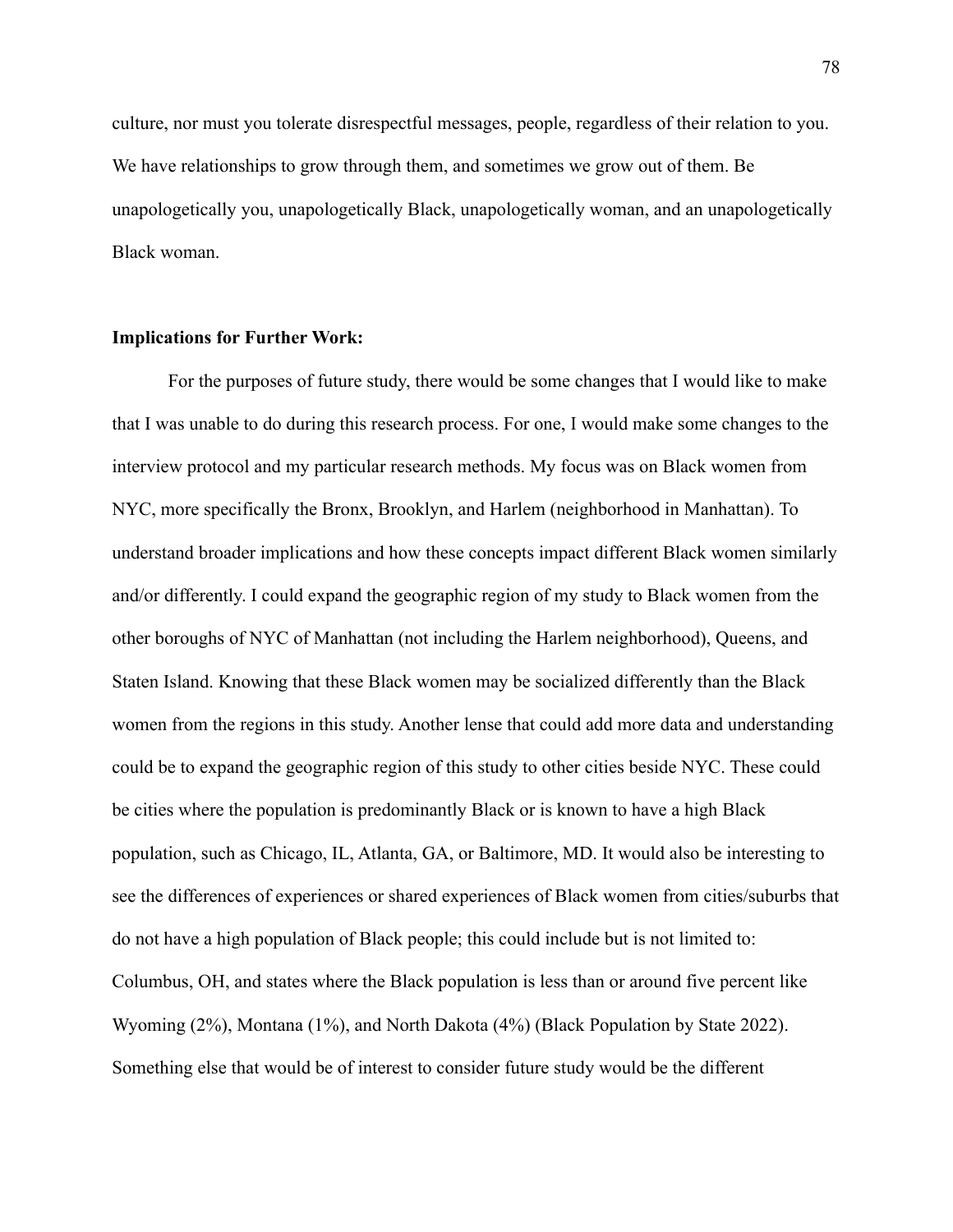culture, nor must you tolerate disrespectful messages, people, regardless of their relation to you. We have relationships to grow through them, and sometimes we grow out of them. Be unapologetically you, unapologetically Black, unapologetically woman, and an unapologetically Black woman.

**Implications for Further Work:**

For the purposes of future study, there would be some changes that I would like to make that I was unable to do during this research process. For one, I would make some changes to the interview protocol and my particular research methods. My focus was on Black women from NYC, more specifically the Bronx, Brooklyn, and Harlem (neighborhood in Manhattan). To understand broader implications and how these concepts impact different Black women similarly and/or differently. I could expand the geographic region of my study to Black women from the other boroughs of NYC of Manhattan (not including the Harlem neighborhood), Queens, and Staten Island. Knowing that these Black women may be socialized differently than the Black women from the regions in this study. Another lense that could add more data and understanding could be to expand the geographic region of this study to other cities beside NYC. These could be cities where the population is predominantly Black or is known to have a high Black population, such as Chicago, IL, Atlanta, GA, or Baltimore, MD. It would also be interesting to see the differences of experiences or shared experiences of Black women from cities/suburbs that do not have a high population of Black people; this could include but is not limited to: Columbus, OH, and states where the Black population is less than or around five percent like Wyoming (2%), Montana (1%), and North Dakota (4%) (Black Population by State 2022). Something else that would be of interest to consider future study would be the different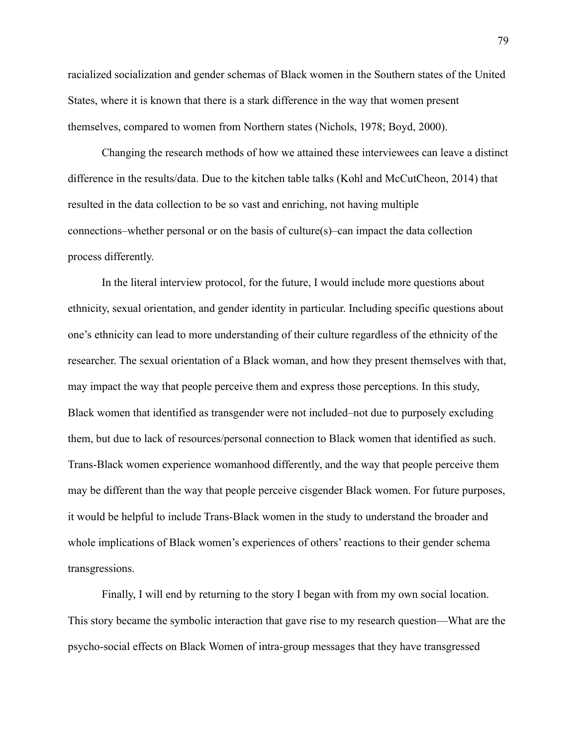racialized socialization and gender schemas of Black women in the Southern states of the United States, where it is known that there is a stark difference in the way that women present themselves, compared to women from Northern states (Nichols, 1978; Boyd, 2000).

Changing the research methods of how we attained these interviewees can leave a distinct difference in the results/data. Due to the kitchen table talks (Kohl and McCutCheon, 2014) that resulted in the data collection to be so vast and enriching, not having multiple connections–whether personal or on the basis of culture(s)–can impact the data collection process differently.

In the literal interview protocol, for the future, I would include more questions about ethnicity, sexual orientation, and gender identity in particular. Including specific questions about one's ethnicity can lead to more understanding of their culture regardless of the ethnicity of the researcher. The sexual orientation of a Black woman, and how they present themselves with that, may impact the way that people perceive them and express those perceptions. In this study, Black women that identified as transgender were not included–not due to purposely excluding them, but due to lack of resources/personal connection to Black women that identified as such. Trans-Black women experience womanhood differently, and the way that people perceive them may be different than the way that people perceive cisgender Black women. For future purposes, it would be helpful to include Trans-Black women in the study to understand the broader and whole implications of Black women's experiences of others' reactions to their gender schema transgressions.

Finally, I will end by returning to the story I began with from my own social location. This story became the symbolic interaction that gave rise to my research question—What are the psycho-social effects on Black Women of intra-group messages that they have transgressed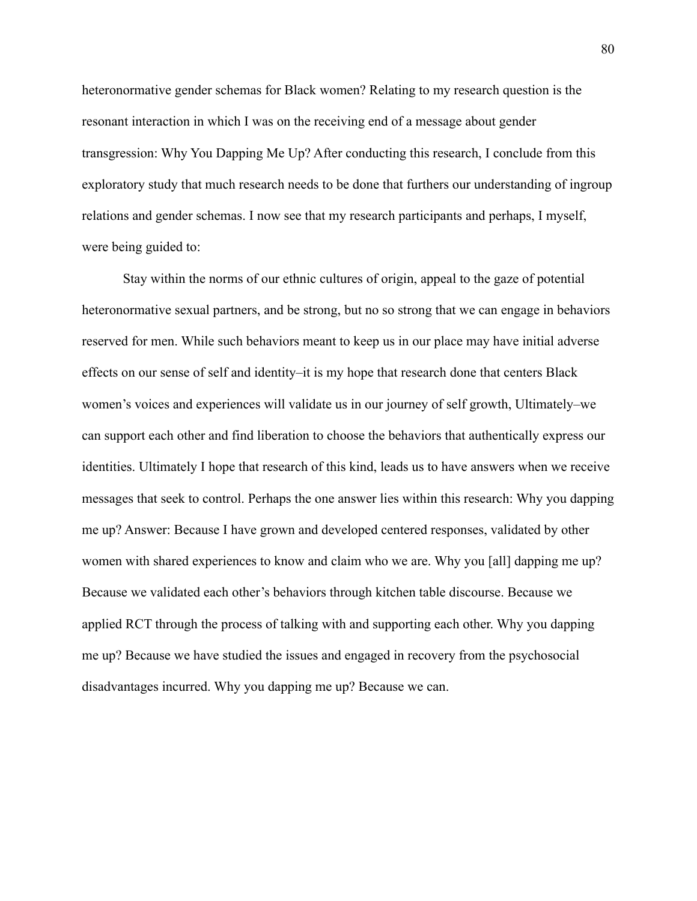heteronormative gender schemas for Black women? Relating to my research question is the resonant interaction in which I was on the receiving end of a message about gender transgression: Why You Dapping Me Up? After conducting this research, I conclude from this exploratory study that much research needs to be done that furthers our understanding of ingroup relations and gender schemas. I now see that my research participants and perhaps, I myself, were being guided to:

Stay within the norms of our ethnic cultures of origin, appeal to the gaze of potential heteronormative sexual partners, and be strong, but no so strong that we can engage in behaviors reserved for men. While such behaviors meant to keep us in our place may have initial adverse effects on our sense of self and identity–it is my hope that research done that centers Black women's voices and experiences will validate us in our journey of self growth, Ultimately–we can support each other and find liberation to choose the behaviors that authentically express our identities. Ultimately I hope that research of this kind, leads us to have answers when we receive messages that seek to control. Perhaps the one answer lies within this research: Why you dapping me up? Answer: Because I have grown and developed centered responses, validated by other women with shared experiences to know and claim who we are. Why you [all] dapping me up? Because we validated each other's behaviors through kitchen table discourse. Because we applied RCT through the process of talking with and supporting each other. Why you dapping me up? Because we have studied the issues and engaged in recovery from the psychosocial disadvantages incurred. Why you dapping me up? Because we can.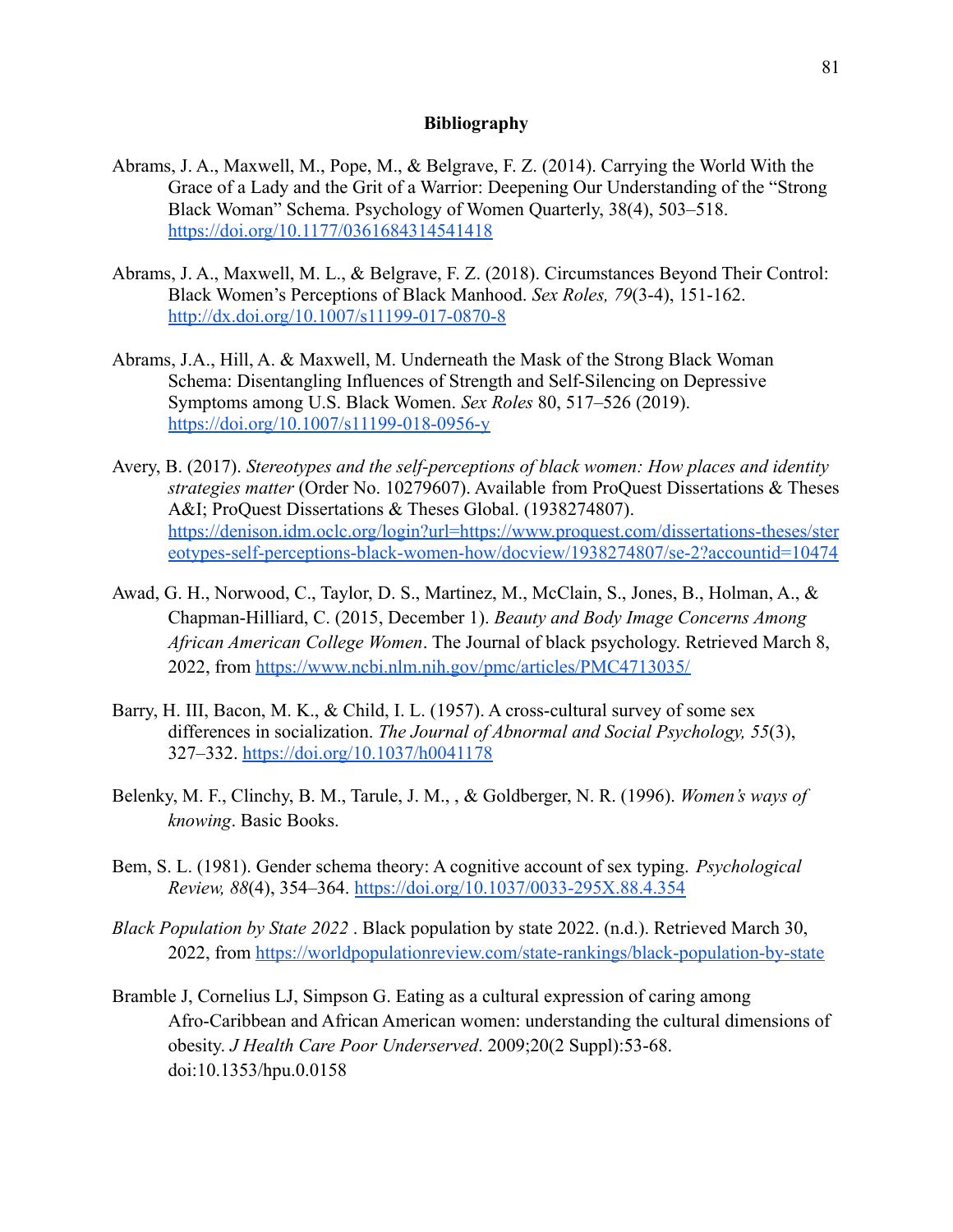**Bibliography**

Abrams, J. A., Maxwell, M., Pope, M., & Belgrave, F. Z. (2014). Carrying the World With the Grace of a Lady and the Grit of a Warrior: Deepening Our Understanding of the "Strong Black Woman" Schema. Psychology of Women Quarterly, 38(4), 503–518. https://doi.org/10.1177/0361684314541418

Abrams, J. A., Maxwell, M. L., & Belgrave, F. Z. (2018). Circumstances Beyond Their Control: Black Women's Perceptions of Black Manhood. *Sex Roles, 79*(3-4), 151-162. http://dx.doi.org/10.1007/s11199-017-0870-8

Abrams, J.A., Hill, A. & Maxwell, M. Underneath the Mask of the Strong Black Woman Schema: Disentangling Influences of Strength and Self-Silencing on Depressive Symptoms among U.S. Black Women. *Sex Roles* 80, 517–526 (2019). https://doi.org/10.1007/s11199-018-0956-y

Avery, B. (2017). *Stereotypes and the self-perceptions of black women: How places and identity strategies matter* (Order No. 10279607). Available from ProQuest Dissertations & Theses A&I; ProQuest Dissertations & Theses Global. (1938274807). https://denison.idm.oclc.org/login?url=https://www.proquest.com/dissertations-theses/stereotypes-self-perceptions-black-women-how/docview/1938274807/se-2?accountid=10474

Awad, G. H., Norwood, C., Taylor, D. S., Martinez, M., McClain, S., Jones, B., Holman, A., & Chapman-Hilliard, C. (2015, December 1). *Beauty and Body Image Concerns Among African American College Women*. The Journal of black psychology. Retrieved March 8, 2022, from https://www.ncbi.nlm.nih.gov/pmc/articles/PMC4713035/

Barry, H. III, Bacon, M. K., & Child, I. L. (1957). A cross-cultural survey of some sex differences in socialization. *The Journal of Abnormal and Social Psychology, 55*(3), 327–332. https://doi.org/10.1037/h0041178

Belenky, M. F., Clinchy, B. M., Tarule, J. M., , & Goldberger, N. R. (1996). *Women's ways of knowing*. Basic Books.

Bem, S. L. (1981). Gender schema theory: A cognitive account of sex typing. *Psychological Review, 88*(4), 354–364. https://doi.org/10.1037/0033-295X.88.4.354

*Black Population by State 2022* . Black population by state 2022. (n.d.). Retrieved March 30, 2022, from https://worldpopulationreview.com/state-rankings/black-population-by-state

Bramble J, Cornelius LJ, Simpson G. Eating as a cultural expression of caring among Afro-Caribbean and African American women: understanding the cultural dimensions of obesity. *J Health Care Poor Underserved*. 2009;20(2 Suppl):53-68. doi:10.1353/hpu.0.0158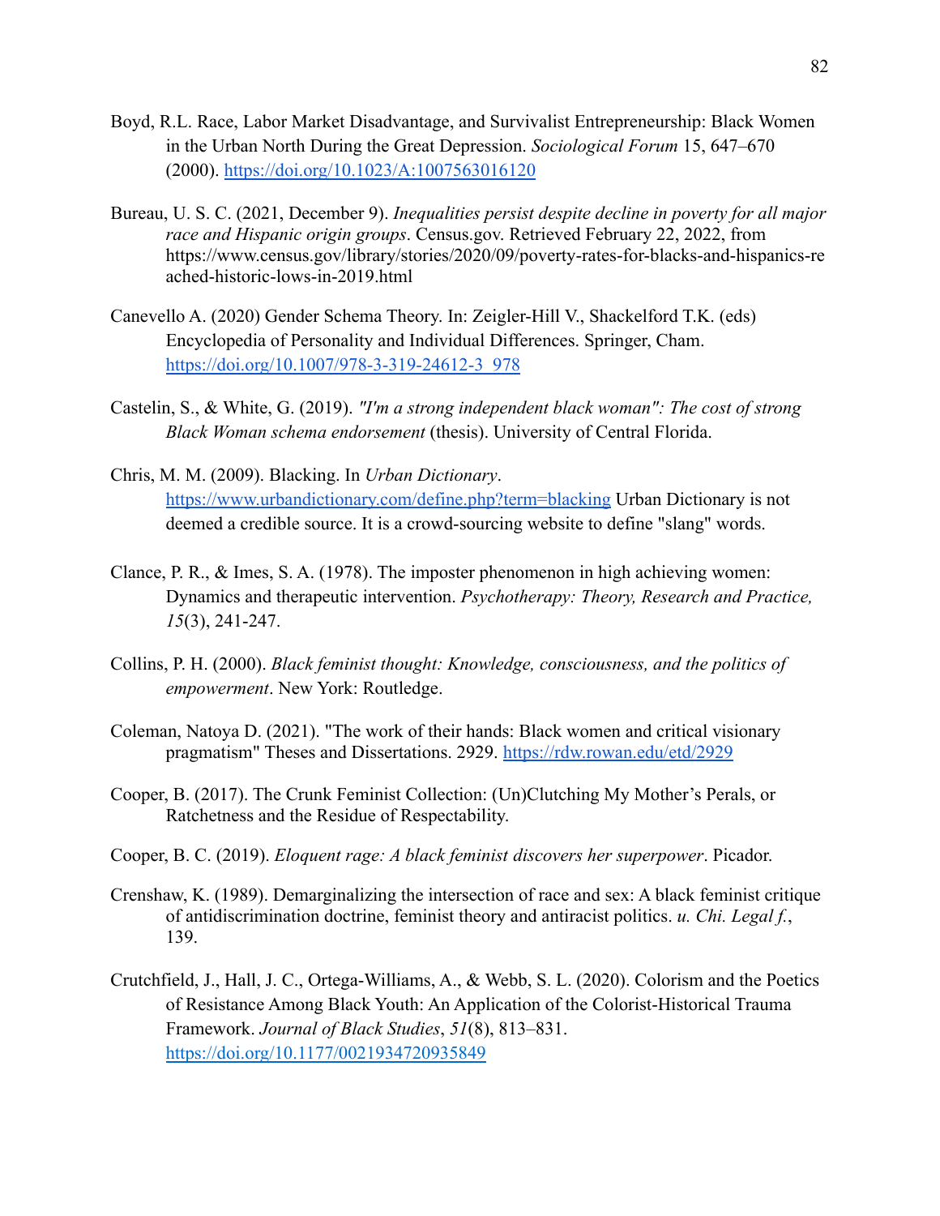Boyd, R.L. Race, Labor Market Disadvantage, and Survivalist Entrepreneurship: Black Women in the Urban North During the Great Depression. *Sociological Forum* 15, 647–670 (2000). https://doi.org/10.1023/A:1007563016120

Bureau, U. S. C. (2021, December 9). *Inequalities persist despite decline in poverty for all major race and Hispanic origin groups*. Census.gov. Retrieved February 22, 2022, from https://www.census.gov/library/stories/2020/09/poverty-rates-for-blacks-and-hispanics-reached-historic-lows-in-2019.html

Canevello A. (2020) Gender Schema Theory. In: Zeigler-Hill V., Shackelford T.K. (eds) Encyclopedia of Personality and Individual Differences. Springer, Cham. https://doi.org/10.1007/978-3-319-24612-3_978

Castelin, S., & White, G. (2019). *"I'm a strong independent black woman": The cost of strong Black Woman schema endorsement* (thesis). University of Central Florida.

Chris, M. M. (2009). Blacking. In *Urban Dictionary*. https://www.urbandictionary.com/define.php?term=blacking Urban Dictionary is not deemed a credible source. It is a crowd-sourcing website to define "slang" words.

Clance, P. R., & Imes, S. A. (1978). The imposter phenomenon in high achieving women: Dynamics and therapeutic intervention. *Psychotherapy: Theory, Research and Practice, 15*(3), 241-247.

Collins, P. H. (2000). *Black feminist thought: Knowledge, consciousness, and the politics of empowerment*. New York: Routledge.

Coleman, Natoya D. (2021). "The work of their hands: Black women and critical visionary pragmatism" Theses and Dissertations. 2929. https://rdw.rowan.edu/etd/2929

Cooper, B. (2017). The Crunk Feminist Collection: (Un)Clutching My Mother's Perals, or Ratchetness and the Residue of Respectability.

Cooper, B. C. (2019). *Eloquent rage: A black feminist discovers her superpower*. Picador.

Crenshaw, K. (1989). Demarginalizing the intersection of race and sex: A black feminist critique of antidiscrimination doctrine, feminist theory and antiracist politics. *u. Chi. Legal f.*, 139.

Crutchfield, J., Hall, J. C., Ortega-Williams, A., & Webb, S. L. (2020). Colorism and the Poetics of Resistance Among Black Youth: An Application of the Colorist-Historical Trauma Framework. *Journal of Black Studies*, *51*(8), 813–831. https://doi.org/10.1177/0021934720935849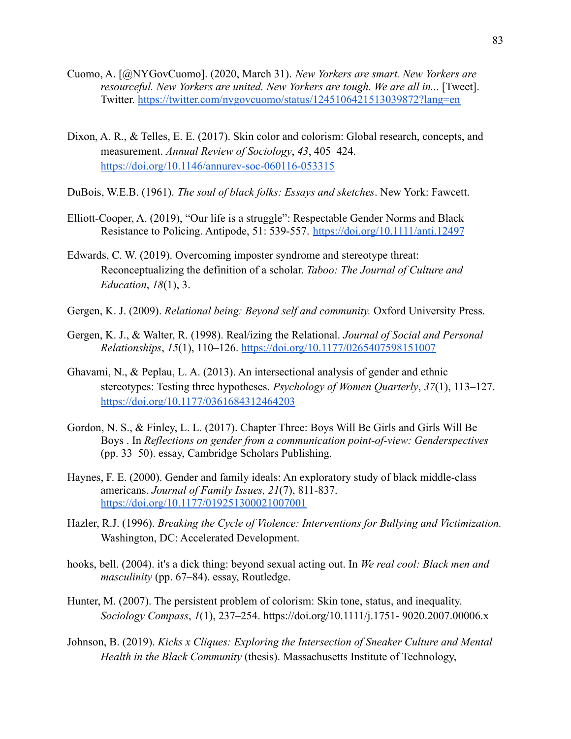Cuomo, A. [@NYGovCuomo]. (2020, March 31). *New Yorkers are smart. New Yorkers are resourceful. New Yorkers are united. New Yorkers are tough. We are all in...* [Tweet]. Twitter. https://twitter.com/nygovcuomo/status/1245106421513039872?lang=en

Dixon, A. R., & Telles, E. E. (2017). Skin color and colorism: Global research, concepts, and measurement. *Annual Review of Sociology*, *43*, 405–424. https://doi.org/10.1146/annurev-soc-060116-053315

DuBois, W.E.B. (1961). *The soul of black folks: Essays and sketches*. New York: Fawcett.

Elliott-Cooper, A. (2019), "Our life is a struggle": Respectable Gender Norms and Black Resistance to Policing. Antipode, 51: 539-557. https://doi.org/10.1111/anti.12497

Edwards, C. W. (2019). Overcoming imposter syndrome and stereotype threat: Reconceptualizing the definition of a scholar. *Taboo: The Journal of Culture and Education*, *18*(1), 3.

Gergen, K. J. (2009). *Relational being: Beyond self and community.* Oxford University Press.

Gergen, K. J., & Walter, R. (1998). Real/izing the Relational. *Journal of Social and Personal Relationships*, *15*(1), 110–126. https://doi.org/10.1177/0265407598151007

Ghavami, N., & Peplau, L. A. (2013). An intersectional analysis of gender and ethnic stereotypes: Testing three hypotheses. *Psychology of Women Quarterly*, *37*(1), 113–127. https://doi.org/10.1177/0361684312464203

Gordon, N. S., & Finley, L. L. (2017). Chapter Three: Boys Will Be Girls and Girls Will Be Boys . In *Reflections on gender from a communication point-of-view: Genderspectives* (pp. 33–50). essay, Cambridge Scholars Publishing.

Haynes, F. E. (2000). Gender and family ideals: An exploratory study of black middle-class americans. *Journal of Family Issues, 21*(7), 811-837. https://doi.org/10.1177/019251300021007001

Hazler, R.J. (1996). *Breaking the Cycle of Violence: Interventions for Bullying and Victimization.* Washington, DC: Accelerated Development.

hooks, bell. (2004). it's a dick thing: beyond sexual acting out. In *We real cool: Black men and masculinity* (pp. 67–84). essay, Routledge.

Hunter, M. (2007). The persistent problem of colorism: Skin tone, status, and inequality. *Sociology Compass*, *1*(1), 237–254. https://doi.org/10.1111/j.1751- 9020.2007.00006.x

Johnson, B. (2019). *Kicks x Cliques: Exploring the Intersection of Sneaker Culture and Mental Health in the Black Community* (thesis). Massachusetts Institute of Technology,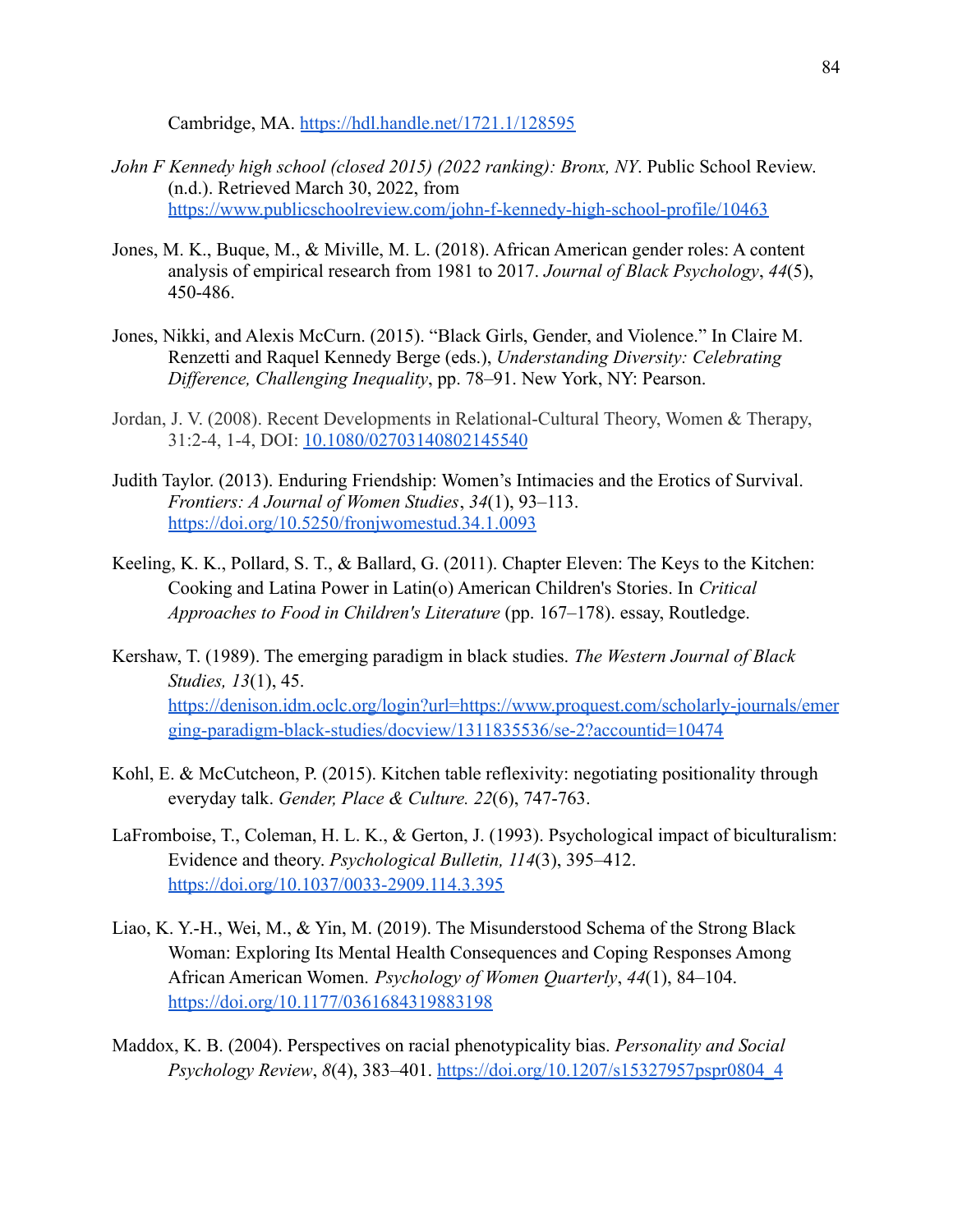Cambridge, MA. https://hdl.handle.net/1721.1/128595

*John F Kennedy high school (closed 2015) (2022 ranking): Bronx, NY*. Public School Review. (n.d.). Retrieved March 30, 2022, from https://www.publicschoolreview.com/john-f-kennedy-high-school-profile/10463

Jones, M. K., Buque, M., & Miville, M. L. (2018). African American gender roles: A content analysis of empirical research from 1981 to 2017. *Journal of Black Psychology*, *44*(5), 450-486.

Jones, Nikki, and Alexis McCurn. (2015). "Black Girls, Gender, and Violence." In Claire M. Renzetti and Raquel Kennedy Berge (eds.), *Understanding Diversity: Celebrating Difference, Challenging Inequality*, pp. 78–91. New York, NY: Pearson.

Jordan, J. V. (2008). Recent Developments in Relational-Cultural Theory, Women & Therapy, 31:2-4, 1-4, DOI: 10.1080/02703140802145540

Judith Taylor. (2013). Enduring Friendship: Women's Intimacies and the Erotics of Survival. *Frontiers: A Journal of Women Studies*, *34*(1), 93–113. https://doi.org/10.5250/fronjwomestud.34.1.0093

Keeling, K. K., Pollard, S. T., & Ballard, G. (2011). Chapter Eleven: The Keys to the Kitchen: Cooking and Latina Power in Latin(o) American Children's Stories. In *Critical Approaches to Food in Children's Literature* (pp. 167–178). essay, Routledge.

Kershaw, T. (1989). The emerging paradigm in black studies. *The Western Journal of Black Studies, 13*(1), 45. https://denison.idm.oclc.org/login?url=https://www.proquest.com/scholarly-journals/emerging-paradigm-black-studies/docview/1311835536/se-2?accountid=10474

Kohl, E. & McCutcheon, P. (2015). Kitchen table reflexivity: negotiating positionality through everyday talk. *Gender, Place & Culture. 22*(6), 747-763.

LaFromboise, T., Coleman, H. L. K., & Gerton, J. (1993). Psychological impact of biculturalism: Evidence and theory. *Psychological Bulletin, 114*(3), 395–412. https://doi.org/10.1037/0033-2909.114.3.395

Liao, K. Y.-H., Wei, M., & Yin, M. (2019). The Misunderstood Schema of the Strong Black Woman: Exploring Its Mental Health Consequences and Coping Responses Among African American Women. *Psychology of Women Quarterly*, *44*(1), 84–104. https://doi.org/10.1177/0361684319883198

Maddox, K. B. (2004). Perspectives on racial phenotypicality bias. *Personality and Social Psychology Review*, *8*(4), 383–401. https://doi.org/10.1207/s15327957pspr0804_4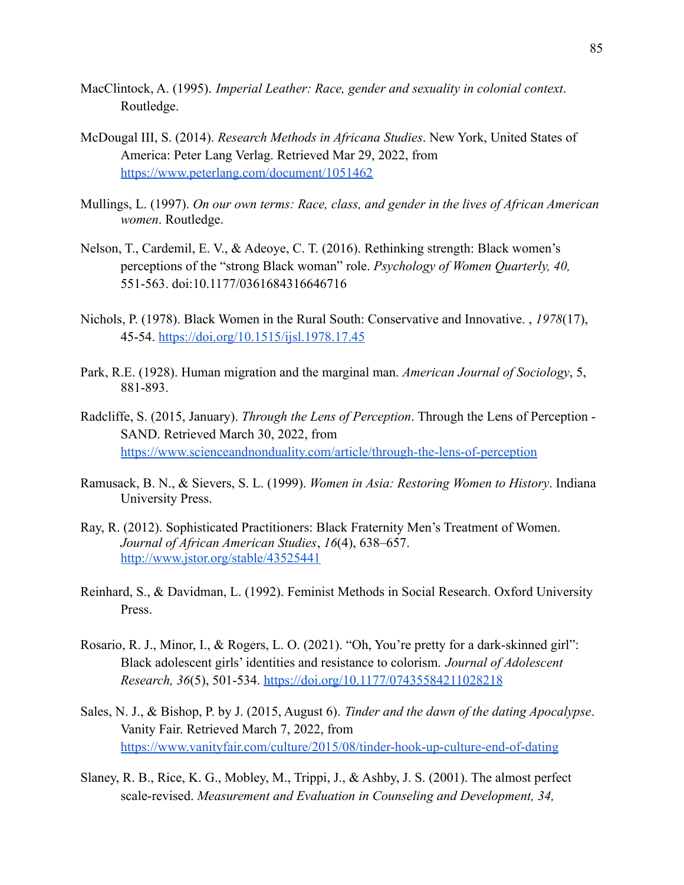MacClintock, A. (1995). *Imperial Leather: Race, gender and sexuality in colonial context*. Routledge.

McDougal III, S. (2014). *Research Methods in Africana Studies*. New York, United States of America: Peter Lang Verlag. Retrieved Mar 29, 2022, from https://www.peterlang.com/document/1051462

Mullings, L. (1997). *On our own terms: Race, class, and gender in the lives of African American women*. Routledge.

Nelson, T., Cardemil, E. V., & Adeoye, C. T. (2016). Rethinking strength: Black women's perceptions of the "strong Black woman" role. *Psychology of Women Quarterly, 40,* 551-563. doi:10.1177/0361684316646716

Nichols, P. (1978). Black Women in the Rural South: Conservative and Innovative. , *1978*(17), 45-54. https://doi.org/10.1515/ijsl.1978.17.45

Park, R.E. (1928). Human migration and the marginal man. *American Journal of Sociology*, 5, 881-893.

Radcliffe, S. (2015, January). *Through the Lens of Perception*. Through the Lens of Perception - SAND. Retrieved March 30, 2022, from https://www.scienceandnonduality.com/article/through-the-lens-of-perception

Ramusack, B. N., & Sievers, S. L. (1999). *Women in Asia: Restoring Women to History*. Indiana University Press.

Ray, R. (2012). Sophisticated Practitioners: Black Fraternity Men's Treatment of Women. *Journal of African American Studies*, *16*(4), 638–657. http://www.jstor.org/stable/43525441

Reinhard, S., & Davidman, L. (1992). Feminist Methods in Social Research. Oxford University Press.

Rosario, R. J., Minor, I., & Rogers, L. O. (2021). "Oh, You're pretty for a dark-skinned girl": Black adolescent girls' identities and resistance to colorism. *Journal of Adolescent Research, 36*(5), 501-534. https://doi.org/10.1177/07435584211028218

Sales, N. J., & Bishop, P. by J. (2015, August 6). *Tinder and the dawn of the dating Apocalypse*. Vanity Fair. Retrieved March 7, 2022, from https://www.vanityfair.com/culture/2015/08/tinder-hook-up-culture-end-of-dating

Slaney, R. B., Rice, K. G., Mobley, M., Trippi, J., & Ashby, J. S. (2001). The almost perfect scale-revised. *Measurement and Evaluation in Counseling and Development, 34,*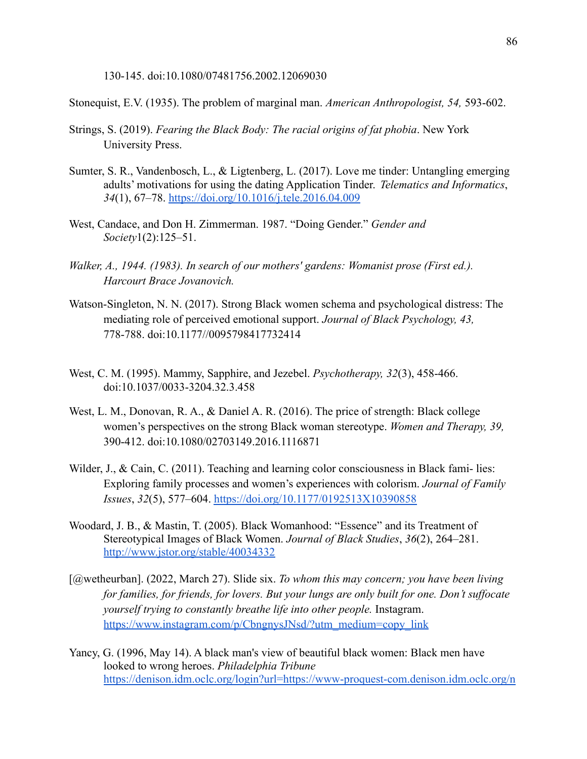130-145. doi:10.1080/07481756.2002.12069030

Stonequist, E.V. (1935). The problem of marginal man. *American Anthropologist, 54,* 593-602.

Strings, S. (2019). *Fearing the Black Body: The racial origins of fat phobia*. New York University Press.

Sumter, S. R., Vandenbosch, L., & Ligtenberg, L. (2017). Love me tinder: Untangling emerging adults' motivations for using the dating Application Tinder. *Telematics and Informatics*, *34*(1), 67–78. https://doi.org/10.1016/j.tele.2016.04.009

West, Candace, and Don H. Zimmerman. 1987. "Doing Gender." *Gender and Society*1(2):125–51.

*Walker, A., 1944. (1983). In search of our mothers' gardens: Womanist prose (First ed.). Harcourt Brace Jovanovich.*

Watson-Singleton, N. N. (2017). Strong Black women schema and psychological distress: The mediating role of perceived emotional support. *Journal of Black Psychology, 43,* 778-788. doi:10.1177//0095798417732414

West, C. M. (1995). Mammy, Sapphire, and Jezebel. *Psychotherapy, 32*(3), 458-466. doi:10.1037/0033-3204.32.3.458

West, L. M., Donovan, R. A., & Daniel A. R. (2016). The price of strength: Black college women's perspectives on the strong Black woman stereotype. *Women and Therapy, 39,* 390-412. doi:10.1080/02703149.2016.1116871

Wilder, J., & Cain, C. (2011). Teaching and learning color consciousness in Black fami- lies: Exploring family processes and women's experiences with colorism. *Journal of Family Issues*, *32*(5), 577–604. https://doi.org/10.1177/0192513X10390858

Woodard, J. B., & Mastin, T. (2005). Black Womanhood: "Essence" and its Treatment of Stereotypical Images of Black Women. *Journal of Black Studies*, *36*(2), 264–281. http://www.jstor.org/stable/40034332

[@wetheurban]. (2022, March 27). Slide six. *To whom this may concern; you have been living for families, for friends, for lovers. But your lungs are only built for one. Don't suffocate yourself trying to constantly breathe life into other people.* Instagram. https://www.instagram.com/p/CbngnysJNsd/?utm_medium=copy_link

Yancy, G. (1996, May 14). A black man's view of beautiful black women: Black men have looked to wrong heroes. *Philadelphia Tribune* https://denison.idm.oclc.org/login?url=https://www-proquest-com.denison.idm.oclc.org/n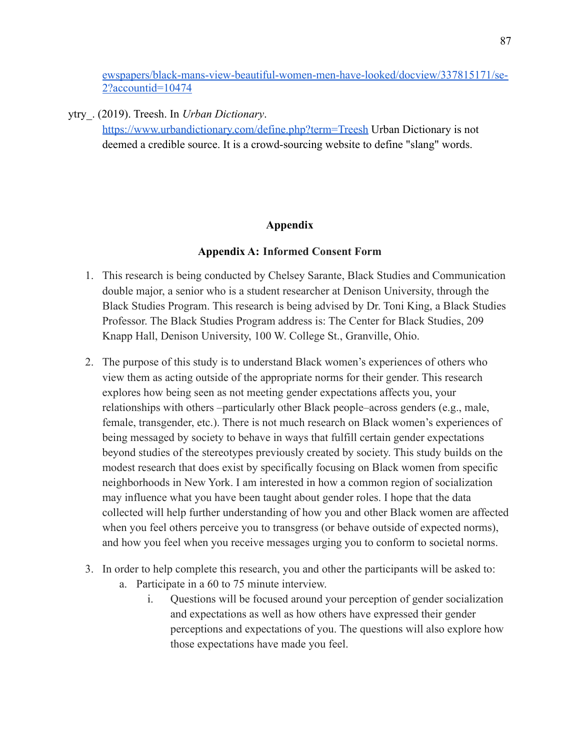ewspapers/black-mans-view-beautiful-women-men-have-looked/docview/337815171/se-2?accountid=10474

ytry_. (2019). Treesh. In *Urban Dictionary*. https://www.urbandictionary.com/define.php?term=Treesh Urban Dictionary is not deemed a credible source. It is a crowd-sourcing website to define "slang" words.

## Appendix

### Appendix A: Informed Consent Form

1. This research is being conducted by Chelsey Sarante, Black Studies and Communication double major, a senior who is a student researcher at Denison University, through the Black Studies Program. This research is being advised by Dr. Toni King, a Black Studies Professor. The Black Studies Program address is: The Center for Black Studies, 209 Knapp Hall, Denison University, 100 W. College St., Granville, Ohio.

2. The purpose of this study is to understand Black women's experiences of others who view them as acting outside of the appropriate norms for their gender. This research explores how being seen as not meeting gender expectations affects you, your relationships with others –particularly other Black people– across genders (e.g., male, female, transgender, etc.). There is not much research on Black women's experiences of being messaged by society to behave in ways that fulfill certain gender expectations beyond studies of the stereotypes previously created by society. This study builds on the modest research that does exist by specifically focusing on Black women from specific neighborhoods in New York. I am interested in how a common region of socialization may influence what you have been taught about gender roles. I hope that the data collected will help further understanding of how you and other Black women are affected when you feel others perceive you to transgress (or behave outside of expected norms), and how you feel when you receive messages urging you to conform to societal norms.

3. In order to help complete this research, you and other the participants will be asked to:
   a. Participate in a 60 to 75 minute interview.
      i. Questions will be focused around your perception of gender socialization and expectations as well as how others have expressed their gender perceptions and expectations of you. The questions will also explore how those expectations have made you feel.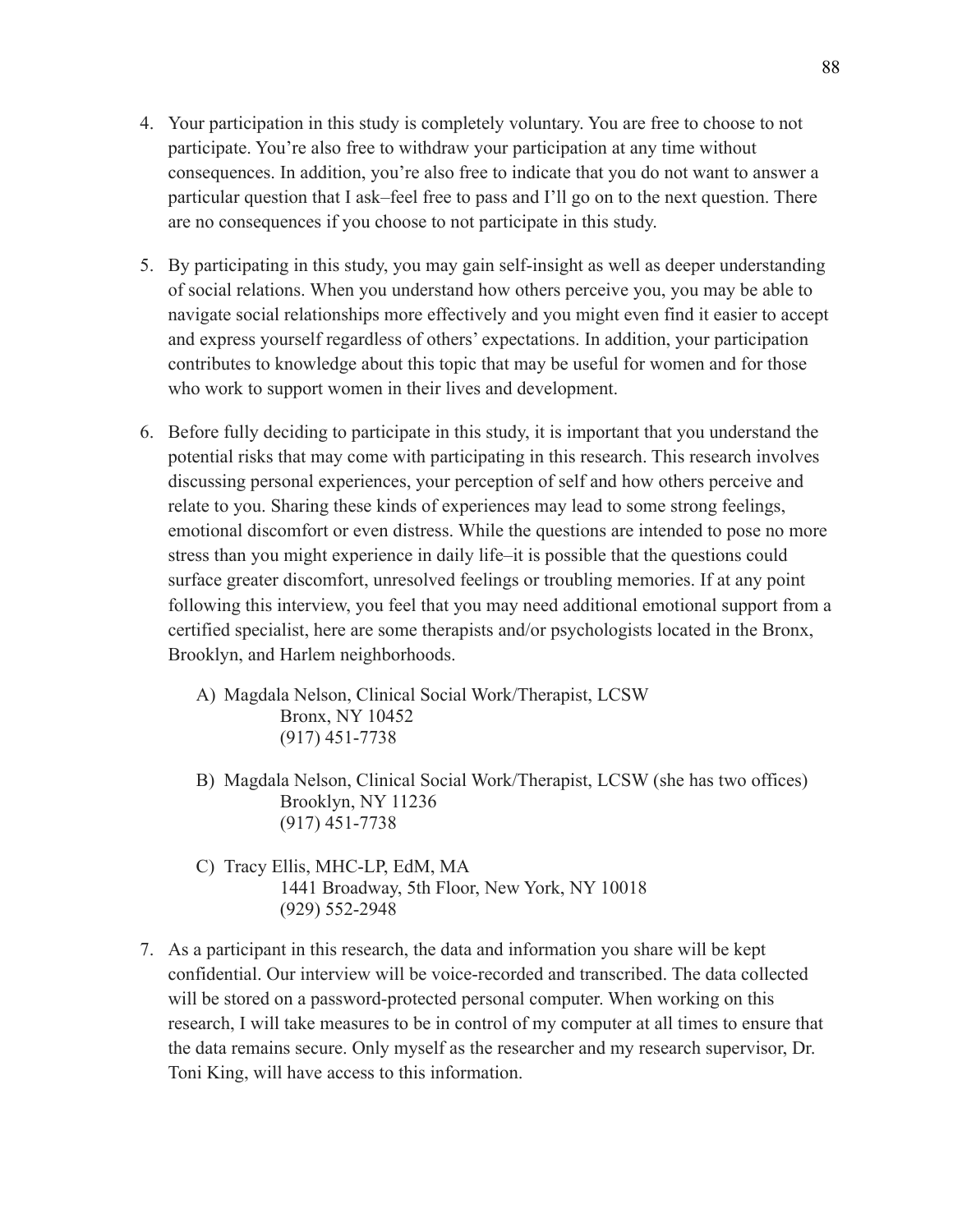4. Your participation in this study is completely voluntary. You are free to choose to not participate. You're also free to withdraw your participation at any time without consequences. In addition, you're also free to indicate that you do not want to answer a particular question that I ask–feel free to pass and I'll go on to the next question. There are no consequences if you choose to not participate in this study.

5. By participating in this study, you may gain self-insight as well as deeper understanding of social relations. When you understand how others perceive you, you may be able to navigate social relationships more effectively and you might even find it easier to accept and express yourself regardless of others' expectations. In addition, your participation contributes to knowledge about this topic that may be useful for women and for those who work to support women in their lives and development.

6. Before fully deciding to participate in this study, it is important that you understand the potential risks that may come with participating in this research. This research involves discussing personal experiences, your perception of self and how others perceive and relate to you. Sharing these kinds of experiences may lead to some strong feelings, emotional discomfort or even distress. While the questions are intended to pose no more stress than you might experience in daily life–it is possible that the questions could surface greater discomfort, unresolved feelings or troubling memories. If at any point following this interview, you feel that you may need additional emotional support from a certified specialist, here are some therapists and/or psychologists located in the Bronx, Brooklyn, and Harlem neighborhoods.

   A) Magdala Nelson, Clinical Social Work/Therapist, LCSW
      Bronx, NY 10452
      (917) 451-7738

   B) Magdala Nelson, Clinical Social Work/Therapist, LCSW (she has two offices)
      Brooklyn, NY 11236
      (917) 451-7738

   C) Tracy Ellis, MHC-LP, EdM, MA
      1441 Broadway, 5th Floor, New York, NY 10018
      (929) 552-2948

7. As a participant in this research, the data and information you share will be kept confidential. Our interview will be voice-recorded and transcribed. The data collected will be stored on a password-protected personal computer. When working on this research, I will take measures to be in control of my computer at all times to ensure that the data remains secure. Only myself as the researcher and my research supervisor, Dr. Toni King, will have access to this information.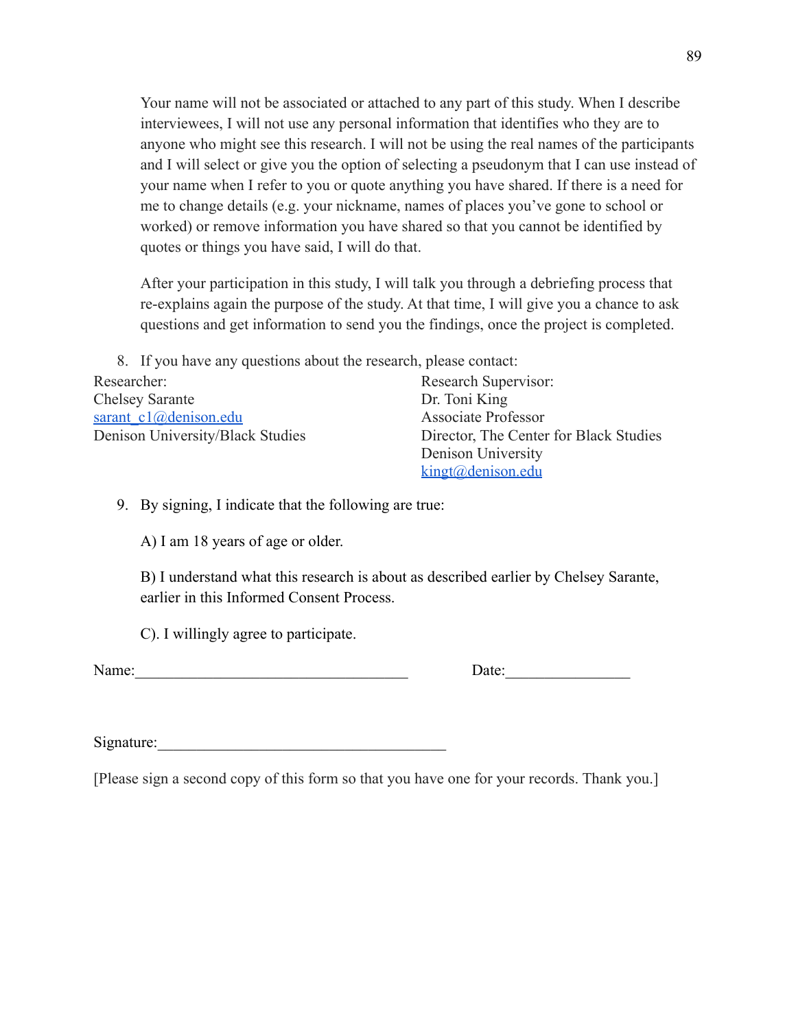Your name will not be associated or attached to any part of this study. When I describe interviewees, I will not use any personal information that identifies who they are to anyone who might see this research. I will not be using the real names of the participants and I will select or give you the option of selecting a pseudonym that I can use instead of your name when I refer to you or quote anything you have shared. If there is a need for me to change details (e.g. your nickname, names of places you've gone to school or worked) or remove information you have shared so that you cannot be identified by quotes or things you have said, I will do that.

After your participation in this study, I will talk you through a debriefing process that re-explains again the purpose of the study. At that time, I will give you a chance to ask questions and get information to send you the findings, once the project is completed.

8. If you have any questions about the research, please contact:

Researcher:
Chelsey Sarante
sarant_c1@denison.edu
Denison University/Black Studies

Research Supervisor:
Dr. Toni King
Associate Professor
Director, The Center for Black Studies
Denison University
kingt@denison.edu

9. By signing, I indicate that the following are true:

   A) I am 18 years of age or older.

   B) I understand what this research is about as described earlier by Chelsey Sarante, earlier in this Informed Consent Process.

   C). I willingly agree to participate.

Name:___________________________________ Date:________________

Signature:_____________________________________

[Please sign a second copy of this form so that you have one for your records. Thank you.]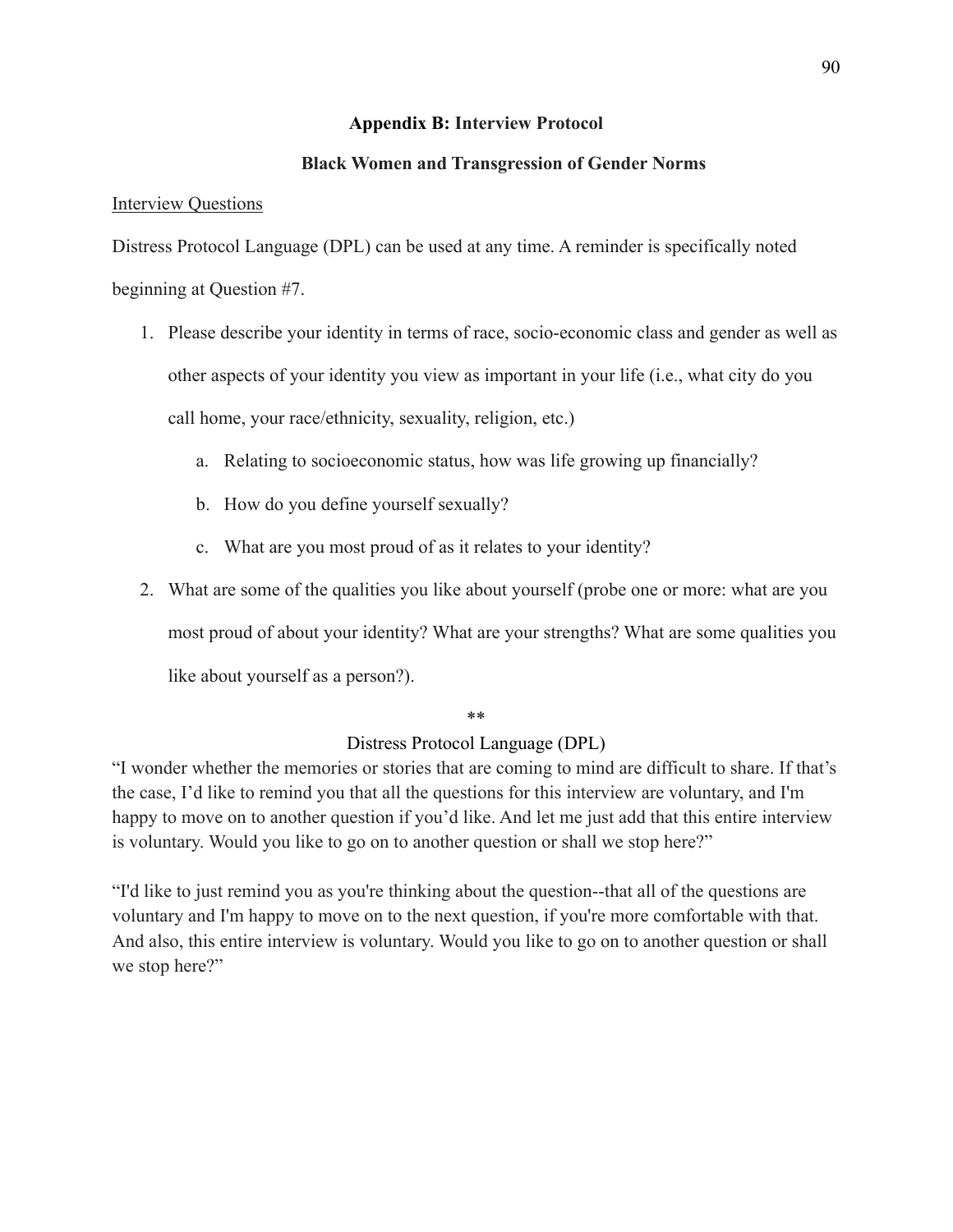## Appendix B: Interview Protocol

### Black Women and Transgression of Gender Norms

<u>Interview Questions</u>

Distress Protocol Language (DPL) can be used at any time. A reminder is specifically noted beginning at Question #7.

1. Please describe your identity in terms of race, socio-economic class and gender as well as other aspects of your identity you view as important in your life (i.e., what city do you call home, your race/ethnicity, sexuality, religion, etc.)
   a. Relating to socioeconomic status, how was life growing up financially?
   b. How do you define yourself sexually?
   c. What are you most proud of as it relates to your identity?
2. What are some of the qualities you like about yourself (probe one or more: what are you most proud of about your identity? What are your strengths? What are some qualities you like about yourself as a person?).

**

Distress Protocol Language (DPL)

"I wonder whether the memories or stories that are coming to mind are difficult to share. If that's the case, I'd like to remind you that all the questions for this interview are voluntary, and I'm happy to move on to another question if you'd like. And let me just add that this entire interview is voluntary. Would you like to go on to another question or shall we stop here?"

"I'd like to just remind you as you're thinking about the question--that all of the questions are voluntary and I'm happy to move on to the next question, if you're more comfortable with that. And also, this entire interview is voluntary. Would you like to go on to another question or shall we stop here?"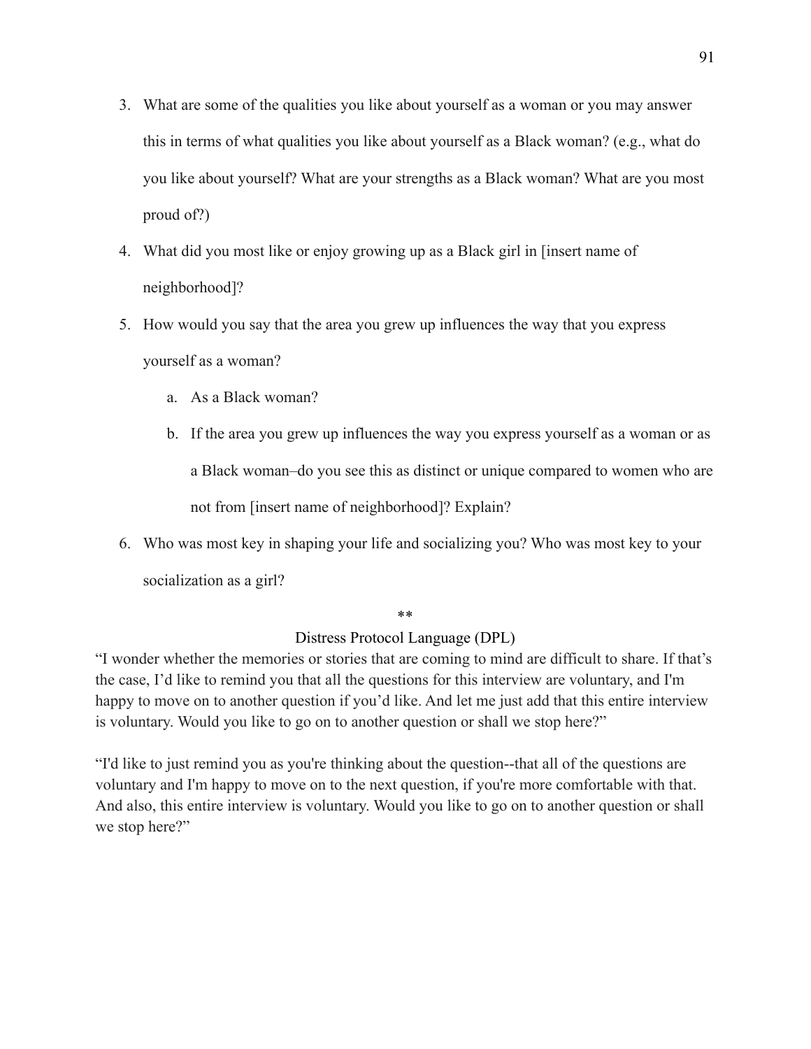3. What are some of the qualities you like about yourself as a woman or you may answer this in terms of what qualities you like about yourself as a Black woman? (e.g., what do you like about yourself? What are your strengths as a Black woman? What are you most proud of?)
4. What did you most like or enjoy growing up as a Black girl in [insert name of neighborhood]?
5. How would you say that the area you grew up influences the way that you express yourself as a woman?
   a. As a Black woman?
   b. If the area you grew up influences the way you express yourself as a woman or as a Black woman–do you see this as distinct or unique compared to women who are not from [insert name of neighborhood]? Explain?
6. Who was most key in shaping your life and socializing you? Who was most key to your socialization as a girl?

**

Distress Protocol Language (DPL)

"I wonder whether the memories or stories that are coming to mind are difficult to share. If that's the case, I'd like to remind you that all the questions for this interview are voluntary, and I'm happy to move on to another question if you'd like. And let me just add that this entire interview is voluntary. Would you like to go on to another question or shall we stop here?"

"I'd like to just remind you as you're thinking about the question--that all of the questions are voluntary and I'm happy to move on to the next question, if you're more comfortable with that. And also, this entire interview is voluntary. Would you like to go on to another question or shall we stop here?"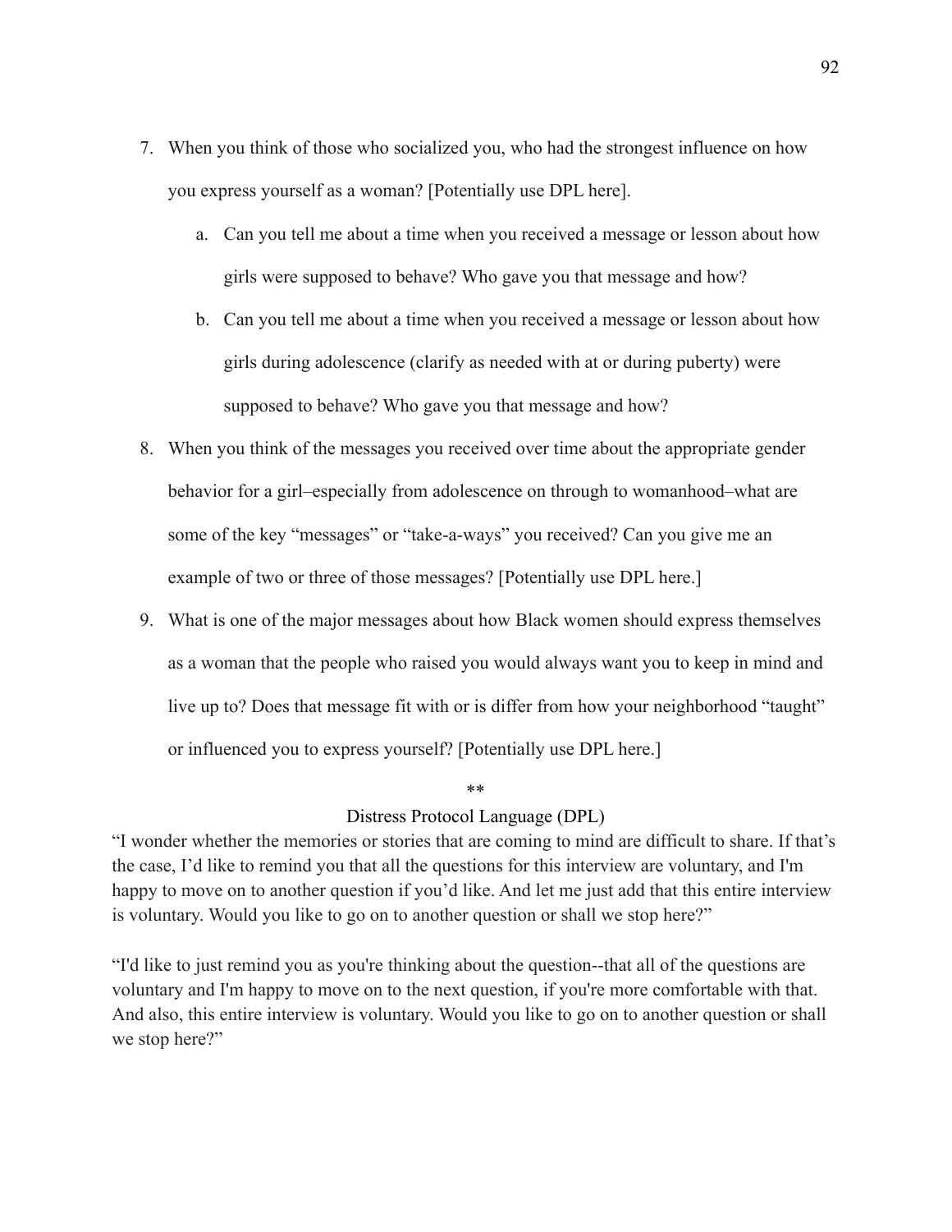7. When you think of those who socialized you, who had the strongest influence on how you express yourself as a woman? [Potentially use DPL here].
   a. Can you tell me about a time when you received a message or lesson about how girls were supposed to behave? Who gave you that message and how?
   b. Can you tell me about a time when you received a message or lesson about how girls during adolescence (clarify as needed with at or during puberty) were supposed to behave? Who gave you that message and how?
8. When you think of the messages you received over time about the appropriate gender behavior for a girl–especially from adolescence on through to womanhood–what are some of the key "messages" or "take-a-ways" you received? Can you give me an example of two or three of those messages? [Potentially use DPL here.]
9. What is one of the major messages about how Black women should express themselves as a woman that the people who raised you would always want you to keep in mind and live up to? Does that message fit with or is differ from how your neighborhood "taught" or influenced you to express yourself? [Potentially use DPL here.]

**

Distress Protocol Language (DPL)

"I wonder whether the memories or stories that are coming to mind are difficult to share. If that's the case, I'd like to remind you that all the questions for this interview are voluntary, and I'm happy to move on to another question if you'd like. And let me just add that this entire interview is voluntary. Would you like to go on to another question or shall we stop here?"

"I'd like to just remind you as you're thinking about the question--that all of the questions are voluntary and I'm happy to move on to the next question, if you're more comfortable with that. And also, this entire interview is voluntary. Would you like to go on to another question or shall we stop here?"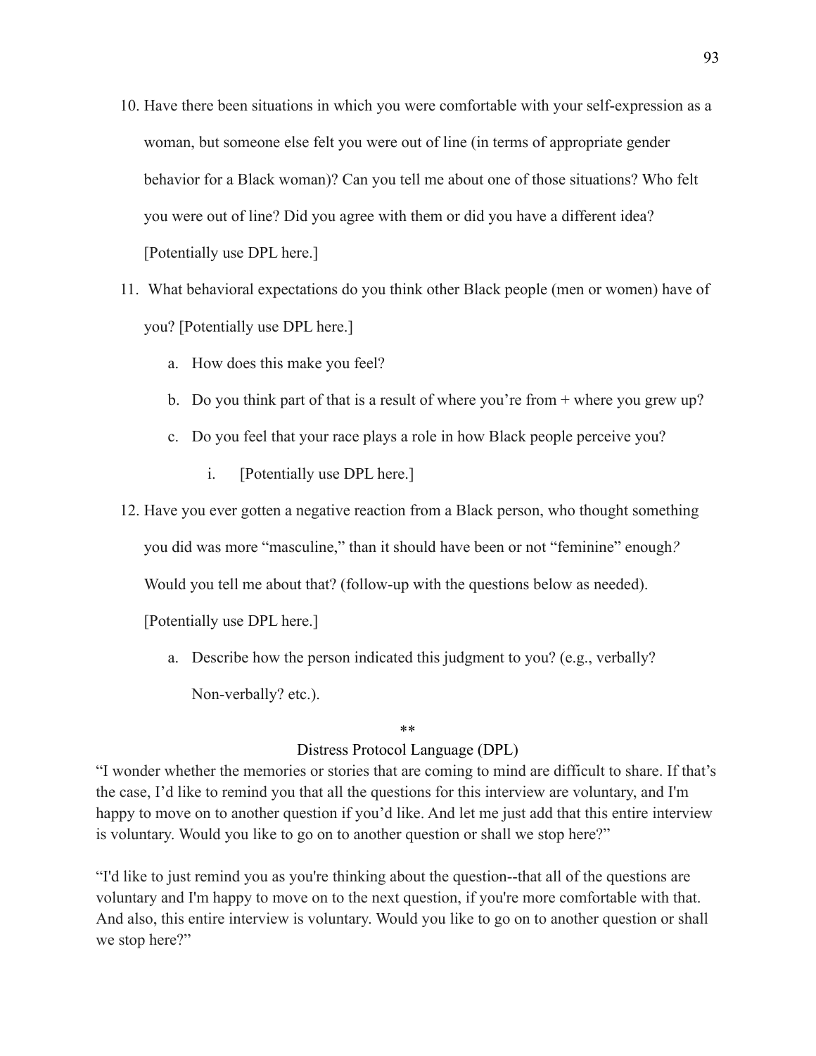10. Have there been situations in which you were comfortable with your self-expression as a woman, but someone else felt you were out of line (in terms of appropriate gender behavior for a Black woman)? Can you tell me about one of those situations? Who felt you were out of line? Did you agree with them or did you have a different idea? [Potentially use DPL here.]

11. What behavioral expectations do you think other Black people (men or women) have of you? [Potentially use DPL here.]
    a. How does this make you feel?
    b. Do you think part of that is a result of where you're from + where you grew up?
    c. Do you feel that your race plays a role in how Black people perceive you?
        i. [Potentially use DPL here.]

12. Have you ever gotten a negative reaction from a Black person, who thought something you did was more "masculine," than it should have been or not "feminine" enough*?* Would you tell me about that? (follow-up with the questions below as needed). [Potentially use DPL here.]
    a. Describe how the person indicated this judgment to you? (e.g., verbally? Non-verbally? etc.).

**

Distress Protocol Language (DPL)

"I wonder whether the memories or stories that are coming to mind are difficult to share. If that's the case, I'd like to remind you that all the questions for this interview are voluntary, and I'm happy to move on to another question if you'd like. And let me just add that this entire interview is voluntary. Would you like to go on to another question or shall we stop here?"

"I'd like to just remind you as you're thinking about the question--that all of the questions are voluntary and I'm happy to move on to the next question, if you're more comfortable with that. And also, this entire interview is voluntary. Would you like to go on to another question or shall we stop here?"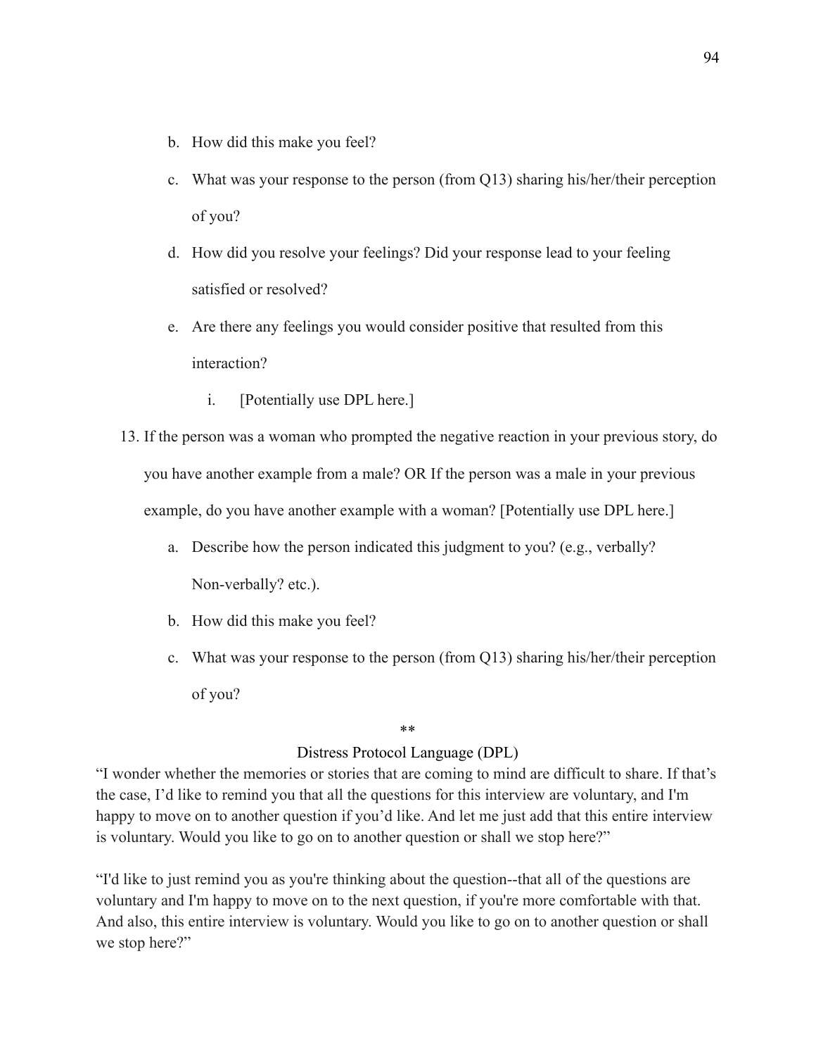b. How did this make you feel?

c. What was your response to the person (from Q13) sharing his/her/their perception of you?

d. How did you resolve your feelings? Did your response lead to your feeling satisfied or resolved?

e. Are there any feelings you would consider positive that resulted from this interaction?

   i. [Potentially use DPL here.]

13. If the person was a woman who prompted the negative reaction in your previous story, do you have another example from a male? OR If the person was a male in your previous example, do you have another example with a woman? [Potentially use DPL here.]

    a. Describe how the person indicated this judgment to you? (e.g., verbally? Non-verbally? etc.).

    b. How did this make you feel?

    c. What was your response to the person (from Q13) sharing his/her/their perception of you?

**

Distress Protocol Language (DPL)

"I wonder whether the memories or stories that are coming to mind are difficult to share. If that's the case, I'd like to remind you that all the questions for this interview are voluntary, and I'm happy to move on to another question if you'd like. And let me just add that this entire interview is voluntary. Would you like to go on to another question or shall we stop here?"

"I'd like to just remind you as you're thinking about the question--that all of the questions are voluntary and I'm happy to move on to the next question, if you're more comfortable with that. And also, this entire interview is voluntary. Would you like to go on to another question or shall we stop here?"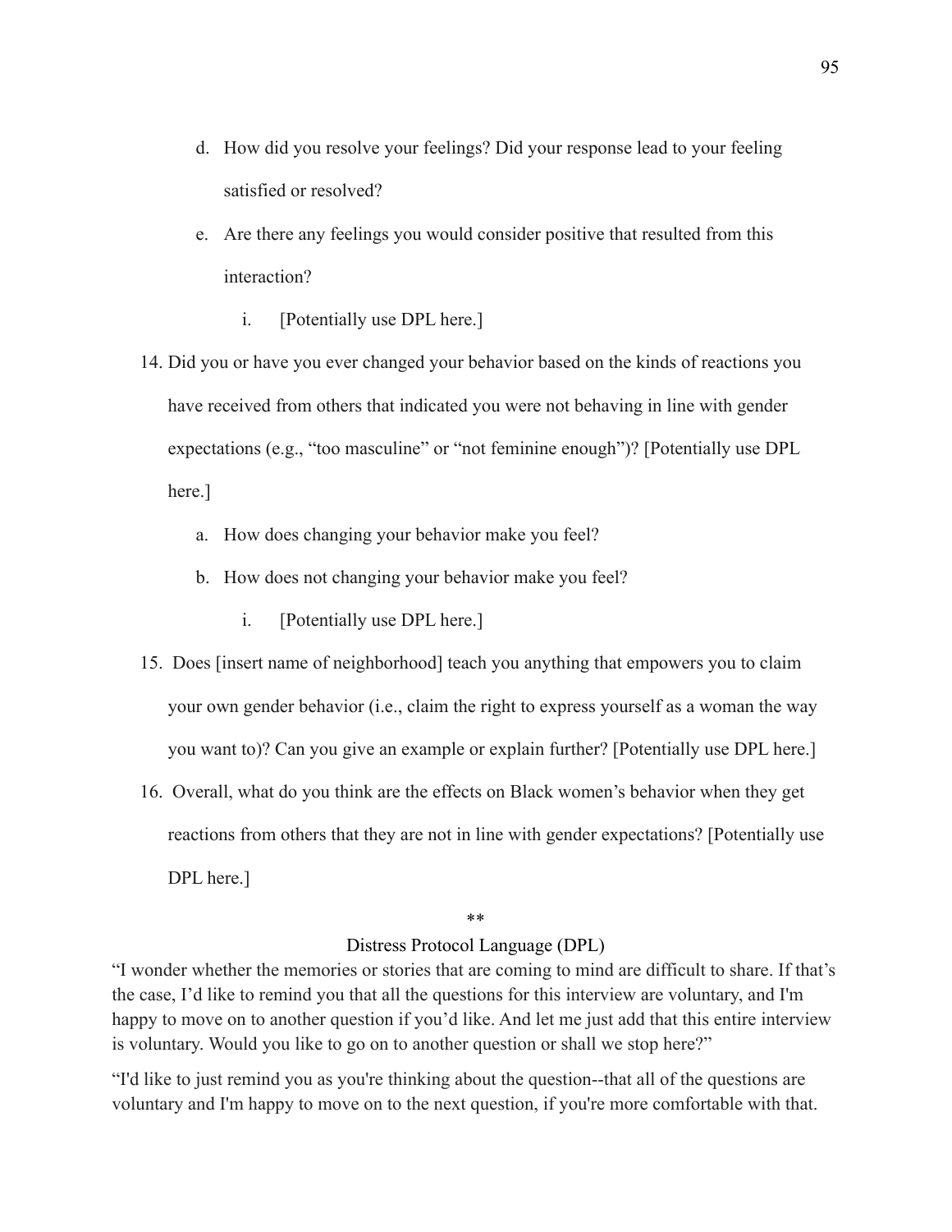d. How did you resolve your feelings? Did your response lead to your feeling satisfied or resolved?

   e. Are there any feelings you would consider positive that resulted from this interaction?

      i. [Potentially use DPL here.]

14. Did you or have you ever changed your behavior based on the kinds of reactions you have received from others that indicated you were not behaving in line with gender expectations (e.g., "too masculine" or "not feminine enough")? [Potentially use DPL here.]

    a. How does changing your behavior make you feel?

    b. How does not changing your behavior make you feel?

       i. [Potentially use DPL here.]

15. Does [insert name of neighborhood] teach you anything that empowers you to claim your own gender behavior (i.e., claim the right to express yourself as a woman the way you want to)? Can you give an example or explain further? [Potentially use DPL here.]

16. Overall, what do you think are the effects on Black women's behavior when they get reactions from others that they are not in line with gender expectations? [Potentially use DPL here.]

**

Distress Protocol Language (DPL)

"I wonder whether the memories or stories that are coming to mind are difficult to share. If that's the case, I'd like to remind you that all the questions for this interview are voluntary, and I'm happy to move on to another question if you'd like. And let me just add that this entire interview is voluntary. Would you like to go on to another question or shall we stop here?"

"I'd like to just remind you as you're thinking about the question--that all of the questions are voluntary and I'm happy to move on to the next question, if you're more comfortable with that.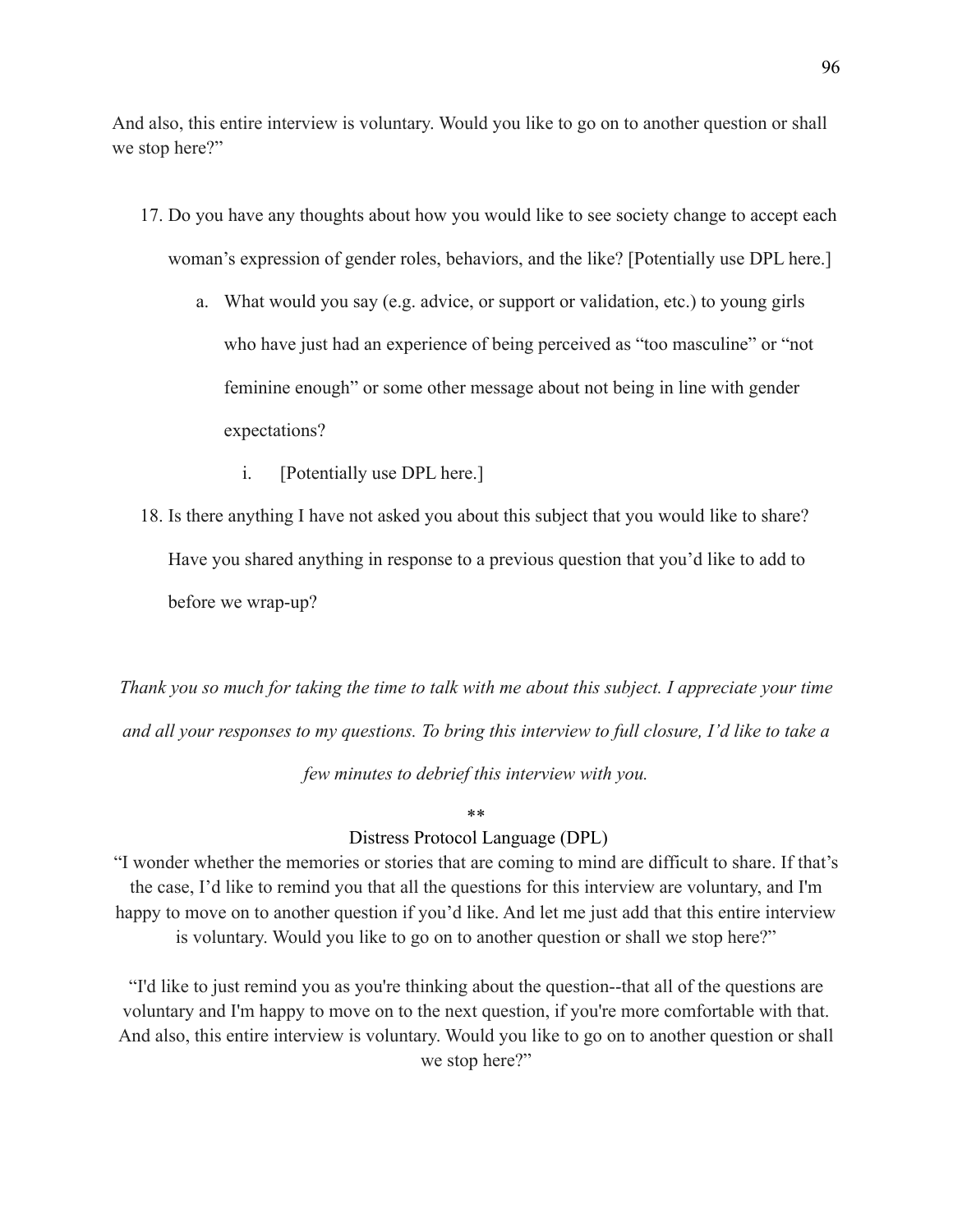And also, this entire interview is voluntary. Would you like to go on to another question or shall we stop here?"

17. Do you have any thoughts about how you would like to see society change to accept each woman's expression of gender roles, behaviors, and the like? [Potentially use DPL here.]
    a. What would you say (e.g. advice, or support or validation, etc.) to young girls who have just had an experience of being perceived as "too masculine" or "not feminine enough" or some other message about not being in line with gender expectations?
        i. [Potentially use DPL here.]
18. Is there anything I have not asked you about this subject that you would like to share? Have you shared anything in response to a previous question that you'd like to add to before we wrap-up?

*Thank you so much for taking the time to talk with me about this subject. I appreciate your time and all your responses to my questions. To bring this interview to full closure, I'd like to take a few minutes to debrief this interview with you.*

**

Distress Protocol Language (DPL)

"I wonder whether the memories or stories that are coming to mind are difficult to share. If that's the case, I'd like to remind you that all the questions for this interview are voluntary, and I'm happy to move on to another question if you'd like. And let me just add that this entire interview is voluntary. Would you like to go on to another question or shall we stop here?"

"I'd like to just remind you as you're thinking about the question--that all of the questions are voluntary and I'm happy to move on to the next question, if you're more comfortable with that. And also, this entire interview is voluntary. Would you like to go on to another question or shall we stop here?"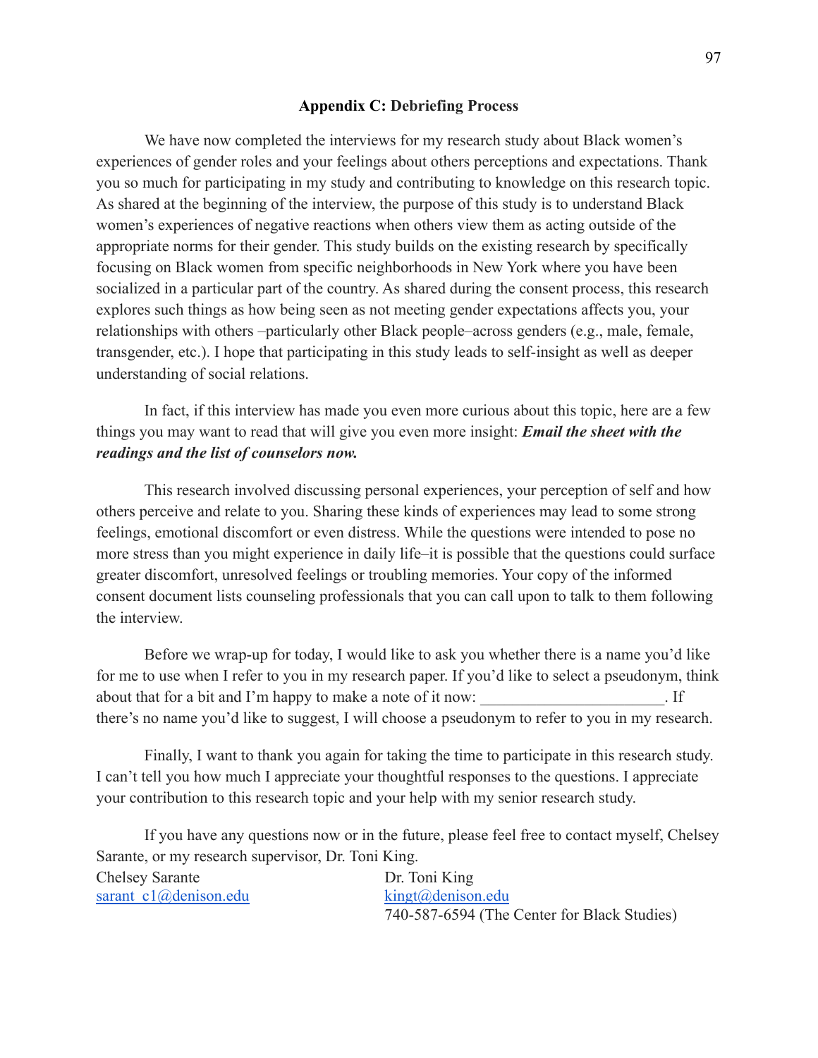## Appendix C: Debriefing Process

We have now completed the interviews for my research study about Black women's experiences of gender roles and your feelings about others perceptions and expectations. Thank you so much for participating in my study and contributing to knowledge on this research topic. As shared at the beginning of the interview, the purpose of this study is to understand Black women's experiences of negative reactions when others view them as acting outside of the appropriate norms for their gender. This study builds on the existing research by specifically focusing on Black women from specific neighborhoods in New York where you have been socialized in a particular part of the country. As shared during the consent process, this research explores such things as how being seen as not meeting gender expectations affects you, your relationships with others –particularly other Black people– across genders (e.g., male, female, transgender, etc.). I hope that participating in this study leads to self-insight as well as deeper understanding of social relations.

In fact, if this interview has made you even more curious about this topic, here are a few things you may want to read that will give you even more insight: ***Email the sheet with the readings and the list of counselors now.***

This research involved discussing personal experiences, your perception of self and how others perceive and relate to you. Sharing these kinds of experiences may lead to some strong feelings, emotional discomfort or even distress. While the questions were intended to pose no more stress than you might experience in daily life–it is possible that the questions could surface greater discomfort, unresolved feelings or troubling memories. Your copy of the informed consent document lists counseling professionals that you can call upon to talk to them following the interview.

Before we wrap-up for today, I would like to ask you whether there is a name you'd like for me to use when I refer to you in my research paper. If you'd like to select a pseudonym, think about that for a bit and I'm happy to make a note of it now: _______________________. If there's no name you'd like to suggest, I will choose a pseudonym to refer to you in my research.

Finally, I want to thank you again for taking the time to participate in this research study. I can't tell you how much I appreciate your thoughtful responses to the questions. I appreciate your contribution to this research topic and your help with my senior research study.

If you have any questions now or in the future, please feel free to contact myself, Chelsey Sarante, or my research supervisor, Dr. Toni King.

Chelsey Sarante
sarant_c1@denison.edu

Dr. Toni King
kingt@denison.edu
740-587-6594 (The Center for Black Studies)